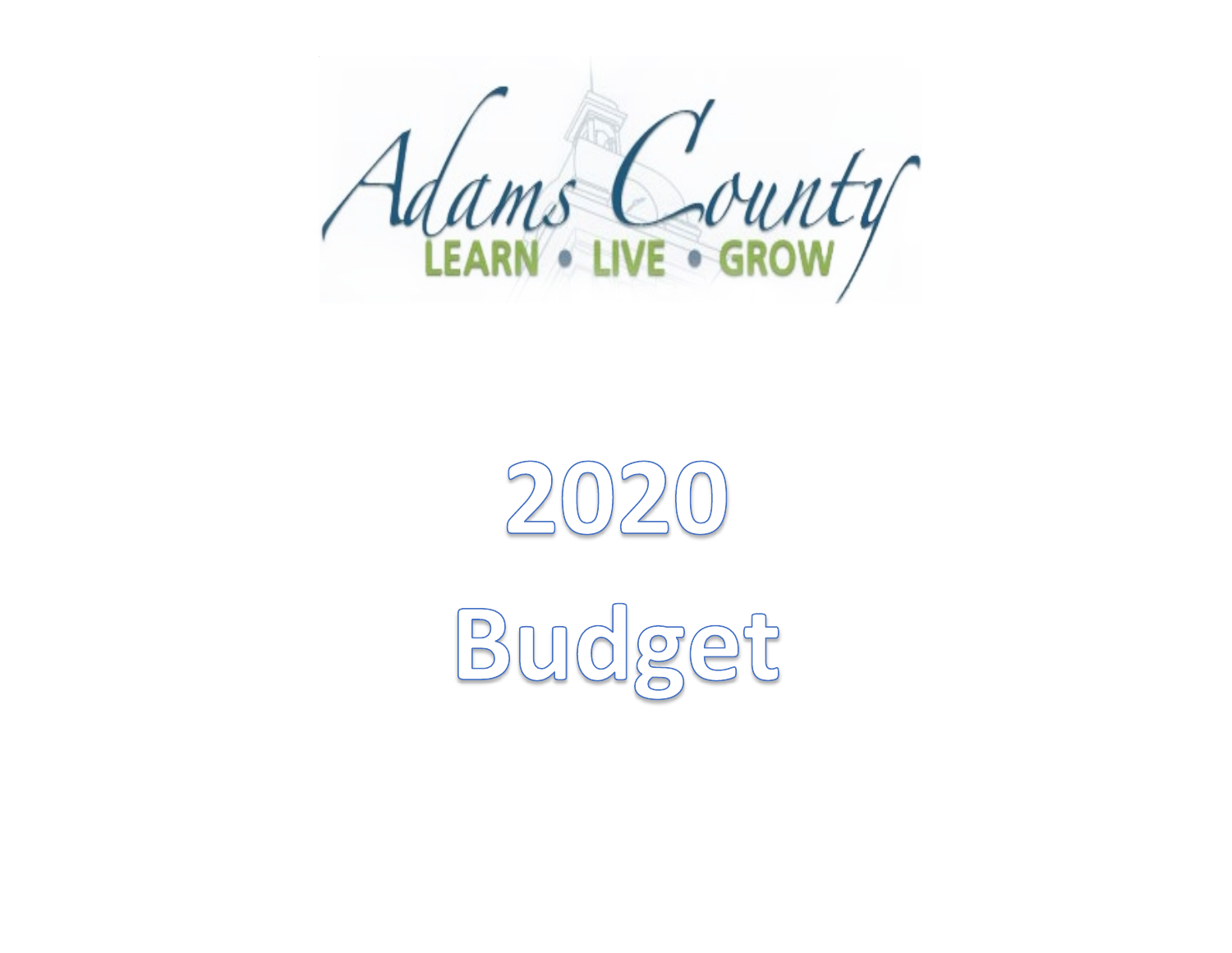Adams County

LEARN • LIVE • GROW

# 2020 Budget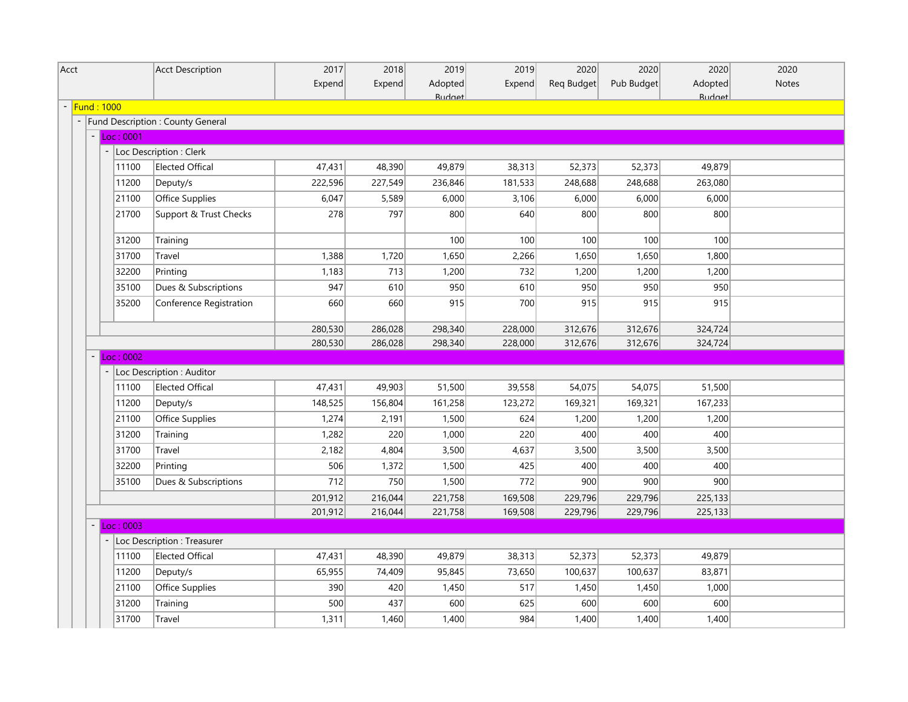| Acct | Acct Description | 2017 Expend | 2018 Expend | 2019 Adopted Budget | 2019 Expend | 2020 Req Budget | 2020 Pub Budget | 2020 Adopted Budget | 2020 Notes |
|---|---|---|---|---|---|---|---|---|---|
| Fund : 1000 | | | | | | | | | |
| Fund Description : County General | | | | | | | | | |
| Loc : 0001 | | | | | | | | | |
| Loc Description : Clerk | | | | | | | | | |
| 11100 | Elected Offical | 47,431 | 48,390 | 49,879 | 38,313 | 52,373 | 52,373 | 49,879 | |
| 11200 | Deputy/s | 222,596 | 227,549 | 236,846 | 181,533 | 248,688 | 248,688 | 263,080 | |
| 21100 | Office Supplies | 6,047 | 5,589 | 6,000 | 3,106 | 6,000 | 6,000 | 6,000 | |
| 21700 | Support & Trust Checks | 278 | 797 | 800 | 640 | 800 | 800 | 800 | |
| 31200 | Training | | | 100 | 100 | 100 | 100 | 100 | |
| 31700 | Travel | 1,388 | 1,720 | 1,650 | 2,266 | 1,650 | 1,650 | 1,800 | |
| 32200 | Printing | 1,183 | 713 | 1,200 | 732 | 1,200 | 1,200 | 1,200 | |
| 35100 | Dues & Subscriptions | 947 | 610 | 950 | 610 | 950 | 950 | 950 | |
| 35200 | Conference Registration | 660 | 660 | 915 | 700 | 915 | 915 | 915 | |
| | | 280,530 | 286,028 | 298,340 | 228,000 | 312,676 | 312,676 | 324,724 | |
| | | 280,530 | 286,028 | 298,340 | 228,000 | 312,676 | 312,676 | 324,724 | |
| Loc : 0002 | | | | | | | | | |
| Loc Description : Auditor | | | | | | | | | |
| 11100 | Elected Offical | 47,431 | 49,903 | 51,500 | 39,558 | 54,075 | 54,075 | 51,500 | |
| 11200 | Deputy/s | 148,525 | 156,804 | 161,258 | 123,272 | 169,321 | 169,321 | 167,233 | |
| 21100 | Office Supplies | 1,274 | 2,191 | 1,500 | 624 | 1,200 | 1,200 | 1,200 | |
| 31200 | Training | 1,282 | 220 | 1,000 | 220 | 400 | 400 | 400 | |
| 31700 | Travel | 2,182 | 4,804 | 3,500 | 4,637 | 3,500 | 3,500 | 3,500 | |
| 32200 | Printing | 506 | 1,372 | 1,500 | 425 | 400 | 400 | 400 | |
| 35100 | Dues & Subscriptions | 712 | 750 | 1,500 | 772 | 900 | 900 | 900 | |
| | | 201,912 | 216,044 | 221,758 | 169,508 | 229,796 | 229,796 | 225,133 | |
| | | 201,912 | 216,044 | 221,758 | 169,508 | 229,796 | 229,796 | 225,133 | |
| Loc : 0003 | | | | | | | | | |
| Loc Description : Treasurer | | | | | | | | | |
| 11100 | Elected Offical | 47,431 | 48,390 | 49,879 | 38,313 | 52,373 | 52,373 | 49,879 | |
| 11200 | Deputy/s | 65,955 | 74,409 | 95,845 | 73,650 | 100,637 | 100,637 | 83,871 | |
| 21100 | Office Supplies | 390 | 420 | 1,450 | 517 | 1,450 | 1,450 | 1,000 | |
| 31200 | Training | 500 | 437 | 600 | 625 | 600 | 600 | 600 | |
| 31700 | Travel | 1,311 | 1,460 | 1,400 | 984 | 1,400 | 1,400 | 1,400 | |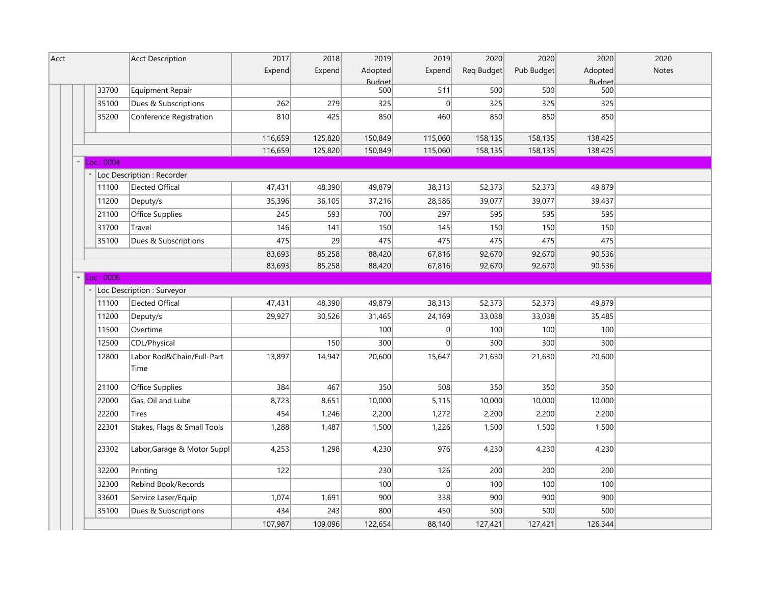| Acct | Acct Description | 2017 Expend | 2018 Expend | 2019 Adopted Budget | 2019 Expend | 2020 Req Budget | 2020 Pub Budget | 2020 Adopted Budget | 2020 Notes |
|---|---|---|---|---|---|---|---|---|---|
| 33700 | Equipment Repair | | | 500 | 511 | 500 | 500 | 500 | |
| 35100 | Dues & Subscriptions | 262 | 279 | 325 | 0 | 325 | 325 | 325 | |
| 35200 | Conference Registration | 810 | 425 | 850 | 460 | 850 | 850 | 850 | |
| | | 116,659 | 125,820 | 150,849 | 115,060 | 158,135 | 158,135 | 138,425 | |
| | | 116,659 | 125,820 | 150,849 | 115,060 | 158,135 | 158,135 | 138,425 | |
| - Loc : 0004 | | | | | | | | | |
| - Loc Description : Recorder | | | | | | | | | |
| 11100 | Elected Offical | 47,431 | 48,390 | 49,879 | 38,313 | 52,373 | 52,373 | 49,879 | |
| 11200 | Deputy/s | 35,396 | 36,105 | 37,216 | 28,586 | 39,077 | 39,077 | 39,437 | |
| 21100 | Office Supplies | 245 | 593 | 700 | 297 | 595 | 595 | 595 | |
| 31700 | Travel | 146 | 141 | 150 | 145 | 150 | 150 | 150 | |
| 35100 | Dues & Subscriptions | 475 | 29 | 475 | 475 | 475 | 475 | 475 | |
| | | 83,693 | 85,258 | 88,420 | 67,816 | 92,670 | 92,670 | 90,536 | |
| | | 83,693 | 85,258 | 88,420 | 67,816 | 92,670 | 92,670 | 90,536 | |
| - Loc : 0006 | | | | | | | | | |
| - Loc Description : Surveyor | | | | | | | | | |
| 11100 | Elected Offical | 47,431 | 48,390 | 49,879 | 38,313 | 52,373 | 52,373 | 49,879 | |
| 11200 | Deputy/s | 29,927 | 30,526 | 31,465 | 24,169 | 33,038 | 33,038 | 35,485 | |
| 11500 | Overtime | | | 100 | 0 | 100 | 100 | 100 | |
| 12500 | CDL/Physical | | 150 | 300 | 0 | 300 | 300 | 300 | |
| 12800 | Labor Rod&Chain/Full-Part Time | 13,897 | 14,947 | 20,600 | 15,647 | 21,630 | 21,630 | 20,600 | |
| 21100 | Office Supplies | 384 | 467 | 350 | 508 | 350 | 350 | 350 | |
| 22000 | Gas, Oil and Lube | 8,723 | 8,651 | 10,000 | 5,115 | 10,000 | 10,000 | 10,000 | |
| 22200 | Tires | 454 | 1,246 | 2,200 | 1,272 | 2,200 | 2,200 | 2,200 | |
| 22301 | Stakes, Flags & Small Tools | 1,288 | 1,487 | 1,500 | 1,226 | 1,500 | 1,500 | 1,500 | |
| 23302 | Labor,Garage & Motor Suppl | 4,253 | 1,298 | 4,230 | 976 | 4,230 | 4,230 | 4,230 | |
| 32200 | Printing | 122 | | 230 | 126 | 200 | 200 | 200 | |
| 32300 | Rebind Book/Records | | | 100 | 0 | 100 | 100 | 100 | |
| 33601 | Service Laser/Equip | 1,074 | 1,691 | 900 | 338 | 900 | 900 | 900 | |
| 35100 | Dues & Subscriptions | 434 | 243 | 800 | 450 | 500 | 500 | 500 | |
| | | 107,987 | 109,096 | 122,654 | 88,140 | 127,421 | 127,421 | 126,344 | |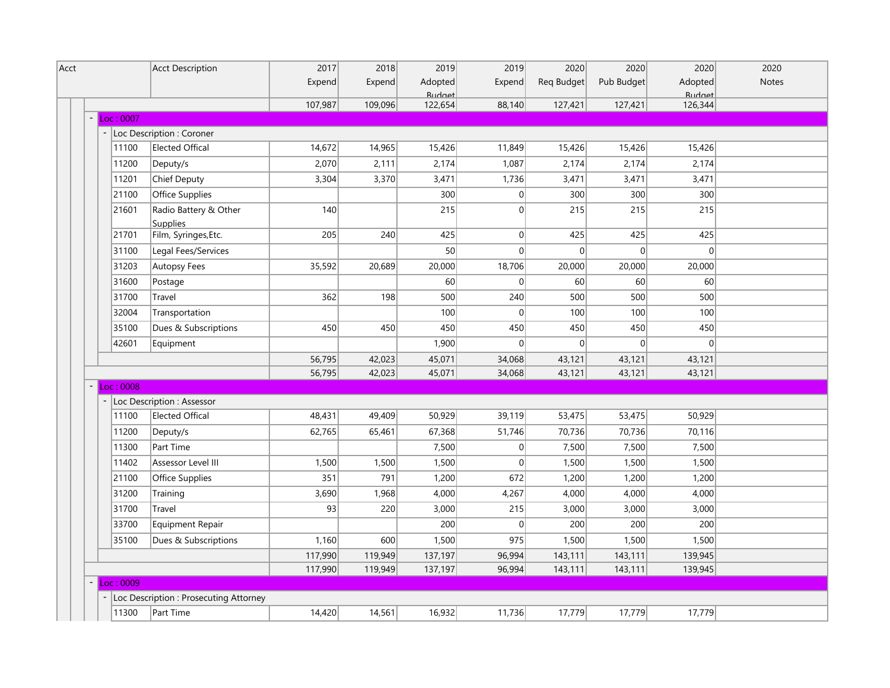| Acct | Acct Description | 2017 Expend | 2018 Expend | 2019 Adopted Budget | 2019 Expend | 2020 Req Budget | 2020 Pub Budget | 2020 Adopted Budget | 2020 Notes |
|---|---|---|---|---|---|---|---|---|---|
| | | 107,987 | 109,096 | 122,654 | 88,140 | 127,421 | 127,421 | 126,344 | |
| Loc : 0007 | | | | | | | | | |
| Loc Description : Coroner | | | | | | | | | |
| 11100 | Elected Offical | 14,672 | 14,965 | 15,426 | 11,849 | 15,426 | 15,426 | 15,426 | |
| 11200 | Deputy/s | 2,070 | 2,111 | 2,174 | 1,087 | 2,174 | 2,174 | 2,174 | |
| 11201 | Chief Deputy | 3,304 | 3,370 | 3,471 | 1,736 | 3,471 | 3,471 | 3,471 | |
| 21100 | Office Supplies | | | 300 | 0 | 300 | 300 | 300 | |
| 21601 | Radio Battery & Other Supplies | 140 | | 215 | 0 | 215 | 215 | 215 | |
| 21701 | Film, Syringes,Etc. | 205 | 240 | 425 | 0 | 425 | 425 | 425 | |
| 31100 | Legal Fees/Services | | | 50 | 0 | 0 | 0 | 0 | |
| 31203 | Autopsy Fees | 35,592 | 20,689 | 20,000 | 18,706 | 20,000 | 20,000 | 20,000 | |
| 31600 | Postage | | | 60 | 0 | 60 | 60 | 60 | |
| 31700 | Travel | 362 | 198 | 500 | 240 | 500 | 500 | 500 | |
| 32004 | Transportation | | | 100 | 0 | 100 | 100 | 100 | |
| 35100 | Dues & Subscriptions | 450 | 450 | 450 | 450 | 450 | 450 | 450 | |
| 42601 | Equipment | | | 1,900 | 0 | 0 | 0 | 0 | |
| | | 56,795 | 42,023 | 45,071 | 34,068 | 43,121 | 43,121 | 43,121 | |
| | | 56,795 | 42,023 | 45,071 | 34,068 | 43,121 | 43,121 | 43,121 | |
| Loc : 0008 | | | | | | | | | |
| Loc Description : Assessor | | | | | | | | | |
| 11100 | Elected Offical | 48,431 | 49,409 | 50,929 | 39,119 | 53,475 | 53,475 | 50,929 | |
| 11200 | Deputy/s | 62,765 | 65,461 | 67,368 | 51,746 | 70,736 | 70,736 | 70,116 | |
| 11300 | Part Time | | | 7,500 | 0 | 7,500 | 7,500 | 7,500 | |
| 11402 | Assessor Level III | 1,500 | 1,500 | 1,500 | 0 | 1,500 | 1,500 | 1,500 | |
| 21100 | Office Supplies | 351 | 791 | 1,200 | 672 | 1,200 | 1,200 | 1,200 | |
| 31200 | Training | 3,690 | 1,968 | 4,000 | 4,267 | 4,000 | 4,000 | 4,000 | |
| 31700 | Travel | 93 | 220 | 3,000 | 215 | 3,000 | 3,000 | 3,000 | |
| 33700 | Equipment Repair | | | 200 | 0 | 200 | 200 | 200 | |
| 35100 | Dues & Subscriptions | 1,160 | 600 | 1,500 | 975 | 1,500 | 1,500 | 1,500 | |
| | | 117,990 | 119,949 | 137,197 | 96,994 | 143,111 | 143,111 | 139,945 | |
| | | 117,990 | 119,949 | 137,197 | 96,994 | 143,111 | 143,111 | 139,945 | |
| Loc : 0009 | | | | | | | | | |
| Loc Description : Prosecuting Attorney | | | | | | | | | |
| 11300 | Part Time | 14,420 | 14,561 | 16,932 | 11,736 | 17,779 | 17,779 | 17,779 | |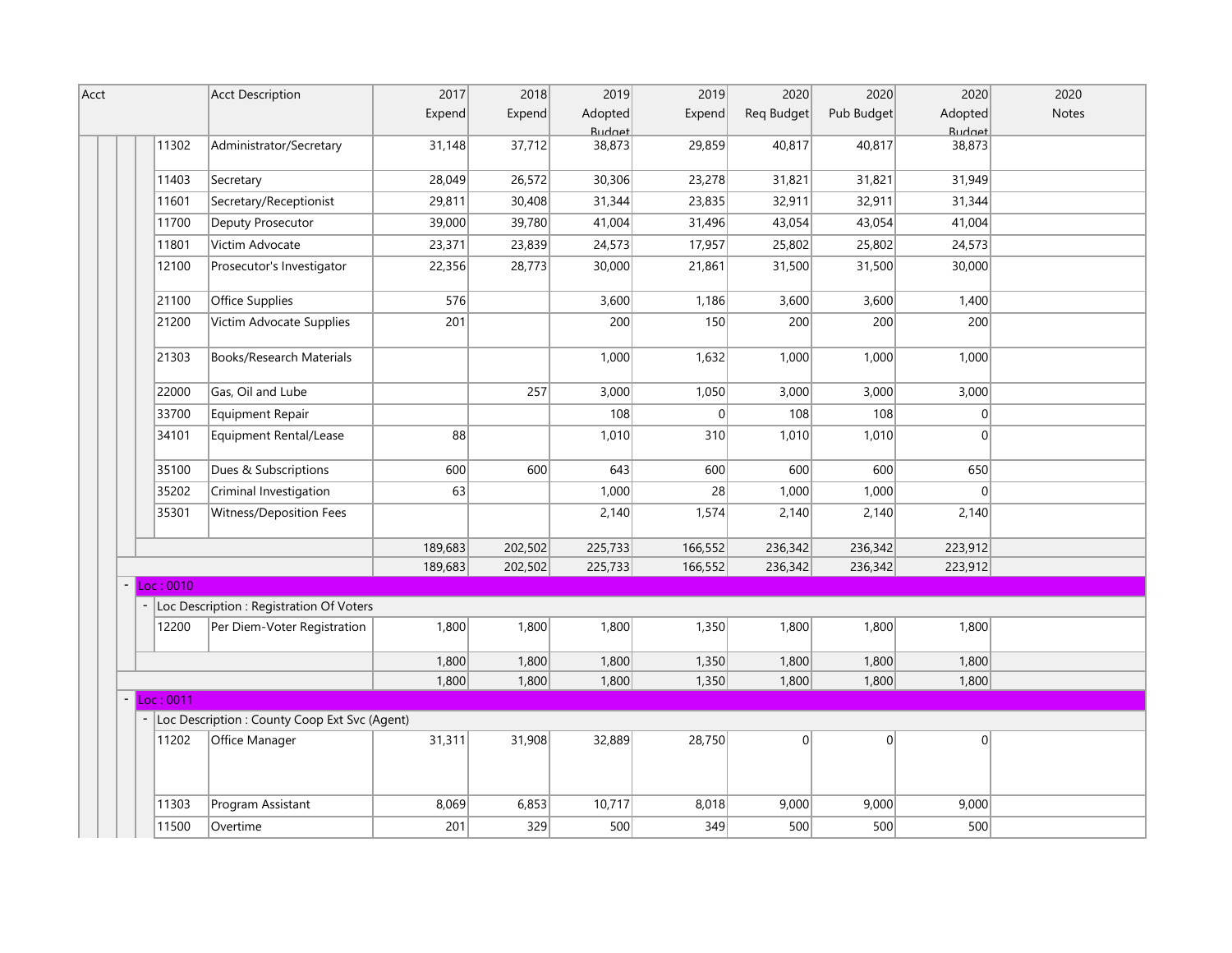| Acct | Acct Description | 2017 Expend | 2018 Expend | 2019 Adopted Budget | 2019 Expend | 2020 Req Budget | 2020 Pub Budget | 2020 Adopted Budget | 2020 Notes |
|---|---|---|---|---|---|---|---|---|---|
| 11302 | Administrator/Secretary | 31,148 | 37,712 | 38,873 | 29,859 | 40,817 | 40,817 | 38,873 | |
| 11403 | Secretary | 28,049 | 26,572 | 30,306 | 23,278 | 31,821 | 31,821 | 31,949 | |
| 11601 | Secretary/Receptionist | 29,811 | 30,408 | 31,344 | 23,835 | 32,911 | 32,911 | 31,344 | |
| 11700 | Deputy Prosecutor | 39,000 | 39,780 | 41,004 | 31,496 | 43,054 | 43,054 | 41,004 | |
| 11801 | Victim Advocate | 23,371 | 23,839 | 24,573 | 17,957 | 25,802 | 25,802 | 24,573 | |
| 12100 | Prosecutor's Investigator | 22,356 | 28,773 | 30,000 | 21,861 | 31,500 | 31,500 | 30,000 | |
| 21100 | Office Supplies | 576 | | 3,600 | 1,186 | 3,600 | 3,600 | 1,400 | |
| 21200 | Victim Advocate Supplies | 201 | | 200 | 150 | 200 | 200 | 200 | |
| 21303 | Books/Research Materials | | | 1,000 | 1,632 | 1,000 | 1,000 | 1,000 | |
| 22000 | Gas, Oil and Lube | | 257 | 3,000 | 1,050 | 3,000 | 3,000 | 3,000 | |
| 33700 | Equipment Repair | | | 108 | 0 | 108 | 108 | 0 | |
| 34101 | Equipment Rental/Lease | 88 | | 1,010 | 310 | 1,010 | 1,010 | 0 | |
| 35100 | Dues & Subscriptions | 600 | 600 | 643 | 600 | 600 | 600 | 650 | |
| 35202 | Criminal Investigation | 63 | | 1,000 | 28 | 1,000 | 1,000 | 0 | |
| 35301 | Witness/Deposition Fees | | | 2,140 | 1,574 | 2,140 | 2,140 | 2,140 | |
| | | 189,683 | 202,502 | 225,733 | 166,552 | 236,342 | 236,342 | 223,912 | |
| | | 189,683 | 202,502 | 225,733 | 166,552 | 236,342 | 236,342 | 223,912 | |
| Loc : 0010 | | | | | | | | | |
| Loc Description : Registration Of Voters | | | | | | | | | |
| 12200 | Per Diem-Voter Registration | 1,800 | 1,800 | 1,800 | 1,350 | 1,800 | 1,800 | 1,800 | |
| | | 1,800 | 1,800 | 1,800 | 1,350 | 1,800 | 1,800 | 1,800 | |
| | | 1,800 | 1,800 | 1,800 | 1,350 | 1,800 | 1,800 | 1,800 | |
| Loc : 0011 | | | | | | | | | |
| Loc Description : County Coop Ext Svc (Agent) | | | | | | | | | |
| 11202 | Office Manager | 31,311 | 31,908 | 32,889 | 28,750 | 0 | 0 | 0 | |
| 11303 | Program Assistant | 8,069 | 6,853 | 10,717 | 8,018 | 9,000 | 9,000 | 9,000 | |
| 11500 | Overtime | 201 | 329 | 500 | 349 | 500 | 500 | 500 | |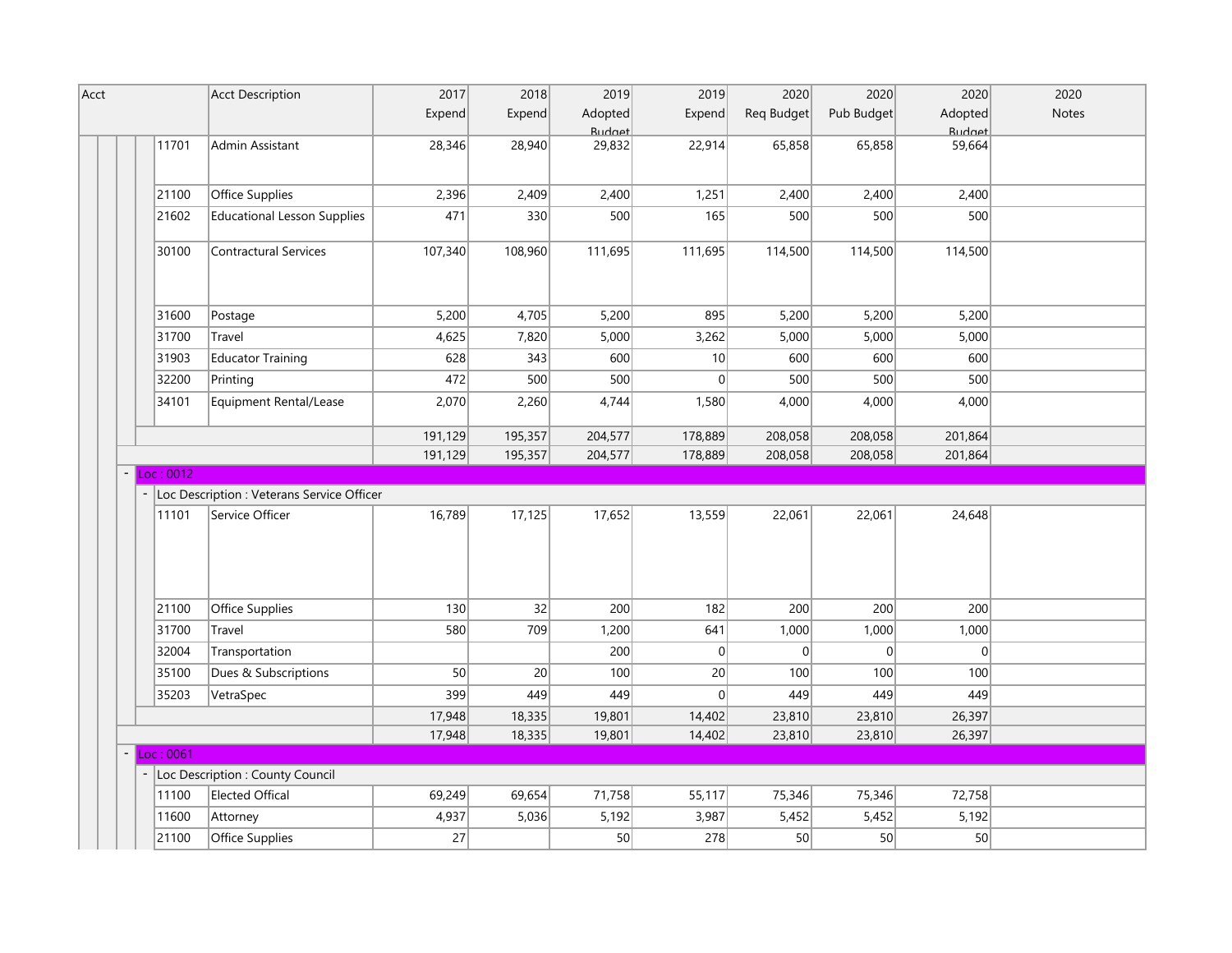| Acct | Acct Description | 2017 Expend | 2018 Expend | 2019 Adopted Budget | 2019 Expend | 2020 Req Budget | 2020 Pub Budget | 2020 Adopted Budget | 2020 Notes |
|---|---|---|---|---|---|---|---|---|---|
| 11701 | Admin Assistant | 28,346 | 28,940 | 29,832 | 22,914 | 65,858 | 65,858 | 59,664 | |
| 21100 | Office Supplies | 2,396 | 2,409 | 2,400 | 1,251 | 2,400 | 2,400 | 2,400 | |
| 21602 | Educational Lesson Supplies | 471 | 330 | 500 | 165 | 500 | 500 | 500 | |
| 30100 | Contractural Services | 107,340 | 108,960 | 111,695 | 111,695 | 114,500 | 114,500 | 114,500 | |
| 31600 | Postage | 5,200 | 4,705 | 5,200 | 895 | 5,200 | 5,200 | 5,200 | |
| 31700 | Travel | 4,625 | 7,820 | 5,000 | 3,262 | 5,000 | 5,000 | 5,000 | |
| 31903 | Educator Training | 628 | 343 | 600 | 10 | 600 | 600 | 600 | |
| 32200 | Printing | 472 | 500 | 500 | 0 | 500 | 500 | 500 | |
| 34101 | Equipment Rental/Lease | 2,070 | 2,260 | 4,744 | 1,580 | 4,000 | 4,000 | 4,000 | |
| | | 191,129 | 195,357 | 204,577 | 178,889 | 208,058 | 208,058 | 201,864 | |
| | | 191,129 | 195,357 | 204,577 | 178,889 | 208,058 | 208,058 | 201,864 | |
| Loc : 0012 | | | | | | | | | |
| Loc Description : Veterans Service Officer | | | | | | | | | |
| 11101 | Service Officer | 16,789 | 17,125 | 17,652 | 13,559 | 22,061 | 22,061 | 24,648 | |
| 21100 | Office Supplies | 130 | 32 | 200 | 182 | 200 | 200 | 200 | |
| 31700 | Travel | 580 | 709 | 1,200 | 641 | 1,000 | 1,000 | 1,000 | |
| 32004 | Transportation | | | 200 | 0 | 0 | 0 | 0 | |
| 35100 | Dues & Subscriptions | 50 | 20 | 100 | 20 | 100 | 100 | 100 | |
| 35203 | VetraSpec | 399 | 449 | 449 | 0 | 449 | 449 | 449 | |
| | | 17,948 | 18,335 | 19,801 | 14,402 | 23,810 | 23,810 | 26,397 | |
| | | 17,948 | 18,335 | 19,801 | 14,402 | 23,810 | 23,810 | 26,397 | |
| Loc : 0061 | | | | | | | | | |
| Loc Description : County Council | | | | | | | | | |
| 11100 | Elected Offical | 69,249 | 69,654 | 71,758 | 55,117 | 75,346 | 75,346 | 72,758 | |
| 11600 | Attorney | 4,937 | 5,036 | 5,192 | 3,987 | 5,452 | 5,452 | 5,192 | |
| 21100 | Office Supplies | 27 | | 50 | 278 | 50 | 50 | 50 | |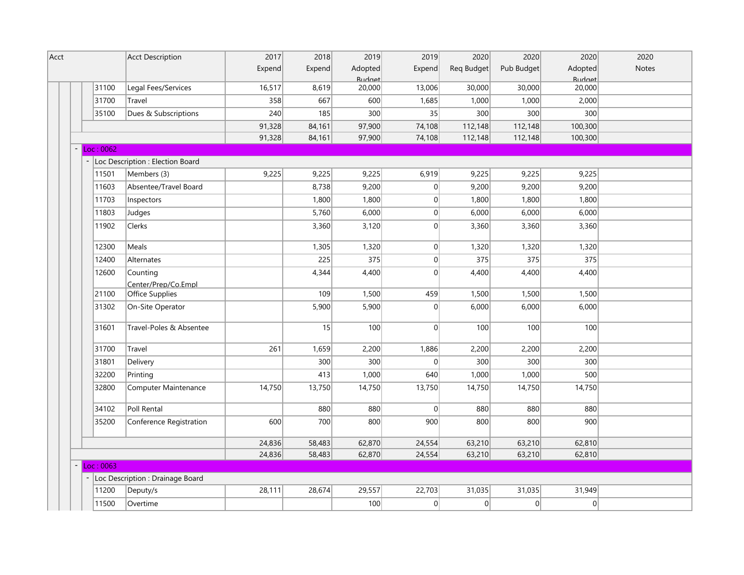| Acct | Acct Description | 2017 Expend | 2018 Expend | 2019 Adopted Budget | 2019 Expend | 2020 Req Budget | 2020 Pub Budget | 2020 Adopted Budget | 2020 Notes |
|---|---|---|---|---|---|---|---|---|---|
| 31100 | Legal Fees/Services | 16,517 | 8,619 | 20,000 | 13,006 | 30,000 | 30,000 | 20,000 | |
| 31700 | Travel | 358 | 667 | 600 | 1,685 | 1,000 | 1,000 | 2,000 | |
| 35100 | Dues & Subscriptions | 240 | 185 | 300 | 35 | 300 | 300 | 300 | |
| | | 91,328 | 84,161 | 97,900 | 74,108 | 112,148 | 112,148 | 100,300 | |
| | | 91,328 | 84,161 | 97,900 | 74,108 | 112,148 | 112,148 | 100,300 | |
| Loc : 0062 | | | | | | | | | |
| Loc Description : Election Board | | | | | | | | | |
| 11501 | Members (3) | 9,225 | 9,225 | 9,225 | 6,919 | 9,225 | 9,225 | 9,225 | |
| 11603 | Absentee/Travel Board | | 8,738 | 9,200 | 0 | 9,200 | 9,200 | 9,200 | |
| 11703 | Inspectors | | 1,800 | 1,800 | 0 | 1,800 | 1,800 | 1,800 | |
| 11803 | Judges | | 5,760 | 6,000 | 0 | 6,000 | 6,000 | 6,000 | |
| 11902 | Clerks | | 3,360 | 3,120 | 0 | 3,360 | 3,360 | 3,360 | |
| 12300 | Meals | | 1,305 | 1,320 | 0 | 1,320 | 1,320 | 1,320 | |
| 12400 | Alternates | | 225 | 375 | 0 | 375 | 375 | 375 | |
| 12600 | Counting Center/Prep/Co.Empl | | 4,344 | 4,400 | 0 | 4,400 | 4,400 | 4,400 | |
| 21100 | Office Supplies | | 109 | 1,500 | 459 | 1,500 | 1,500 | 1,500 | |
| 31302 | On-Site Operator | | 5,900 | 5,900 | 0 | 6,000 | 6,000 | 6,000 | |
| 31601 | Travel-Poles & Absentee | | 15 | 100 | 0 | 100 | 100 | 100 | |
| 31700 | Travel | 261 | 1,659 | 2,200 | 1,886 | 2,200 | 2,200 | 2,200 | |
| 31801 | Delivery | | 300 | 300 | 0 | 300 | 300 | 300 | |
| 32200 | Printing | | 413 | 1,000 | 640 | 1,000 | 1,000 | 500 | |
| 32800 | Computer Maintenance | 14,750 | 13,750 | 14,750 | 13,750 | 14,750 | 14,750 | 14,750 | |
| 34102 | Poll Rental | | 880 | 880 | 0 | 880 | 880 | 880 | |
| 35200 | Conference Registration | 600 | 700 | 800 | 900 | 800 | 800 | 900 | |
| | | 24,836 | 58,483 | 62,870 | 24,554 | 63,210 | 63,210 | 62,810 | |
| | | 24,836 | 58,483 | 62,870 | 24,554 | 63,210 | 63,210 | 62,810 | |
| Loc : 0063 | | | | | | | | | |
| Loc Description : Drainage Board | | | | | | | | | |
| 11200 | Deputy/s | 28,111 | 28,674 | 29,557 | 22,703 | 31,035 | 31,035 | 31,949 | |
| 11500 | Overtime | | | 100 | 0 | 0 | 0 | 0 | |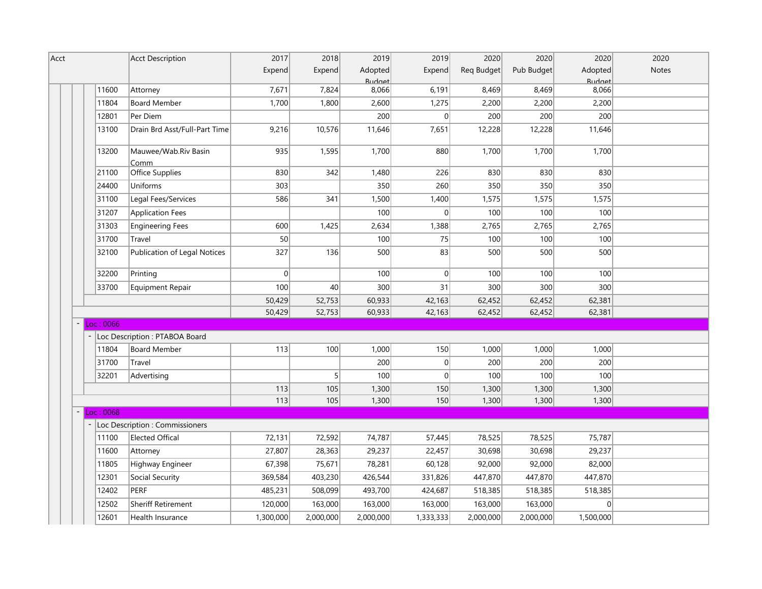| Acct | Acct Description | 2017 Expend | 2018 Expend | 2019 Adopted Budget | 2019 Expend | 2020 Req Budget | 2020 Pub Budget | 2020 Adopted Budget | 2020 Notes |
|---|---|---|---|---|---|---|---|---|---|
| 11600 | Attorney | 7,671 | 7,824 | 8,066 | 6,191 | 8,469 | 8,469 | 8,066 | |
| 11804 | Board Member | 1,700 | 1,800 | 2,600 | 1,275 | 2,200 | 2,200 | 2,200 | |
| 12801 | Per Diem | | | 200 | 0 | 200 | 200 | 200 | |
| 13100 | Drain Brd Asst/Full-Part Time | 9,216 | 10,576 | 11,646 | 7,651 | 12,228 | 12,228 | 11,646 | |
| 13200 | Mauwee/Wab.Riv Basin Comm | 935 | 1,595 | 1,700 | 880 | 1,700 | 1,700 | 1,700 | |
| 21100 | Office Supplies | 830 | 342 | 1,480 | 226 | 830 | 830 | 830 | |
| 24400 | Uniforms | 303 | | 350 | 260 | 350 | 350 | 350 | |
| 31100 | Legal Fees/Services | 586 | 341 | 1,500 | 1,400 | 1,575 | 1,575 | 1,575 | |
| 31207 | Application Fees | | | 100 | 0 | 100 | 100 | 100 | |
| 31303 | Engineering Fees | 600 | 1,425 | 2,634 | 1,388 | 2,765 | 2,765 | 2,765 | |
| 31700 | Travel | 50 | | 100 | 75 | 100 | 100 | 100 | |
| 32100 | Publication of Legal Notices | 327 | 136 | 500 | 83 | 500 | 500 | 500 | |
| 32200 | Printing | 0 | | 100 | 0 | 100 | 100 | 100 | |
| 33700 | Equipment Repair | 100 | 40 | 300 | 31 | 300 | 300 | 300 | |
| | | 50,429 | 52,753 | 60,933 | 42,163 | 62,452 | 62,452 | 62,381 | |
| | | 50,429 | 52,753 | 60,933 | 42,163 | 62,452 | 62,452 | 62,381 | |
| Loc : 0066 | | | | | | | | | |
| Loc Description : PTABOA Board | | | | | | | | | |
| 11804 | Board Member | 113 | 100 | 1,000 | 150 | 1,000 | 1,000 | 1,000 | |
| 31700 | Travel | | | 200 | 0 | 200 | 200 | 200 | |
| 32201 | Advertising | | 5 | 100 | 0 | 100 | 100 | 100 | |
| | | 113 | 105 | 1,300 | 150 | 1,300 | 1,300 | 1,300 | |
| | | 113 | 105 | 1,300 | 150 | 1,300 | 1,300 | 1,300 | |
| Loc : 0068 | | | | | | | | | |
| Loc Description : Commissioners | | | | | | | | | |
| 11100 | Elected Offical | 72,131 | 72,592 | 74,787 | 57,445 | 78,525 | 78,525 | 75,787 | |
| 11600 | Attorney | 27,807 | 28,363 | 29,237 | 22,457 | 30,698 | 30,698 | 29,237 | |
| 11805 | Highway Engineer | 67,398 | 75,671 | 78,281 | 60,128 | 92,000 | 92,000 | 82,000 | |
| 12301 | Social Security | 369,584 | 403,230 | 426,544 | 331,826 | 447,870 | 447,870 | 447,870 | |
| 12402 | PERF | 485,231 | 508,099 | 493,700 | 424,687 | 518,385 | 518,385 | 518,385 | |
| 12502 | Sheriff Retirement | 120,000 | 163,000 | 163,000 | 163,000 | 163,000 | 163,000 | 0 | |
| 12601 | Health Insurance | 1,300,000 | 2,000,000 | 2,000,000 | 1,333,333 | 2,000,000 | 2,000,000 | 1,500,000 | |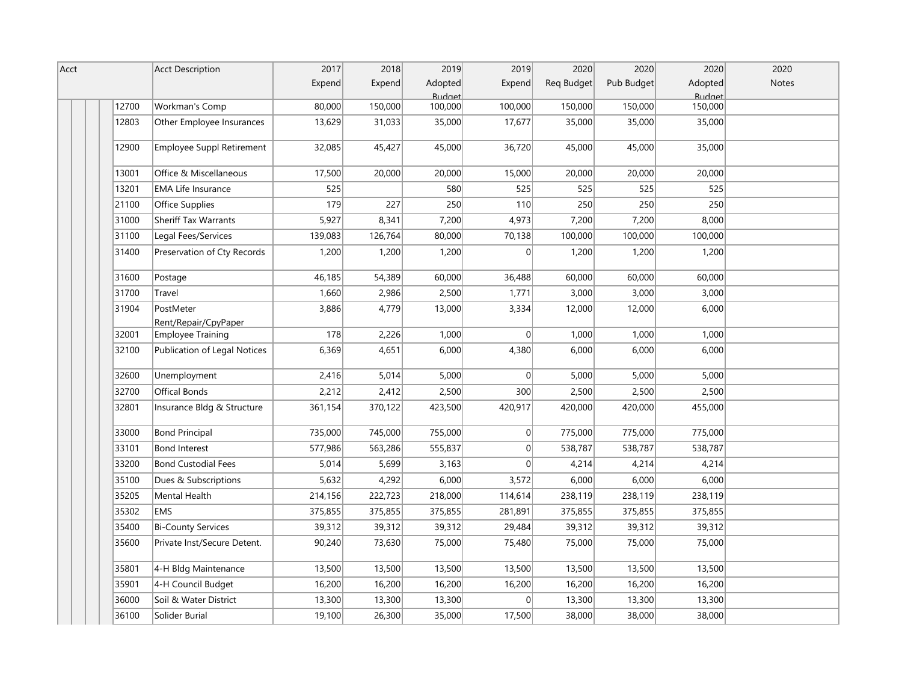| Acct | Acct Description | 2017 Expend | 2018 Expend | 2019 Adopted Budget | 2019 Expend | 2020 Req Budget | 2020 Pub Budget | 2020 Adopted Budget | 2020 Notes |
|---|---|---|---|---|---|---|---|---|---|
| 12700 | Workman's Comp | 80,000 | 150,000 | 100,000 | 100,000 | 150,000 | 150,000 | 150,000 | |
| 12803 | Other Employee Insurances | 13,629 | 31,033 | 35,000 | 17,677 | 35,000 | 35,000 | 35,000 | |
| 12900 | Employee Suppl Retirement | 32,085 | 45,427 | 45,000 | 36,720 | 45,000 | 45,000 | 35,000 | |
| 13001 | Office & Miscellaneous | 17,500 | 20,000 | 20,000 | 15,000 | 20,000 | 20,000 | 20,000 | |
| 13201 | EMA Life Insurance | 525 | | 580 | 525 | 525 | 525 | 525 | |
| 21100 | Office Supplies | 179 | 227 | 250 | 110 | 250 | 250 | 250 | |
| 31000 | Sheriff Tax Warrants | 5,927 | 8,341 | 7,200 | 4,973 | 7,200 | 7,200 | 8,000 | |
| 31100 | Legal Fees/Services | 139,083 | 126,764 | 80,000 | 70,138 | 100,000 | 100,000 | 100,000 | |
| 31400 | Preservation of Cty Records | 1,200 | 1,200 | 1,200 | 0 | 1,200 | 1,200 | 1,200 | |
| 31600 | Postage | 46,185 | 54,389 | 60,000 | 36,488 | 60,000 | 60,000 | 60,000 | |
| 31700 | Travel | 1,660 | 2,986 | 2,500 | 1,771 | 3,000 | 3,000 | 3,000 | |
| 31904 | PostMeter Rent/Repair/CpyPaper | 3,886 | 4,779 | 13,000 | 3,334 | 12,000 | 12,000 | 6,000 | |
| 32001 | Employee Training | 178 | 2,226 | 1,000 | 0 | 1,000 | 1,000 | 1,000 | |
| 32100 | Publication of Legal Notices | 6,369 | 4,651 | 6,000 | 4,380 | 6,000 | 6,000 | 6,000 | |
| 32600 | Unemployment | 2,416 | 5,014 | 5,000 | 0 | 5,000 | 5,000 | 5,000 | |
| 32700 | Offical Bonds | 2,212 | 2,412 | 2,500 | 300 | 2,500 | 2,500 | 2,500 | |
| 32801 | Insurance Bldg & Structure | 361,154 | 370,122 | 423,500 | 420,917 | 420,000 | 420,000 | 455,000 | |
| 33000 | Bond Principal | 735,000 | 745,000 | 755,000 | 0 | 775,000 | 775,000 | 775,000 | |
| 33101 | Bond Interest | 577,986 | 563,286 | 555,837 | 0 | 538,787 | 538,787 | 538,787 | |
| 33200 | Bond Custodial Fees | 5,014 | 5,699 | 3,163 | 0 | 4,214 | 4,214 | 4,214 | |
| 35100 | Dues & Subscriptions | 5,632 | 4,292 | 6,000 | 3,572 | 6,000 | 6,000 | 6,000 | |
| 35205 | Mental Health | 214,156 | 222,723 | 218,000 | 114,614 | 238,119 | 238,119 | 238,119 | |
| 35302 | EMS | 375,855 | 375,855 | 375,855 | 281,891 | 375,855 | 375,855 | 375,855 | |
| 35400 | Bi-County Services | 39,312 | 39,312 | 39,312 | 29,484 | 39,312 | 39,312 | 39,312 | |
| 35600 | Private Inst/Secure Detent. | 90,240 | 73,630 | 75,000 | 75,480 | 75,000 | 75,000 | 75,000 | |
| 35801 | 4-H Bldg Maintenance | 13,500 | 13,500 | 13,500 | 13,500 | 13,500 | 13,500 | 13,500 | |
| 35901 | 4-H Council Budget | 16,200 | 16,200 | 16,200 | 16,200 | 16,200 | 16,200 | 16,200 | |
| 36000 | Soil & Water District | 13,300 | 13,300 | 13,300 | 0 | 13,300 | 13,300 | 13,300 | |
| 36100 | Solider Burial | 19,100 | 26,300 | 35,000 | 17,500 | 38,000 | 38,000 | 38,000 | |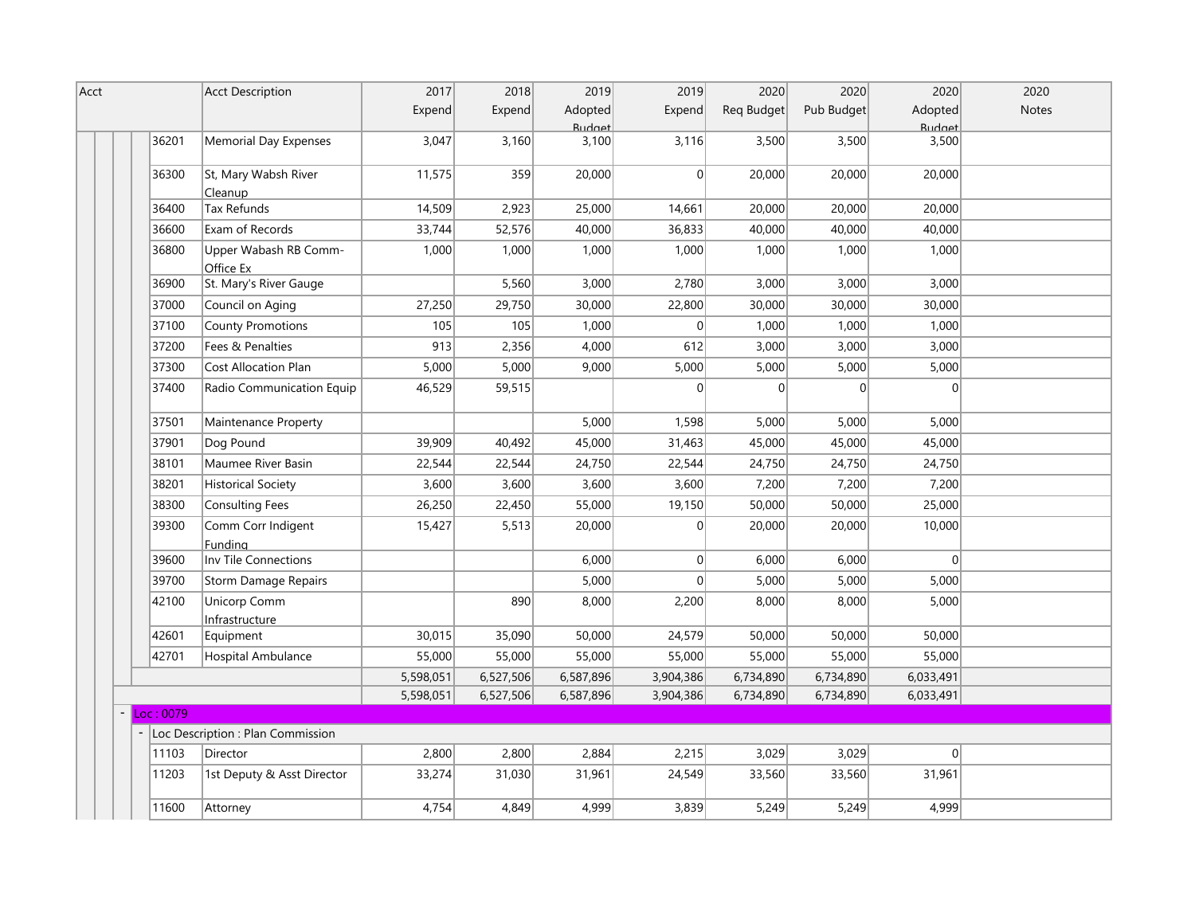| Acct | Acct Description | 2017 Expend | 2018 Expend | 2019 Adopted Budget | 2019 Expend | 2020 Req Budget | 2020 Pub Budget | 2020 Adopted Budget | 2020 Notes |
|---|---|---|---|---|---|---|---|---|---|
| 36201 | Memorial Day Expenses | 3,047 | 3,160 | 3,100 | 3,116 | 3,500 | 3,500 | 3,500 | |
| 36300 | St, Mary Wabsh River Cleanup | 11,575 | 359 | 20,000 | 0 | 20,000 | 20,000 | 20,000 | |
| 36400 | Tax Refunds | 14,509 | 2,923 | 25,000 | 14,661 | 20,000 | 20,000 | 20,000 | |
| 36600 | Exam of Records | 33,744 | 52,576 | 40,000 | 36,833 | 40,000 | 40,000 | 40,000 | |
| 36800 | Upper Wabash RB Comm-Office Ex | 1,000 | 1,000 | 1,000 | 1,000 | 1,000 | 1,000 | 1,000 | |
| 36900 | St. Mary's River Gauge | | 5,560 | 3,000 | 2,780 | 3,000 | 3,000 | 3,000 | |
| 37000 | Council on Aging | 27,250 | 29,750 | 30,000 | 22,800 | 30,000 | 30,000 | 30,000 | |
| 37100 | County Promotions | 105 | 105 | 1,000 | 0 | 1,000 | 1,000 | 1,000 | |
| 37200 | Fees & Penalties | 913 | 2,356 | 4,000 | 612 | 3,000 | 3,000 | 3,000 | |
| 37300 | Cost Allocation Plan | 5,000 | 5,000 | 9,000 | 5,000 | 5,000 | 5,000 | 5,000 | |
| 37400 | Radio Communication Equip | 46,529 | 59,515 | | 0 | 0 | 0 | 0 | |
| 37501 | Maintenance Property | | | 5,000 | 1,598 | 5,000 | 5,000 | 5,000 | |
| 37901 | Dog Pound | 39,909 | 40,492 | 45,000 | 31,463 | 45,000 | 45,000 | 45,000 | |
| 38101 | Maumee River Basin | 22,544 | 22,544 | 24,750 | 22,544 | 24,750 | 24,750 | 24,750 | |
| 38201 | Historical Society | 3,600 | 3,600 | 3,600 | 3,600 | 7,200 | 7,200 | 7,200 | |
| 38300 | Consulting Fees | 26,250 | 22,450 | 55,000 | 19,150 | 50,000 | 50,000 | 25,000 | |
| 39300 | Comm Corr Indigent Funding | 15,427 | 5,513 | 20,000 | 0 | 20,000 | 20,000 | 10,000 | |
| 39600 | Inv Tile Connections | | | 6,000 | 0 | 6,000 | 6,000 | 0 | |
| 39700 | Storm Damage Repairs | | | 5,000 | 0 | 5,000 | 5,000 | 5,000 | |
| 42100 | Unicorp Comm Infrastructure | | 890 | 8,000 | 2,200 | 8,000 | 8,000 | 5,000 | |
| 42601 | Equipment | 30,015 | 35,090 | 50,000 | 24,579 | 50,000 | 50,000 | 50,000 | |
| 42701 | Hospital Ambulance | 55,000 | 55,000 | 55,000 | 55,000 | 55,000 | 55,000 | 55,000 | |
| | | 5,598,051 | 6,527,506 | 6,587,896 | 3,904,386 | 6,734,890 | 6,734,890 | 6,033,491 | |
| | | 5,598,051 | 6,527,506 | 6,587,896 | 3,904,386 | 6,734,890 | 6,734,890 | 6,033,491 | |
| Loc : 0079 | | | | | | | | | |
| Loc Description : Plan Commission | | | | | | | | | |
| 11103 | Director | 2,800 | 2,800 | 2,884 | 2,215 | 3,029 | 3,029 | 0 | |
| 11203 | 1st Deputy & Asst Director | 33,274 | 31,030 | 31,961 | 24,549 | 33,560 | 33,560 | 31,961 | |
| 11600 | Attorney | 4,754 | 4,849 | 4,999 | 3,839 | 5,249 | 5,249 | 4,999 | |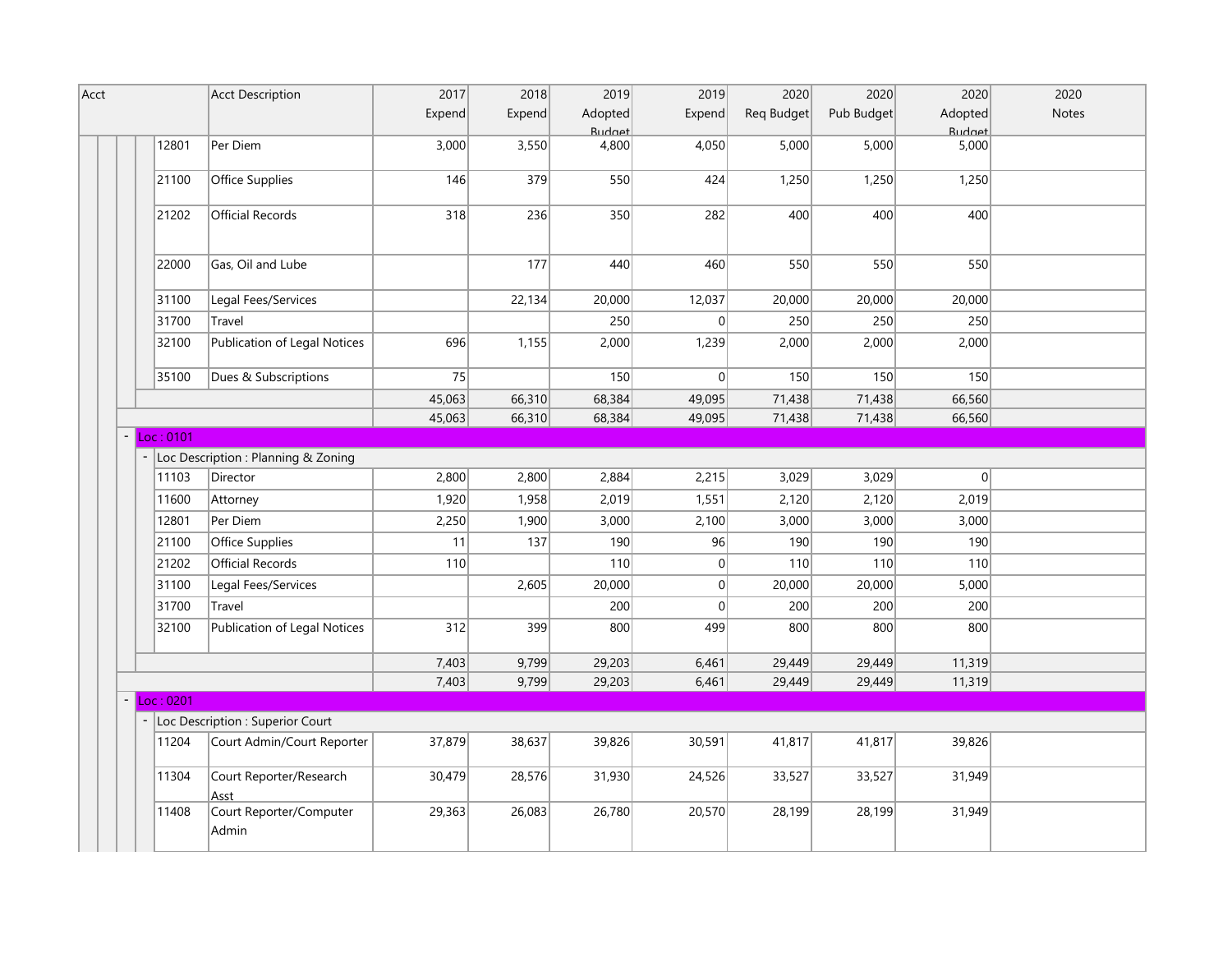| Acct | Acct Description | 2017 Expend | 2018 Expend | 2019 Adopted Budget | 2019 Expend | 2020 Req Budget | 2020 Pub Budget | 2020 Adopted Budget | 2020 Notes |
|---|---|---|---|---|---|---|---|---|---|
| 12801 | Per Diem | 3,000 | 3,550 | 4,800 | 4,050 | 5,000 | 5,000 | 5,000 | |
| 21100 | Office Supplies | 146 | 379 | 550 | 424 | 1,250 | 1,250 | 1,250 | |
| 21202 | Official Records | 318 | 236 | 350 | 282 | 400 | 400 | 400 | |
| 22000 | Gas, Oil and Lube | | 177 | 440 | 460 | 550 | 550 | 550 | |
| 31100 | Legal Fees/Services | | 22,134 | 20,000 | 12,037 | 20,000 | 20,000 | 20,000 | |
| 31700 | Travel | | | 250 | 0 | 250 | 250 | 250 | |
| 32100 | Publication of Legal Notices | 696 | 1,155 | 2,000 | 1,239 | 2,000 | 2,000 | 2,000 | |
| 35100 | Dues & Subscriptions | 75 | | 150 | 0 | 150 | 150 | 150 | |
| | | 45,063 | 66,310 | 68,384 | 49,095 | 71,438 | 71,438 | 66,560 | |
| | | 45,063 | 66,310 | 68,384 | 49,095 | 71,438 | 71,438 | 66,560 | |
| Loc : 0101 | | | | | | | | | |
| Loc Description : Planning & Zoning | | | | | | | | | |
| 11103 | Director | 2,800 | 2,800 | 2,884 | 2,215 | 3,029 | 3,029 | 0 | |
| 11600 | Attorney | 1,920 | 1,958 | 2,019 | 1,551 | 2,120 | 2,120 | 2,019 | |
| 12801 | Per Diem | 2,250 | 1,900 | 3,000 | 2,100 | 3,000 | 3,000 | 3,000 | |
| 21100 | Office Supplies | 11 | 137 | 190 | 96 | 190 | 190 | 190 | |
| 21202 | Official Records | 110 | | 110 | 0 | 110 | 110 | 110 | |
| 31100 | Legal Fees/Services | | 2,605 | 20,000 | 0 | 20,000 | 20,000 | 5,000 | |
| 31700 | Travel | | | 200 | 0 | 200 | 200 | 200 | |
| 32100 | Publication of Legal Notices | 312 | 399 | 800 | 499 | 800 | 800 | 800 | |
| | | 7,403 | 9,799 | 29,203 | 6,461 | 29,449 | 29,449 | 11,319 | |
| | | 7,403 | 9,799 | 29,203 | 6,461 | 29,449 | 29,449 | 11,319 | |
| Loc : 0201 | | | | | | | | | |
| Loc Description : Superior Court | | | | | | | | | |
| 11204 | Court Admin/Court Reporter | 37,879 | 38,637 | 39,826 | 30,591 | 41,817 | 41,817 | 39,826 | |
| 11304 | Court Reporter/Research Asst | 30,479 | 28,576 | 31,930 | 24,526 | 33,527 | 33,527 | 31,949 | |
| 11408 | Court Reporter/Computer Admin | 29,363 | 26,083 | 26,780 | 20,570 | 28,199 | 28,199 | 31,949 | |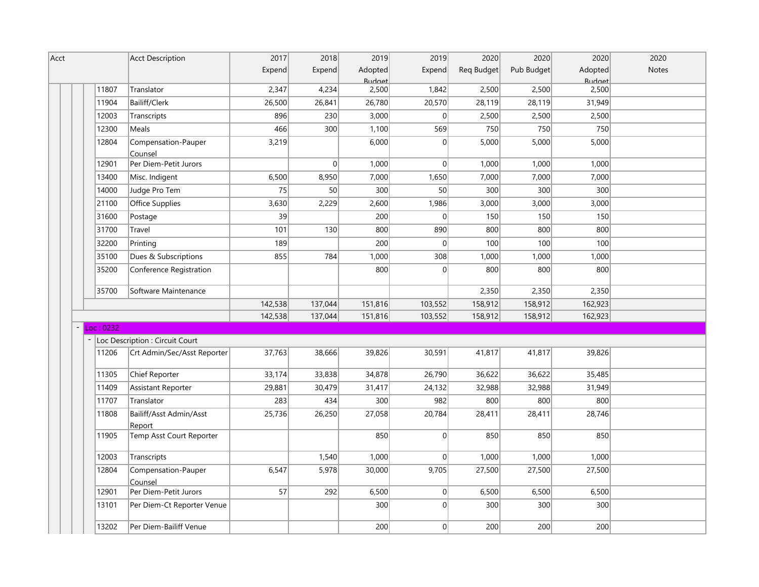| Acct | Acct Description | 2017 Expend | 2018 Expend | 2019 Adopted Budget | 2019 Expend | 2020 Req Budget | 2020 Pub Budget | 2020 Adopted Budget | 2020 Notes |
|---|---|---|---|---|---|---|---|---|---|
| 11807 | Translator | 2,347 | 4,234 | 2,500 | 1,842 | 2,500 | 2,500 | 2,500 | |
| 11904 | Bailiff/Clerk | 26,500 | 26,841 | 26,780 | 20,570 | 28,119 | 28,119 | 31,949 | |
| 12003 | Transcripts | 896 | 230 | 3,000 | 0 | 2,500 | 2,500 | 2,500 | |
| 12300 | Meals | 466 | 300 | 1,100 | 569 | 750 | 750 | 750 | |
| 12804 | Compensation-Pauper Counsel | 3,219 | | 6,000 | 0 | 5,000 | 5,000 | 5,000 | |
| 12901 | Per Diem-Petit Jurors | | 0 | 1,000 | 0 | 1,000 | 1,000 | 1,000 | |
| 13400 | Misc. Indigent | 6,500 | 8,950 | 7,000 | 1,650 | 7,000 | 7,000 | 7,000 | |
| 14000 | Judge Pro Tem | 75 | 50 | 300 | 50 | 300 | 300 | 300 | |
| 21100 | Office Supplies | 3,630 | 2,229 | 2,600 | 1,986 | 3,000 | 3,000 | 3,000 | |
| 31600 | Postage | 39 | | 200 | 0 | 150 | 150 | 150 | |
| 31700 | Travel | 101 | 130 | 800 | 890 | 800 | 800 | 800 | |
| 32200 | Printing | 189 | | 200 | 0 | 100 | 100 | 100 | |
| 35100 | Dues & Subscriptions | 855 | 784 | 1,000 | 308 | 1,000 | 1,000 | 1,000 | |
| 35200 | Conference Registration | | | 800 | 0 | 800 | 800 | 800 | |
| 35700 | Software Maintenance | | | | | 2,350 | 2,350 | 2,350 | |
| | | 142,538 | 137,044 | 151,816 | 103,552 | 158,912 | 158,912 | 162,923 | |
| | | 142,538 | 137,044 | 151,816 | 103,552 | 158,912 | 158,912 | 162,923 | |
| Loc : 0232 | | | | | | | | | |
| Loc Description : Circuit Court | | | | | | | | | |
| 11206 | Crt Admin/Sec/Asst Reporter | 37,763 | 38,666 | 39,826 | 30,591 | 41,817 | 41,817 | 39,826 | |
| 11305 | Chief Reporter | 33,174 | 33,838 | 34,878 | 26,790 | 36,622 | 36,622 | 35,485 | |
| 11409 | Assistant Reporter | 29,881 | 30,479 | 31,417 | 24,132 | 32,988 | 32,988 | 31,949 | |
| 11707 | Translator | 283 | 434 | 300 | 982 | 800 | 800 | 800 | |
| 11808 | Bailiff/Asst Admin/Asst Report | 25,736 | 26,250 | 27,058 | 20,784 | 28,411 | 28,411 | 28,746 | |
| 11905 | Temp Asst Court Reporter | | | 850 | 0 | 850 | 850 | 850 | |
| 12003 | Transcripts | | 1,540 | 1,000 | 0 | 1,000 | 1,000 | 1,000 | |
| 12804 | Compensation-Pauper Counsel | 6,547 | 5,978 | 30,000 | 9,705 | 27,500 | 27,500 | 27,500 | |
| 12901 | Per Diem-Petit Jurors | 57 | 292 | 6,500 | 0 | 6,500 | 6,500 | 6,500 | |
| 13101 | Per Diem-Ct Reporter Venue | | | 300 | 0 | 300 | 300 | 300 | |
| 13202 | Per Diem-Bailiff Venue | | | 200 | 0 | 200 | 200 | 200 | |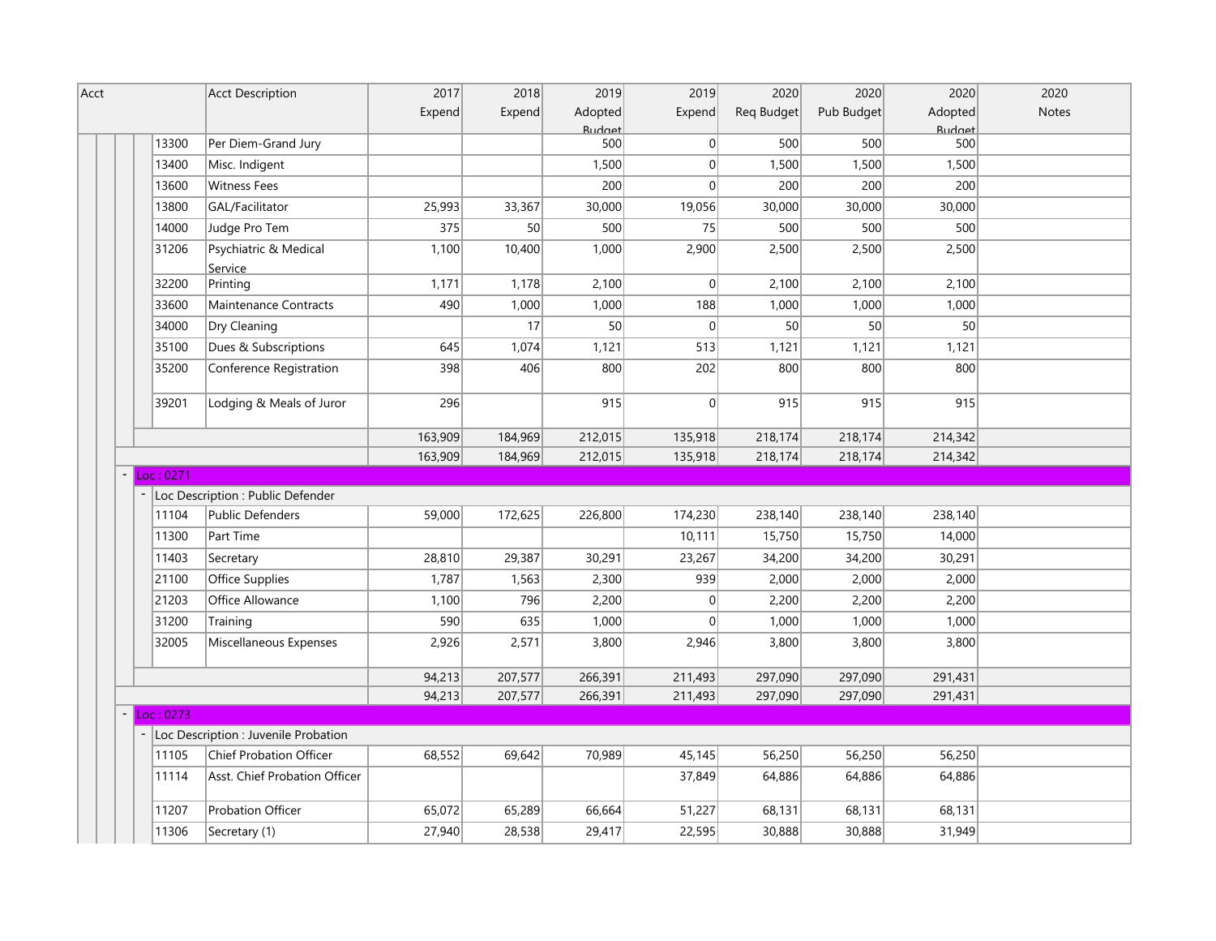| Acct | Acct Description | 2017 Expend | 2018 Expend | 2019 Adopted Budget | 2019 Expend | 2020 Req Budget | 2020 Pub Budget | 2020 Adopted Budget | 2020 Notes |
|---|---|---|---|---|---|---|---|---|---|
| 13300 | Per Diem-Grand Jury | | | 500 | 0 | 500 | 500 | 500 | |
| 13400 | Misc. Indigent | | | 1,500 | 0 | 1,500 | 1,500 | 1,500 | |
| 13600 | Witness Fees | | | 200 | 0 | 200 | 200 | 200 | |
| 13800 | GAL/Facilitator | 25,993 | 33,367 | 30,000 | 19,056 | 30,000 | 30,000 | 30,000 | |
| 14000 | Judge Pro Tem | 375 | 50 | 500 | 75 | 500 | 500 | 500 | |
| 31206 | Psychiatric & Medical Service | 1,100 | 10,400 | 1,000 | 2,900 | 2,500 | 2,500 | 2,500 | |
| 32200 | Printing | 1,171 | 1,178 | 2,100 | 0 | 2,100 | 2,100 | 2,100 | |
| 33600 | Maintenance Contracts | 490 | 1,000 | 1,000 | 188 | 1,000 | 1,000 | 1,000 | |
| 34000 | Dry Cleaning | | 17 | 50 | 0 | 50 | 50 | 50 | |
| 35100 | Dues & Subscriptions | 645 | 1,074 | 1,121 | 513 | 1,121 | 1,121 | 1,121 | |
| 35200 | Conference Registration | 398 | 406 | 800 | 202 | 800 | 800 | 800 | |
| 39201 | Lodging & Meals of Juror | 296 | | 915 | 0 | 915 | 915 | 915 | |
| | | 163,909 | 184,969 | 212,015 | 135,918 | 218,174 | 218,174 | 214,342 | |
| | | 163,909 | 184,969 | 212,015 | 135,918 | 218,174 | 218,174 | 214,342 | |
| Loc : 0271 | | | | | | | | | |
| Loc Description : Public Defender | | | | | | | | | |
| 11104 | Public Defenders | 59,000 | 172,625 | 226,800 | 174,230 | 238,140 | 238,140 | 238,140 | |
| 11300 | Part Time | | | | 10,111 | 15,750 | 15,750 | 14,000 | |
| 11403 | Secretary | 28,810 | 29,387 | 30,291 | 23,267 | 34,200 | 34,200 | 30,291 | |
| 21100 | Office Supplies | 1,787 | 1,563 | 2,300 | 939 | 2,000 | 2,000 | 2,000 | |
| 21203 | Office Allowance | 1,100 | 796 | 2,200 | 0 | 2,200 | 2,200 | 2,200 | |
| 31200 | Training | 590 | 635 | 1,000 | 0 | 1,000 | 1,000 | 1,000 | |
| 32005 | Miscellaneous Expenses | 2,926 | 2,571 | 3,800 | 2,946 | 3,800 | 3,800 | 3,800 | |
| | | 94,213 | 207,577 | 266,391 | 211,493 | 297,090 | 297,090 | 291,431 | |
| | | 94,213 | 207,577 | 266,391 | 211,493 | 297,090 | 297,090 | 291,431 | |
| Loc : 0273 | | | | | | | | | |
| Loc Description : Juvenile Probation | | | | | | | | | |
| 11105 | Chief Probation Officer | 68,552 | 69,642 | 70,989 | 45,145 | 56,250 | 56,250 | 56,250 | |
| 11114 | Asst. Chief Probation Officer | | | | 37,849 | 64,886 | 64,886 | 64,886 | |
| 11207 | Probation Officer | 65,072 | 65,289 | 66,664 | 51,227 | 68,131 | 68,131 | 68,131 | |
| 11306 | Secretary (1) | 27,940 | 28,538 | 29,417 | 22,595 | 30,888 | 30,888 | 31,949 | |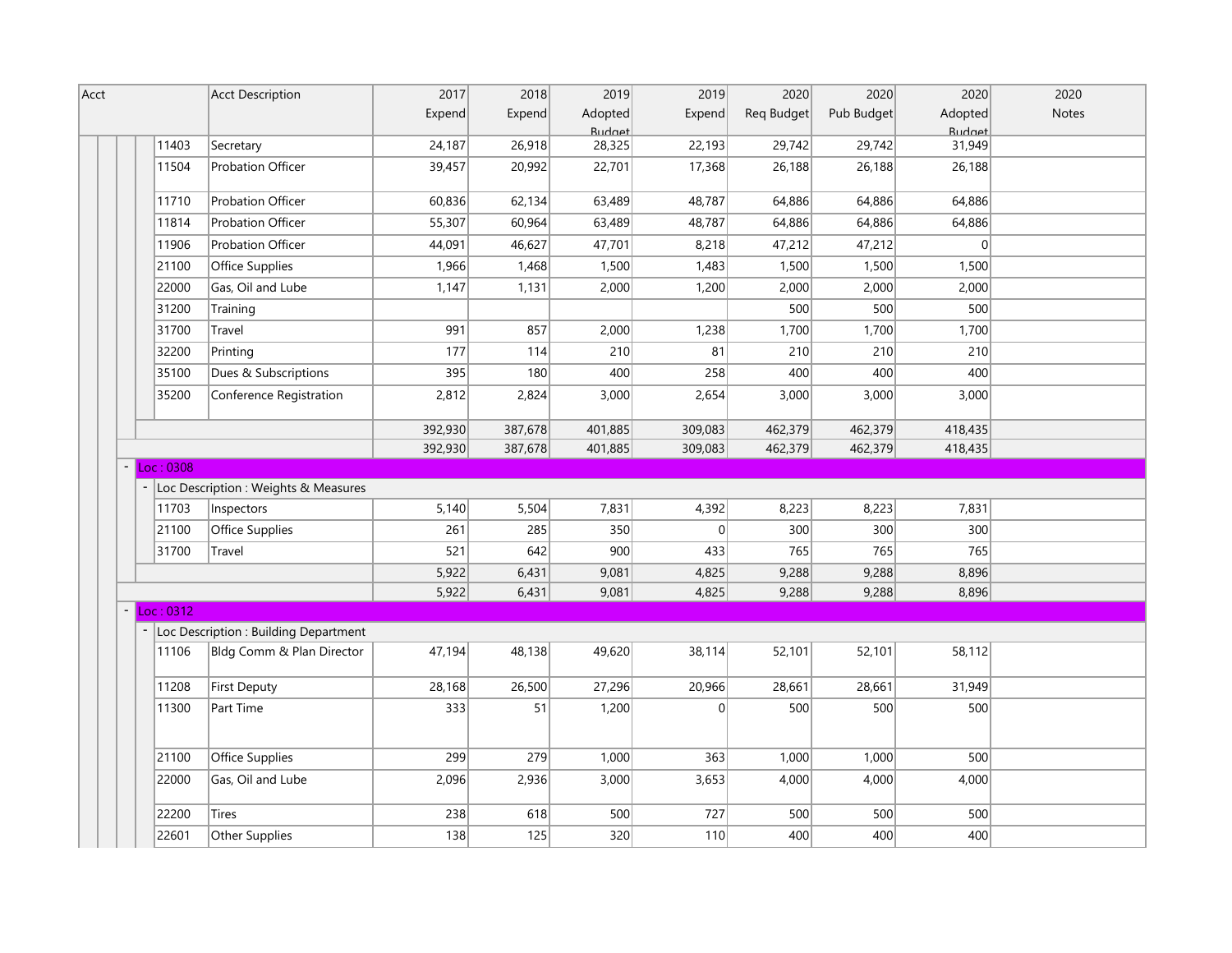| Acct | Acct Description | 2017 Expend | 2018 Expend | 2019 Adopted Budget | 2019 Expend | 2020 Req Budget | 2020 Pub Budget | 2020 Adopted Budget | 2020 Notes |
|---|---|---|---|---|---|---|---|---|---|
| 11403 | Secretary | 24,187 | 26,918 | 28,325 | 22,193 | 29,742 | 29,742 | 31,949 | |
| 11504 | Probation Officer | 39,457 | 20,992 | 22,701 | 17,368 | 26,188 | 26,188 | 26,188 | |
| 11710 | Probation Officer | 60,836 | 62,134 | 63,489 | 48,787 | 64,886 | 64,886 | 64,886 | |
| 11814 | Probation Officer | 55,307 | 60,964 | 63,489 | 48,787 | 64,886 | 64,886 | 64,886 | |
| 11906 | Probation Officer | 44,091 | 46,627 | 47,701 | 8,218 | 47,212 | 47,212 | 0 | |
| 21100 | Office Supplies | 1,966 | 1,468 | 1,500 | 1,483 | 1,500 | 1,500 | 1,500 | |
| 22000 | Gas, Oil and Lube | 1,147 | 1,131 | 2,000 | 1,200 | 2,000 | 2,000 | 2,000 | |
| 31200 | Training | | | | | 500 | 500 | 500 | |
| 31700 | Travel | 991 | 857 | 2,000 | 1,238 | 1,700 | 1,700 | 1,700 | |
| 32200 | Printing | 177 | 114 | 210 | 81 | 210 | 210 | 210 | |
| 35100 | Dues & Subscriptions | 395 | 180 | 400 | 258 | 400 | 400 | 400 | |
| 35200 | Conference Registration | 2,812 | 2,824 | 3,000 | 2,654 | 3,000 | 3,000 | 3,000 | |
| | | 392,930 | 387,678 | 401,885 | 309,083 | 462,379 | 462,379 | 418,435 | |
| | | 392,930 | 387,678 | 401,885 | 309,083 | 462,379 | 462,379 | 418,435 | |
| Loc : 0308 | | | | | | | | | |
| Loc Description : Weights & Measures | | | | | | | | | |
| 11703 | Inspectors | 5,140 | 5,504 | 7,831 | 4,392 | 8,223 | 8,223 | 7,831 | |
| 21100 | Office Supplies | 261 | 285 | 350 | 0 | 300 | 300 | 300 | |
| 31700 | Travel | 521 | 642 | 900 | 433 | 765 | 765 | 765 | |
| | | 5,922 | 6,431 | 9,081 | 4,825 | 9,288 | 9,288 | 8,896 | |
| | | 5,922 | 6,431 | 9,081 | 4,825 | 9,288 | 9,288 | 8,896 | |
| Loc : 0312 | | | | | | | | | |
| Loc Description : Building Department | | | | | | | | | |
| 11106 | Bldg Comm & Plan Director | 47,194 | 48,138 | 49,620 | 38,114 | 52,101 | 52,101 | 58,112 | |
| 11208 | First Deputy | 28,168 | 26,500 | 27,296 | 20,966 | 28,661 | 28,661 | 31,949 | |
| 11300 | Part Time | 333 | 51 | 1,200 | 0 | 500 | 500 | 500 | |
| 21100 | Office Supplies | 299 | 279 | 1,000 | 363 | 1,000 | 1,000 | 500 | |
| 22000 | Gas, Oil and Lube | 2,096 | 2,936 | 3,000 | 3,653 | 4,000 | 4,000 | 4,000 | |
| 22200 | Tires | 238 | 618 | 500 | 727 | 500 | 500 | 500 | |
| 22601 | Other Supplies | 138 | 125 | 320 | 110 | 400 | 400 | 400 | |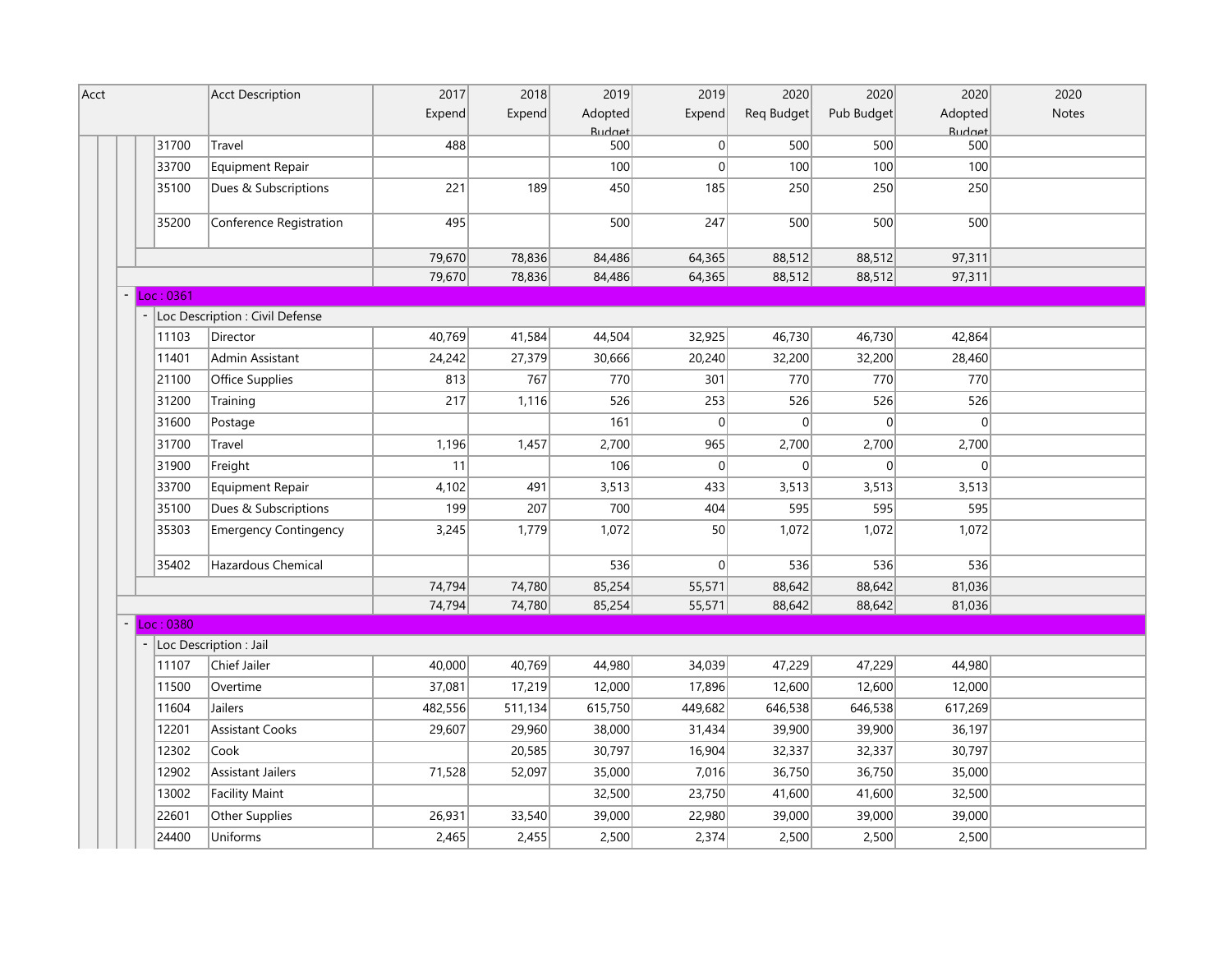| Acct | Acct Description | 2017 Expend | 2018 Expend | 2019 Adopted Budget | 2019 Expend | 2020 Req Budget | 2020 Pub Budget | 2020 Adopted Budget | 2020 Notes |
|---|---|---|---|---|---|---|---|---|---|
| 31700 | Travel | 488 | | 500 | 0 | 500 | 500 | 500 | |
| 33700 | Equipment Repair | | | 100 | 0 | 100 | 100 | 100 | |
| 35100 | Dues & Subscriptions | 221 | 189 | 450 | 185 | 250 | 250 | 250 | |
| 35200 | Conference Registration | 495 | | 500 | 247 | 500 | 500 | 500 | |
| | | 79,670 | 78,836 | 84,486 | 64,365 | 88,512 | 88,512 | 97,311 | |
| | | 79,670 | 78,836 | 84,486 | 64,365 | 88,512 | 88,512 | 97,311 | |
| Loc : 0361 | | | | | | | | | |
| Loc Description : Civil Defense | | | | | | | | | |
| 11103 | Director | 40,769 | 41,584 | 44,504 | 32,925 | 46,730 | 46,730 | 42,864 | |
| 11401 | Admin Assistant | 24,242 | 27,379 | 30,666 | 20,240 | 32,200 | 32,200 | 28,460 | |
| 21100 | Office Supplies | 813 | 767 | 770 | 301 | 770 | 770 | 770 | |
| 31200 | Training | 217 | 1,116 | 526 | 253 | 526 | 526 | 526 | |
| 31600 | Postage | | | 161 | 0 | 0 | 0 | 0 | |
| 31700 | Travel | 1,196 | 1,457 | 2,700 | 965 | 2,700 | 2,700 | 2,700 | |
| 31900 | Freight | 11 | | 106 | 0 | 0 | 0 | 0 | |
| 33700 | Equipment Repair | 4,102 | 491 | 3,513 | 433 | 3,513 | 3,513 | 3,513 | |
| 35100 | Dues & Subscriptions | 199 | 207 | 700 | 404 | 595 | 595 | 595 | |
| 35303 | Emergency Contingency | 3,245 | 1,779 | 1,072 | 50 | 1,072 | 1,072 | 1,072 | |
| 35402 | Hazardous Chemical | | | 536 | 0 | 536 | 536 | 536 | |
| | | 74,794 | 74,780 | 85,254 | 55,571 | 88,642 | 88,642 | 81,036 | |
| | | 74,794 | 74,780 | 85,254 | 55,571 | 88,642 | 88,642 | 81,036 | |
| Loc : 0380 | | | | | | | | | |
| Loc Description : Jail | | | | | | | | | |
| 11107 | Chief Jailer | 40,000 | 40,769 | 44,980 | 34,039 | 47,229 | 47,229 | 44,980 | |
| 11500 | Overtime | 37,081 | 17,219 | 12,000 | 17,896 | 12,600 | 12,600 | 12,000 | |
| 11604 | Jailers | 482,556 | 511,134 | 615,750 | 449,682 | 646,538 | 646,538 | 617,269 | |
| 12201 | Assistant Cooks | 29,607 | 29,960 | 38,000 | 31,434 | 39,900 | 39,900 | 36,197 | |
| 12302 | Cook | | 20,585 | 30,797 | 16,904 | 32,337 | 32,337 | 30,797 | |
| 12902 | Assistant Jailers | 71,528 | 52,097 | 35,000 | 7,016 | 36,750 | 36,750 | 35,000 | |
| 13002 | Facility Maint | | | 32,500 | 23,750 | 41,600 | 41,600 | 32,500 | |
| 22601 | Other Supplies | 26,931 | 33,540 | 39,000 | 22,980 | 39,000 | 39,000 | 39,000 | |
| 24400 | Uniforms | 2,465 | 2,455 | 2,500 | 2,374 | 2,500 | 2,500 | 2,500 | |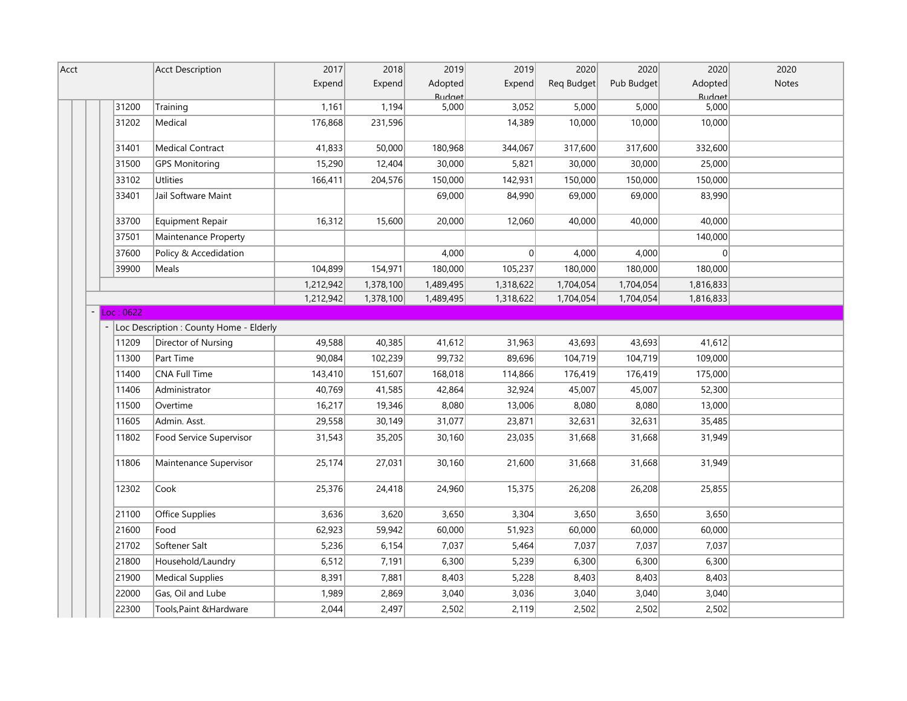| Acct | Acct Description | 2017 Expend | 2018 Expend | 2019 Adopted Budget | 2019 Expend | 2020 Req Budget | 2020 Pub Budget | 2020 Adopted Budget | 2020 Notes |
|---|---|---|---|---|---|---|---|---|---|
| 31200 | Training | 1,161 | 1,194 | 5,000 | 3,052 | 5,000 | 5,000 | 5,000 | |
| 31202 | Medical | 176,868 | 231,596 | | 14,389 | 10,000 | 10,000 | 10,000 | |
| 31401 | Medical Contract | 41,833 | 50,000 | 180,968 | 344,067 | 317,600 | 317,600 | 332,600 | |
| 31500 | GPS Monitoring | 15,290 | 12,404 | 30,000 | 5,821 | 30,000 | 30,000 | 25,000 | |
| 33102 | Utlities | 166,411 | 204,576 | 150,000 | 142,931 | 150,000 | 150,000 | 150,000 | |
| 33401 | Jail Software Maint | | | 69,000 | 84,990 | 69,000 | 69,000 | 83,990 | |
| 33700 | Equipment Repair | 16,312 | 15,600 | 20,000 | 12,060 | 40,000 | 40,000 | 40,000 | |
| 37501 | Maintenance Property | | | | | | | 140,000 | |
| 37600 | Policy & Accedidation | | | 4,000 | 0 | 4,000 | 4,000 | 0 | |
| 39900 | Meals | 104,899 | 154,971 | 180,000 | 105,237 | 180,000 | 180,000 | 180,000 | |
| | | 1,212,942 | 1,378,100 | 1,489,495 | 1,318,622 | 1,704,054 | 1,704,054 | 1,816,833 | |
| | | 1,212,942 | 1,378,100 | 1,489,495 | 1,318,622 | 1,704,054 | 1,704,054 | 1,816,833 | |
| Loc : 0622 | | | | | | | | | |
| Loc Description : County Home - Elderly | | | | | | | | | |
| 11209 | Director of Nursing | 49,588 | 40,385 | 41,612 | 31,963 | 43,693 | 43,693 | 41,612 | |
| 11300 | Part Time | 90,084 | 102,239 | 99,732 | 89,696 | 104,719 | 104,719 | 109,000 | |
| 11400 | CNA Full Time | 143,410 | 151,607 | 168,018 | 114,866 | 176,419 | 176,419 | 175,000 | |
| 11406 | Administrator | 40,769 | 41,585 | 42,864 | 32,924 | 45,007 | 45,007 | 52,300 | |
| 11500 | Overtime | 16,217 | 19,346 | 8,080 | 13,006 | 8,080 | 8,080 | 13,000 | |
| 11605 | Admin. Asst. | 29,558 | 30,149 | 31,077 | 23,871 | 32,631 | 32,631 | 35,485 | |
| 11802 | Food Service Supervisor | 31,543 | 35,205 | 30,160 | 23,035 | 31,668 | 31,668 | 31,949 | |
| 11806 | Maintenance Supervisor | 25,174 | 27,031 | 30,160 | 21,600 | 31,668 | 31,668 | 31,949 | |
| 12302 | Cook | 25,376 | 24,418 | 24,960 | 15,375 | 26,208 | 26,208 | 25,855 | |
| 21100 | Office Supplies | 3,636 | 3,620 | 3,650 | 3,304 | 3,650 | 3,650 | 3,650 | |
| 21600 | Food | 62,923 | 59,942 | 60,000 | 51,923 | 60,000 | 60,000 | 60,000 | |
| 21702 | Softener Salt | 5,236 | 6,154 | 7,037 | 5,464 | 7,037 | 7,037 | 7,037 | |
| 21800 | Household/Laundry | 6,512 | 7,191 | 6,300 | 5,239 | 6,300 | 6,300 | 6,300 | |
| 21900 | Medical Supplies | 8,391 | 7,881 | 8,403 | 5,228 | 8,403 | 8,403 | 8,403 | |
| 22000 | Gas, Oil and Lube | 1,989 | 2,869 | 3,040 | 3,036 | 3,040 | 3,040 | 3,040 | |
| 22300 | Tools,Paint &Hardware | 2,044 | 2,497 | 2,502 | 2,119 | 2,502 | 2,502 | 2,502 | |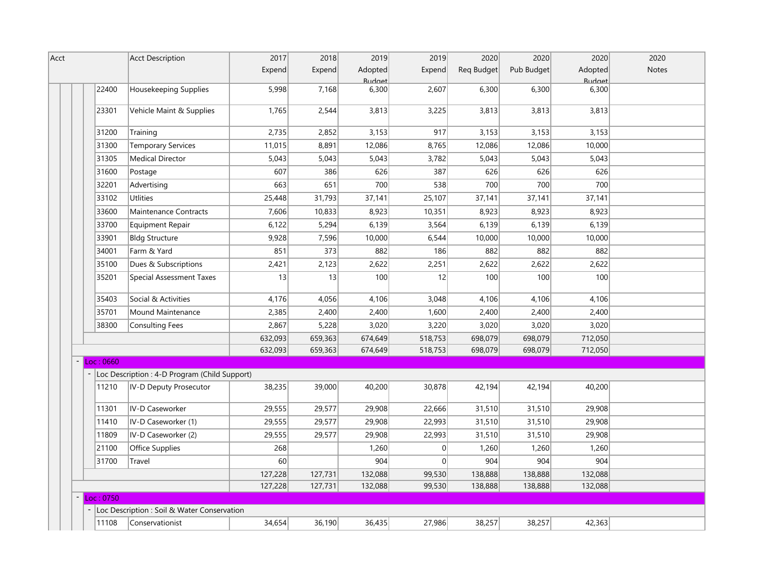| Acct | Acct Description | 2017 Expend | 2018 Expend | 2019 Adopted Budget | 2019 Expend | 2020 Req Budget | 2020 Pub Budget | 2020 Adopted Budget | 2020 Notes |
|---|---|---|---|---|---|---|---|---|---|
| 22400 | Housekeeping Supplies | 5,998 | 7,168 | 6,300 | 2,607 | 6,300 | 6,300 | 6,300 | |
| 23301 | Vehicle Maint & Supplies | 1,765 | 2,544 | 3,813 | 3,225 | 3,813 | 3,813 | 3,813 | |
| 31200 | Training | 2,735 | 2,852 | 3,153 | 917 | 3,153 | 3,153 | 3,153 | |
| 31300 | Temporary Services | 11,015 | 8,891 | 12,086 | 8,765 | 12,086 | 12,086 | 10,000 | |
| 31305 | Medical Director | 5,043 | 5,043 | 5,043 | 3,782 | 5,043 | 5,043 | 5,043 | |
| 31600 | Postage | 607 | 386 | 626 | 387 | 626 | 626 | 626 | |
| 32201 | Advertising | 663 | 651 | 700 | 538 | 700 | 700 | 700 | |
| 33102 | Utlities | 25,448 | 31,793 | 37,141 | 25,107 | 37,141 | 37,141 | 37,141 | |
| 33600 | Maintenance Contracts | 7,606 | 10,833 | 8,923 | 10,351 | 8,923 | 8,923 | 8,923 | |
| 33700 | Equipment Repair | 6,122 | 5,294 | 6,139 | 3,564 | 6,139 | 6,139 | 6,139 | |
| 33901 | Bldg Structure | 9,928 | 7,596 | 10,000 | 6,544 | 10,000 | 10,000 | 10,000 | |
| 34001 | Farm & Yard | 851 | 373 | 882 | 186 | 882 | 882 | 882 | |
| 35100 | Dues & Subscriptions | 2,421 | 2,123 | 2,622 | 2,251 | 2,622 | 2,622 | 2,622 | |
| 35201 | Special Assessment Taxes | 13 | 13 | 100 | 12 | 100 | 100 | 100 | |
| 35403 | Social & Activities | 4,176 | 4,056 | 4,106 | 3,048 | 4,106 | 4,106 | 4,106 | |
| 35701 | Mound Maintenance | 2,385 | 2,400 | 2,400 | 1,600 | 2,400 | 2,400 | 2,400 | |
| 38300 | Consulting Fees | 2,867 | 5,228 | 3,020 | 3,220 | 3,020 | 3,020 | 3,020 | |
| | | 632,093 | 659,363 | 674,649 | 518,753 | 698,079 | 698,079 | 712,050 | |
| | | 632,093 | 659,363 | 674,649 | 518,753 | 698,079 | 698,079 | 712,050 | |
| Loc : 0660 | | | | | | | | | |
| Loc Description : 4-D Program (Child Support) | | | | | | | | | |
| 11210 | IV-D Deputy Prosecutor | 38,235 | 39,000 | 40,200 | 30,878 | 42,194 | 42,194 | 40,200 | |
| 11301 | IV-D Caseworker | 29,555 | 29,577 | 29,908 | 22,666 | 31,510 | 31,510 | 29,908 | |
| 11410 | IV-D Caseworker (1) | 29,555 | 29,577 | 29,908 | 22,993 | 31,510 | 31,510 | 29,908 | |
| 11809 | IV-D Caseworker (2) | 29,555 | 29,577 | 29,908 | 22,993 | 31,510 | 31,510 | 29,908 | |
| 21100 | Office Supplies | 268 | | 1,260 | 0 | 1,260 | 1,260 | 1,260 | |
| 31700 | Travel | 60 | | 904 | 0 | 904 | 904 | 904 | |
| | | 127,228 | 127,731 | 132,088 | 99,530 | 138,888 | 138,888 | 132,088 | |
| | | 127,228 | 127,731 | 132,088 | 99,530 | 138,888 | 138,888 | 132,088 | |
| Loc : 0750 | | | | | | | | | |
| Loc Description : Soil & Water Conservation | | | | | | | | | |
| 11108 | Conservationist | 34,654 | 36,190 | 36,435 | 27,986 | 38,257 | 38,257 | 42,363 | |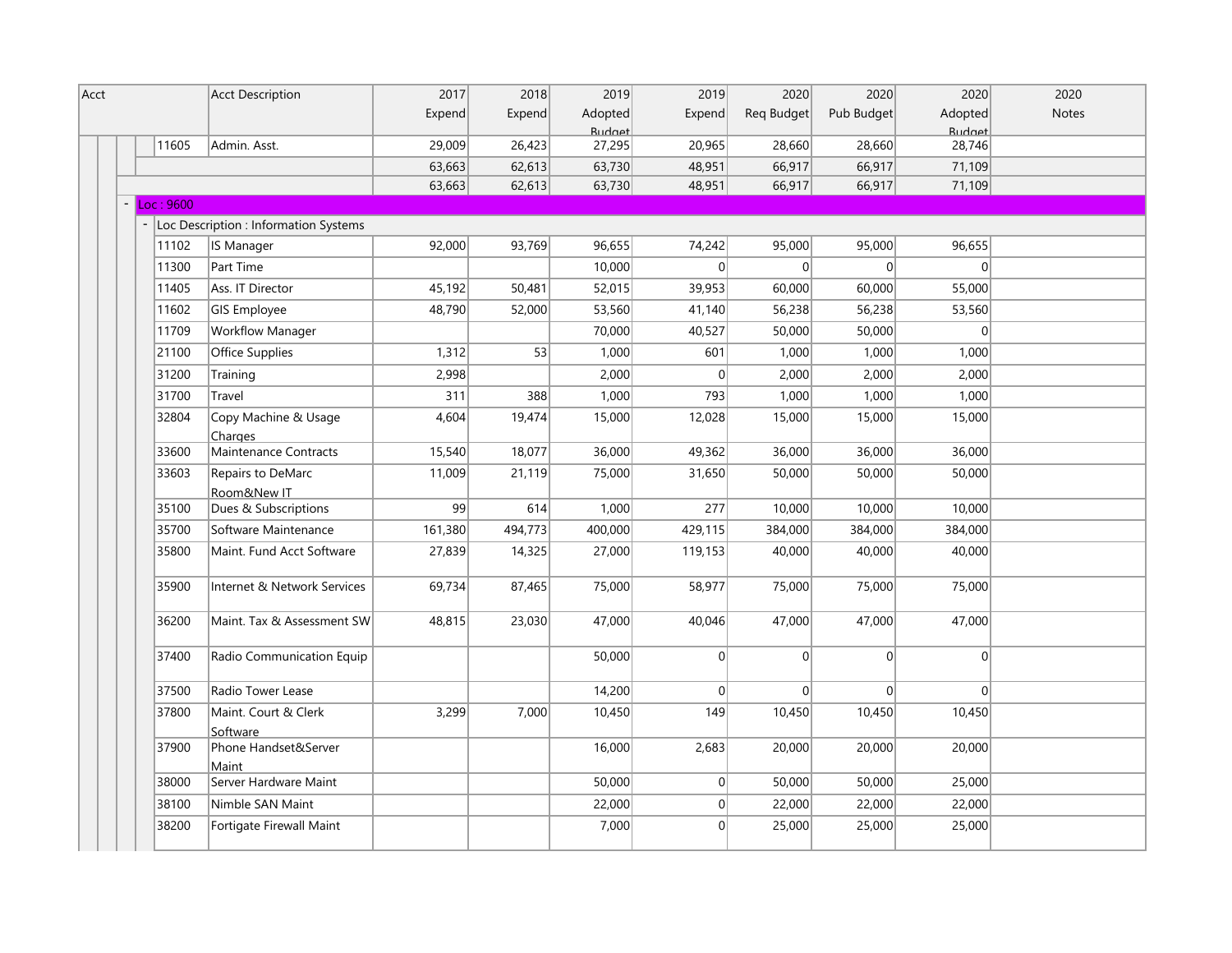| Acct | Acct Description | 2017 Expend | 2018 Expend | 2019 Adopted Budget | 2019 Expend | 2020 Req Budget | 2020 Pub Budget | 2020 Adopted Budget | 2020 Notes |
|---|---|---|---|---|---|---|---|---|---|
| 11605 | Admin. Asst. | 29,009 | 26,423 | 27,295 | 20,965 | 28,660 | 28,660 | 28,746 | |
| | | 63,663 | 62,613 | 63,730 | 48,951 | 66,917 | 66,917 | 71,109 | |
| | | 63,663 | 62,613 | 63,730 | 48,951 | 66,917 | 66,917 | 71,109 | |
| Loc : 9600 | | | | | | | | | |
| Loc Description : Information Systems | | | | | | | | | |
| 11102 | IS Manager | 92,000 | 93,769 | 96,655 | 74,242 | 95,000 | 95,000 | 96,655 | |
| 11300 | Part Time | | | 10,000 | 0 | 0 | 0 | 0 | |
| 11405 | Ass. IT Director | 45,192 | 50,481 | 52,015 | 39,953 | 60,000 | 60,000 | 55,000 | |
| 11602 | GIS Employee | 48,790 | 52,000 | 53,560 | 41,140 | 56,238 | 56,238 | 53,560 | |
| 11709 | Workflow Manager | | | 70,000 | 40,527 | 50,000 | 50,000 | 0 | |
| 21100 | Office Supplies | 1,312 | 53 | 1,000 | 601 | 1,000 | 1,000 | 1,000 | |
| 31200 | Training | 2,998 | | 2,000 | 0 | 2,000 | 2,000 | 2,000 | |
| 31700 | Travel | 311 | 388 | 1,000 | 793 | 1,000 | 1,000 | 1,000 | |
| 32804 | Copy Machine & Usage Charges | 4,604 | 19,474 | 15,000 | 12,028 | 15,000 | 15,000 | 15,000 | |
| 33600 | Maintenance Contracts | 15,540 | 18,077 | 36,000 | 49,362 | 36,000 | 36,000 | 36,000 | |
| 33603 | Repairs to DeMarc Room&New IT | 11,009 | 21,119 | 75,000 | 31,650 | 50,000 | 50,000 | 50,000 | |
| 35100 | Dues & Subscriptions | 99 | 614 | 1,000 | 277 | 10,000 | 10,000 | 10,000 | |
| 35700 | Software Maintenance | 161,380 | 494,773 | 400,000 | 429,115 | 384,000 | 384,000 | 384,000 | |
| 35800 | Maint. Fund Acct Software | 27,839 | 14,325 | 27,000 | 119,153 | 40,000 | 40,000 | 40,000 | |
| 35900 | Internet & Network Services | 69,734 | 87,465 | 75,000 | 58,977 | 75,000 | 75,000 | 75,000 | |
| 36200 | Maint. Tax & Assessment SW | 48,815 | 23,030 | 47,000 | 40,046 | 47,000 | 47,000 | 47,000 | |
| 37400 | Radio Communication Equip | | | 50,000 | 0 | 0 | 0 | 0 | |
| 37500 | Radio Tower Lease | | | 14,200 | 0 | 0 | 0 | 0 | |
| 37800 | Maint. Court & Clerk Software | 3,299 | 7,000 | 10,450 | 149 | 10,450 | 10,450 | 10,450 | |
| 37900 | Phone Handset&Server Maint | | | 16,000 | 2,683 | 20,000 | 20,000 | 20,000 | |
| 38000 | Server Hardware Maint | | | 50,000 | 0 | 50,000 | 50,000 | 25,000 | |
| 38100 | Nimble SAN Maint | | | 22,000 | 0 | 22,000 | 22,000 | 22,000 | |
| 38200 | Fortigate Firewall Maint | | | 7,000 | 0 | 25,000 | 25,000 | 25,000 | |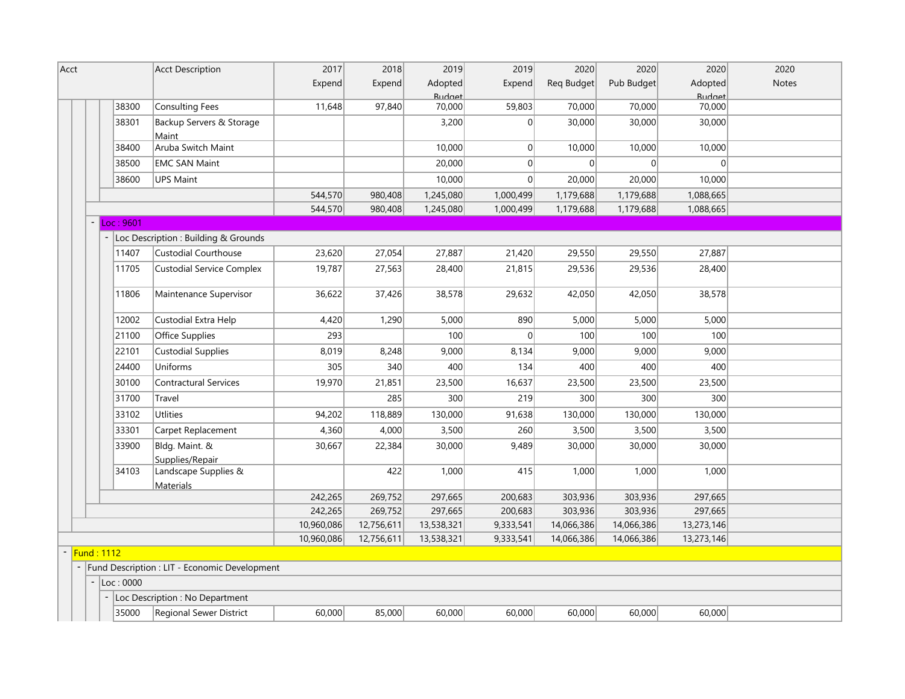| Acct | Acct Description | 2017 Expend | 2018 Expend | 2019 Adopted Budget | 2019 Expend | 2020 Req Budget | 2020 Pub Budget | 2020 Adopted Budget | 2020 Notes |
|---|---|---|---|---|---|---|---|---|---|
| 38300 | Consulting Fees | 11,648 | 97,840 | 70,000 | 59,803 | 70,000 | 70,000 | 70,000 | |
| 38301 | Backup Servers & Storage Maint | | | 3,200 | 0 | 30,000 | 30,000 | 30,000 | |
| 38400 | Aruba Switch Maint | | | 10,000 | 0 | 10,000 | 10,000 | 10,000 | |
| 38500 | EMC SAN Maint | | | 20,000 | 0 | 0 | 0 | 0 | |
| 38600 | UPS Maint | | | 10,000 | 0 | 20,000 | 20,000 | 10,000 | |
| | | 544,570 | 980,408 | 1,245,080 | 1,000,499 | 1,179,688 | 1,179,688 | 1,088,665 | |
| | | 544,570 | 980,408 | 1,245,080 | 1,000,499 | 1,179,688 | 1,179,688 | 1,088,665 | |
| Loc : 9601 | | | | | | | | | |
| Loc Description : Building & Grounds | | | | | | | | | |
| 11407 | Custodial Courthouse | 23,620 | 27,054 | 27,887 | 21,420 | 29,550 | 29,550 | 27,887 | |
| 11705 | Custodial Service Complex | 19,787 | 27,563 | 28,400 | 21,815 | 29,536 | 29,536 | 28,400 | |
| 11806 | Maintenance Supervisor | 36,622 | 37,426 | 38,578 | 29,632 | 42,050 | 42,050 | 38,578 | |
| 12002 | Custodial Extra Help | 4,420 | 1,290 | 5,000 | 890 | 5,000 | 5,000 | 5,000 | |
| 21100 | Office Supplies | 293 | | 100 | 0 | 100 | 100 | 100 | |
| 22101 | Custodial Supplies | 8,019 | 8,248 | 9,000 | 8,134 | 9,000 | 9,000 | 9,000 | |
| 24400 | Uniforms | 305 | 340 | 400 | 134 | 400 | 400 | 400 | |
| 30100 | Contractural Services | 19,970 | 21,851 | 23,500 | 16,637 | 23,500 | 23,500 | 23,500 | |
| 31700 | Travel | | 285 | 300 | 219 | 300 | 300 | 300 | |
| 33102 | Utlities | 94,202 | 118,889 | 130,000 | 91,638 | 130,000 | 130,000 | 130,000 | |
| 33301 | Carpet Replacement | 4,360 | 4,000 | 3,500 | 260 | 3,500 | 3,500 | 3,500 | |
| 33900 | Bldg. Maint. & Supplies/Repair | 30,667 | 22,384 | 30,000 | 9,489 | 30,000 | 30,000 | 30,000 | |
| 34103 | Landscape Supplies & Materials | | 422 | 1,000 | 415 | 1,000 | 1,000 | 1,000 | |
| | | 242,265 | 269,752 | 297,665 | 200,683 | 303,936 | 303,936 | 297,665 | |
| | | 242,265 | 269,752 | 297,665 | 200,683 | 303,936 | 303,936 | 297,665 | |
| | | 10,960,086 | 12,756,611 | 13,538,321 | 9,333,541 | 14,066,386 | 14,066,386 | 13,273,146 | |
| | | 10,960,086 | 12,756,611 | 13,538,321 | 9,333,541 | 14,066,386 | 14,066,386 | 13,273,146 | |
| Fund : 1112 | | | | | | | | | |
| Fund Description : LIT - Economic Development | | | | | | | | | |
| Loc : 0000 | | | | | | | | | |
| Loc Description : No Department | | | | | | | | | |
| 35000 | Regional Sewer District | 60,000 | 85,000 | 60,000 | 60,000 | 60,000 | 60,000 | 60,000 | |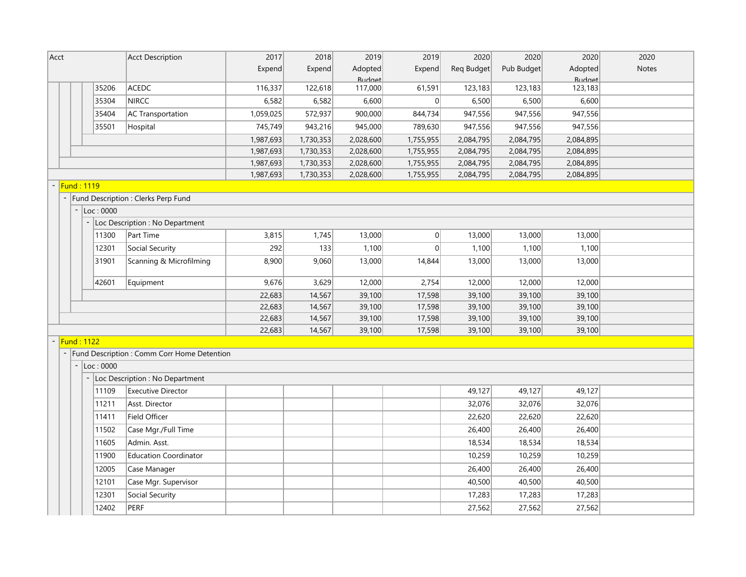| Acct | Acct Description | 2017 Expend | 2018 Expend | 2019 Adopted Budget | 2019 Expend | 2020 Req Budget | 2020 Pub Budget | 2020 Adopted Budget | 2020 Notes |
|---|---|---|---|---|---|---|---|---|---|
| 35206 | ACEDC | 116,337 | 122,618 | 117,000 | 61,591 | 123,183 | 123,183 | 123,183 | |
| 35304 | NIRCC | 6,582 | 6,582 | 6,600 | 0 | 6,500 | 6,500 | 6,600 | |
| 35404 | AC Transportation | 1,059,025 | 572,937 | 900,000 | 844,734 | 947,556 | 947,556 | 947,556 | |
| 35501 | Hospital | 745,749 | 943,216 | 945,000 | 789,630 | 947,556 | 947,556 | 947,556 | |
| | | 1,987,693 | 1,730,353 | 2,028,600 | 1,755,955 | 2,084,795 | 2,084,795 | 2,084,895 | |
| | | 1,987,693 | 1,730,353 | 2,028,600 | 1,755,955 | 2,084,795 | 2,084,795 | 2,084,895 | |
| | | 1,987,693 | 1,730,353 | 2,028,600 | 1,755,955 | 2,084,795 | 2,084,795 | 2,084,895 | |
| | | 1,987,693 | 1,730,353 | 2,028,600 | 1,755,955 | 2,084,795 | 2,084,795 | 2,084,895 | |
| - Fund : 1119 | | | | | | | | | |
| - Fund Description : Clerks Perp Fund | | | | | | | | | |
| - Loc : 0000 | | | | | | | | | |
| - Loc Description : No Department | | | | | | | | | |
| 11300 | Part Time | 3,815 | 1,745 | 13,000 | 0 | 13,000 | 13,000 | 13,000 | |
| 12301 | Social Security | 292 | 133 | 1,100 | 0 | 1,100 | 1,100 | 1,100 | |
| 31901 | Scanning & Microfilming | 8,900 | 9,060 | 13,000 | 14,844 | 13,000 | 13,000 | 13,000 | |
| 42601 | Equipment | 9,676 | 3,629 | 12,000 | 2,754 | 12,000 | 12,000 | 12,000 | |
| | | 22,683 | 14,567 | 39,100 | 17,598 | 39,100 | 39,100 | 39,100 | |
| | | 22,683 | 14,567 | 39,100 | 17,598 | 39,100 | 39,100 | 39,100 | |
| | | 22,683 | 14,567 | 39,100 | 17,598 | 39,100 | 39,100 | 39,100 | |
| | | 22,683 | 14,567 | 39,100 | 17,598 | 39,100 | 39,100 | 39,100 | |
| - Fund : 1122 | | | | | | | | | |
| - Fund Description : Comm Corr Home Detention | | | | | | | | | |
| - Loc : 0000 | | | | | | | | | |
| - Loc Description : No Department | | | | | | | | | |
| 11109 | Executive Director | | | | | 49,127 | 49,127 | 49,127 | |
| 11211 | Asst. Director | | | | | 32,076 | 32,076 | 32,076 | |
| 11411 | Field Officer | | | | | 22,620 | 22,620 | 22,620 | |
| 11502 | Case Mgr./Full Time | | | | | 26,400 | 26,400 | 26,400 | |
| 11605 | Admin. Asst. | | | | | 18,534 | 18,534 | 18,534 | |
| 11900 | Education Coordinator | | | | | 10,259 | 10,259 | 10,259 | |
| 12005 | Case Manager | | | | | 26,400 | 26,400 | 26,400 | |
| 12101 | Case Mgr. Supervisor | | | | | 40,500 | 40,500 | 40,500 | |
| 12301 | Social Security | | | | | 17,283 | 17,283 | 17,283 | |
| 12402 | PERF | | | | | 27,562 | 27,562 | 27,562 | |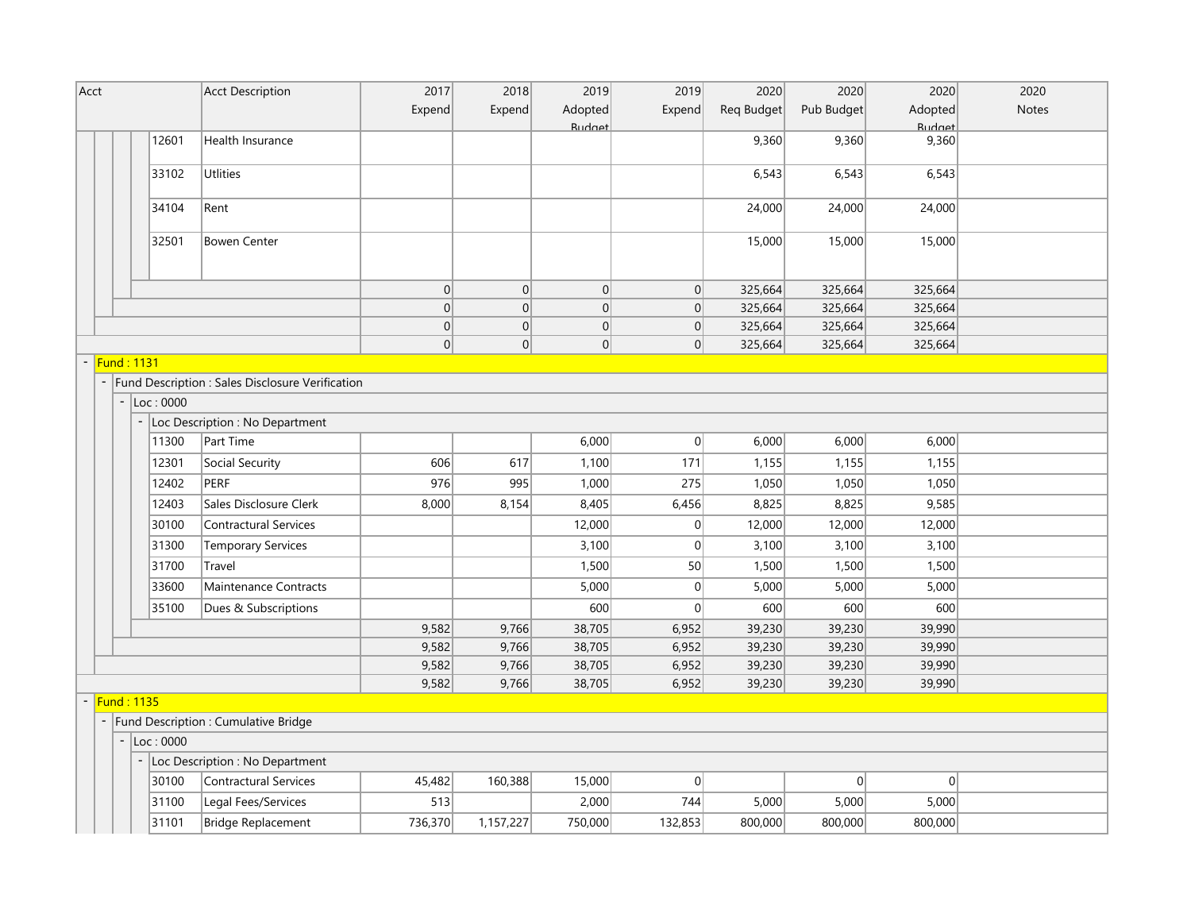| Acct | Acct Description | 2017 Expend | 2018 Expend | 2019 Adopted Budget | 2019 Expend | 2020 Req Budget | 2020 Pub Budget | 2020 Adopted Budget | 2020 Notes |
|---|---|---|---|---|---|---|---|---|---|
| 12601 | Health Insurance | | | | | 9,360 | 9,360 | 9,360 | |
| 33102 | Utlities | | | | | 6,543 | 6,543 | 6,543 | |
| 34104 | Rent | | | | | 24,000 | 24,000 | 24,000 | |
| 32501 | Bowen Center | | | | | 15,000 | 15,000 | 15,000 | |
| | | 0 | 0 | 0 | 0 | 325,664 | 325,664 | 325,664 | |
| | | 0 | 0 | 0 | 0 | 325,664 | 325,664 | 325,664 | |
| | | 0 | 0 | 0 | 0 | 325,664 | 325,664 | 325,664 | |
| | | 0 | 0 | 0 | 0 | 325,664 | 325,664 | 325,664 | |
| - Fund : 1131 | | | | | | | | | |
| - Fund Description : Sales Disclosure Verification | | | | | | | | | |
| - Loc : 0000 | | | | | | | | | |
| - Loc Description : No Department | | | | | | | | | |
| 11300 | Part Time | | | 6,000 | 0 | 6,000 | 6,000 | 6,000 | |
| 12301 | Social Security | 606 | 617 | 1,100 | 171 | 1,155 | 1,155 | 1,155 | |
| 12402 | PERF | 976 | 995 | 1,000 | 275 | 1,050 | 1,050 | 1,050 | |
| 12403 | Sales Disclosure Clerk | 8,000 | 8,154 | 8,405 | 6,456 | 8,825 | 8,825 | 9,585 | |
| 30100 | Contractural Services | | | 12,000 | 0 | 12,000 | 12,000 | 12,000 | |
| 31300 | Temporary Services | | | 3,100 | 0 | 3,100 | 3,100 | 3,100 | |
| 31700 | Travel | | | 1,500 | 50 | 1,500 | 1,500 | 1,500 | |
| 33600 | Maintenance Contracts | | | 5,000 | 0 | 5,000 | 5,000 | 5,000 | |
| 35100 | Dues & Subscriptions | | | 600 | 0 | 600 | 600 | 600 | |
| | | 9,582 | 9,766 | 38,705 | 6,952 | 39,230 | 39,230 | 39,990 | |
| | | 9,582 | 9,766 | 38,705 | 6,952 | 39,230 | 39,230 | 39,990 | |
| | | 9,582 | 9,766 | 38,705 | 6,952 | 39,230 | 39,230 | 39,990 | |
| | | 9,582 | 9,766 | 38,705 | 6,952 | 39,230 | 39,230 | 39,990 | |
| - Fund : 1135 | | | | | | | | | |
| - Fund Description : Cumulative Bridge | | | | | | | | | |
| - Loc : 0000 | | | | | | | | | |
| - Loc Description : No Department | | | | | | | | | |
| 30100 | Contractural Services | 45,482 | 160,388 | 15,000 | 0 | | 0 | 0 | |
| 31100 | Legal Fees/Services | 513 | | 2,000 | 744 | 5,000 | 5,000 | 5,000 | |
| 31101 | Bridge Replacement | 736,370 | 1,157,227 | 750,000 | 132,853 | 800,000 | 800,000 | 800,000 | |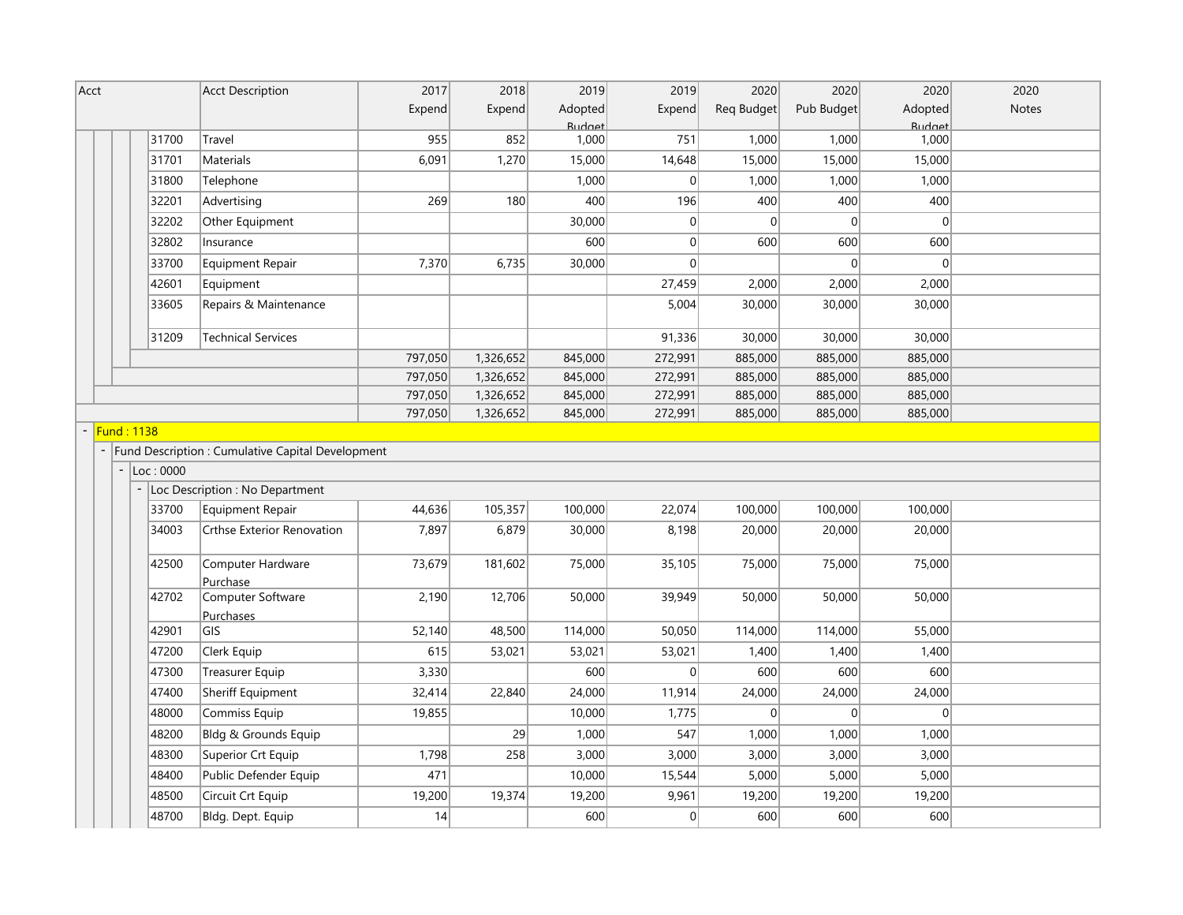| Acct | Acct Description | 2017 Expend | 2018 Expend | 2019 Adopted Budget | 2019 Expend | 2020 Req Budget | 2020 Pub Budget | 2020 Adopted Budget | 2020 Notes |
|---|---|---|---|---|---|---|---|---|---|
| 31700 | Travel | 955 | 852 | 1,000 | 751 | 1,000 | 1,000 | 1,000 | |
| 31701 | Materials | 6,091 | 1,270 | 15,000 | 14,648 | 15,000 | 15,000 | 15,000 | |
| 31800 | Telephone | | | 1,000 | 0 | 1,000 | 1,000 | 1,000 | |
| 32201 | Advertising | 269 | 180 | 400 | 196 | 400 | 400 | 400 | |
| 32202 | Other Equipment | | | 30,000 | 0 | 0 | 0 | 0 | |
| 32802 | Insurance | | | 600 | 0 | 600 | 600 | 600 | |
| 33700 | Equipment Repair | 7,370 | 6,735 | 30,000 | 0 | | 0 | 0 | |
| 42601 | Equipment | | | | 27,459 | 2,000 | 2,000 | 2,000 | |
| 33605 | Repairs & Maintenance | | | | 5,004 | 30,000 | 30,000 | 30,000 | |
| 31209 | Technical Services | | | | 91,336 | 30,000 | 30,000 | 30,000 | |
| | | 797,050 | 1,326,652 | 845,000 | 272,991 | 885,000 | 885,000 | 885,000 | |
| | | 797,050 | 1,326,652 | 845,000 | 272,991 | 885,000 | 885,000 | 885,000 | |
| | | 797,050 | 1,326,652 | 845,000 | 272,991 | 885,000 | 885,000 | 885,000 | |
| | | 797,050 | 1,326,652 | 845,000 | 272,991 | 885,000 | 885,000 | 885,000 | |
| Fund : 1138 | | | | | | | | | |
| Fund Description : Cumulative Capital Development | | | | | | | | | |
| Loc : 0000 | | | | | | | | | |
| Loc Description : No Department | | | | | | | | | |
| 33700 | Equipment Repair | 44,636 | 105,357 | 100,000 | 22,074 | 100,000 | 100,000 | 100,000 | |
| 34003 | Crthse Exterior Renovation | 7,897 | 6,879 | 30,000 | 8,198 | 20,000 | 20,000 | 20,000 | |
| 42500 | Computer Hardware Purchase | 73,679 | 181,602 | 75,000 | 35,105 | 75,000 | 75,000 | 75,000 | |
| 42702 | Computer Software Purchases | 2,190 | 12,706 | 50,000 | 39,949 | 50,000 | 50,000 | 50,000 | |
| 42901 | GIS | 52,140 | 48,500 | 114,000 | 50,050 | 114,000 | 114,000 | 55,000 | |
| 47200 | Clerk Equip | 615 | 53,021 | 53,021 | 53,021 | 1,400 | 1,400 | 1,400 | |
| 47300 | Treasurer Equip | 3,330 | | 600 | 0 | 600 | 600 | 600 | |
| 47400 | Sheriff Equipment | 32,414 | 22,840 | 24,000 | 11,914 | 24,000 | 24,000 | 24,000 | |
| 48000 | Commiss Equip | 19,855 | | 10,000 | 1,775 | 0 | 0 | 0 | |
| 48200 | Bldg & Grounds Equip | | 29 | 1,000 | 547 | 1,000 | 1,000 | 1,000 | |
| 48300 | Superior Crt Equip | 1,798 | 258 | 3,000 | 3,000 | 3,000 | 3,000 | 3,000 | |
| 48400 | Public Defender Equip | 471 | | 10,000 | 15,544 | 5,000 | 5,000 | 5,000 | |
| 48500 | Circuit Crt Equip | 19,200 | 19,374 | 19,200 | 9,961 | 19,200 | 19,200 | 19,200 | |
| 48700 | Bldg. Dept. Equip | 14 | | 600 | 0 | 600 | 600 | 600 | |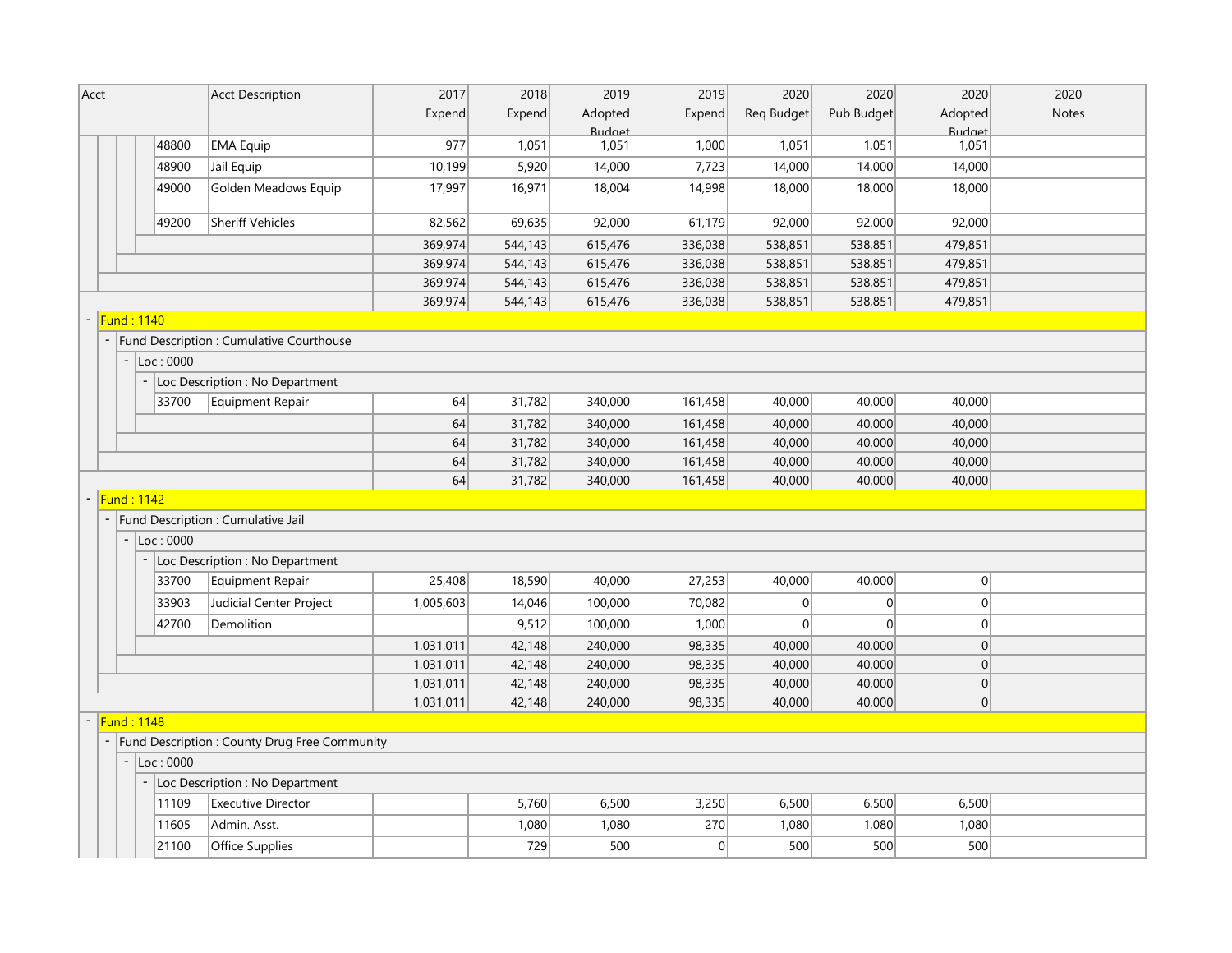| Acct | Acct Description | 2017 Expend | 2018 Expend | 2019 Adopted Budget | 2019 Expend | 2020 Req Budget | 2020 Pub Budget | 2020 Adopted Budget | 2020 Notes |
|---|---|---|---|---|---|---|---|---|---|
| 48800 | EMA Equip | 977 | 1,051 | 1,051 | 1,000 | 1,051 | 1,051 | 1,051 | |
| 48900 | Jail Equip | 10,199 | 5,920 | 14,000 | 7,723 | 14,000 | 14,000 | 14,000 | |
| 49000 | Golden Meadows Equip | 17,997 | 16,971 | 18,004 | 14,998 | 18,000 | 18,000 | 18,000 | |
| 49200 | Sheriff Vehicles | 82,562 | 69,635 | 92,000 | 61,179 | 92,000 | 92,000 | 92,000 | |
| | | 369,974 | 544,143 | 615,476 | 336,038 | 538,851 | 538,851 | 479,851 | |
| | | 369,974 | 544,143 | 615,476 | 336,038 | 538,851 | 538,851 | 479,851 | |
| | | 369,974 | 544,143 | 615,476 | 336,038 | 538,851 | 538,851 | 479,851 | |
| | | 369,974 | 544,143 | 615,476 | 336,038 | 538,851 | 538,851 | 479,851 | |
| Fund : 1140 | | | | | | | | | |
| Fund Description : Cumulative Courthouse | | | | | | | | | |
| Loc : 0000 | | | | | | | | | |
| Loc Description : No Department | | | | | | | | | |
| 33700 | Equipment Repair | 64 | 31,782 | 340,000 | 161,458 | 40,000 | 40,000 | 40,000 | |
| | | 64 | 31,782 | 340,000 | 161,458 | 40,000 | 40,000 | 40,000 | |
| | | 64 | 31,782 | 340,000 | 161,458 | 40,000 | 40,000 | 40,000 | |
| | | 64 | 31,782 | 340,000 | 161,458 | 40,000 | 40,000 | 40,000 | |
| | | 64 | 31,782 | 340,000 | 161,458 | 40,000 | 40,000 | 40,000 | |
| Fund : 1142 | | | | | | | | | |
| Fund Description : Cumulative Jail | | | | | | | | | |
| Loc : 0000 | | | | | | | | | |
| Loc Description : No Department | | | | | | | | | |
| 33700 | Equipment Repair | 25,408 | 18,590 | 40,000 | 27,253 | 40,000 | 40,000 | 0 | |
| 33903 | Judicial Center Project | 1,005,603 | 14,046 | 100,000 | 70,082 | 0 | 0 | 0 | |
| 42700 | Demolition | | 9,512 | 100,000 | 1,000 | 0 | 0 | 0 | |
| | | 1,031,011 | 42,148 | 240,000 | 98,335 | 40,000 | 40,000 | 0 | |
| | | 1,031,011 | 42,148 | 240,000 | 98,335 | 40,000 | 40,000 | 0 | |
| | | 1,031,011 | 42,148 | 240,000 | 98,335 | 40,000 | 40,000 | 0 | |
| | | 1,031,011 | 42,148 | 240,000 | 98,335 | 40,000 | 40,000 | 0 | |
| Fund : 1148 | | | | | | | | | |
| Fund Description : County Drug Free Community | | | | | | | | | |
| Loc : 0000 | | | | | | | | | |
| Loc Description : No Department | | | | | | | | | |
| 11109 | Executive Director | | 5,760 | 6,500 | 3,250 | 6,500 | 6,500 | 6,500 | |
| 11605 | Admin. Asst. | | 1,080 | 1,080 | 270 | 1,080 | 1,080 | 1,080 | |
| 21100 | Office Supplies | | 729 | 500 | 0 | 500 | 500 | 500 | |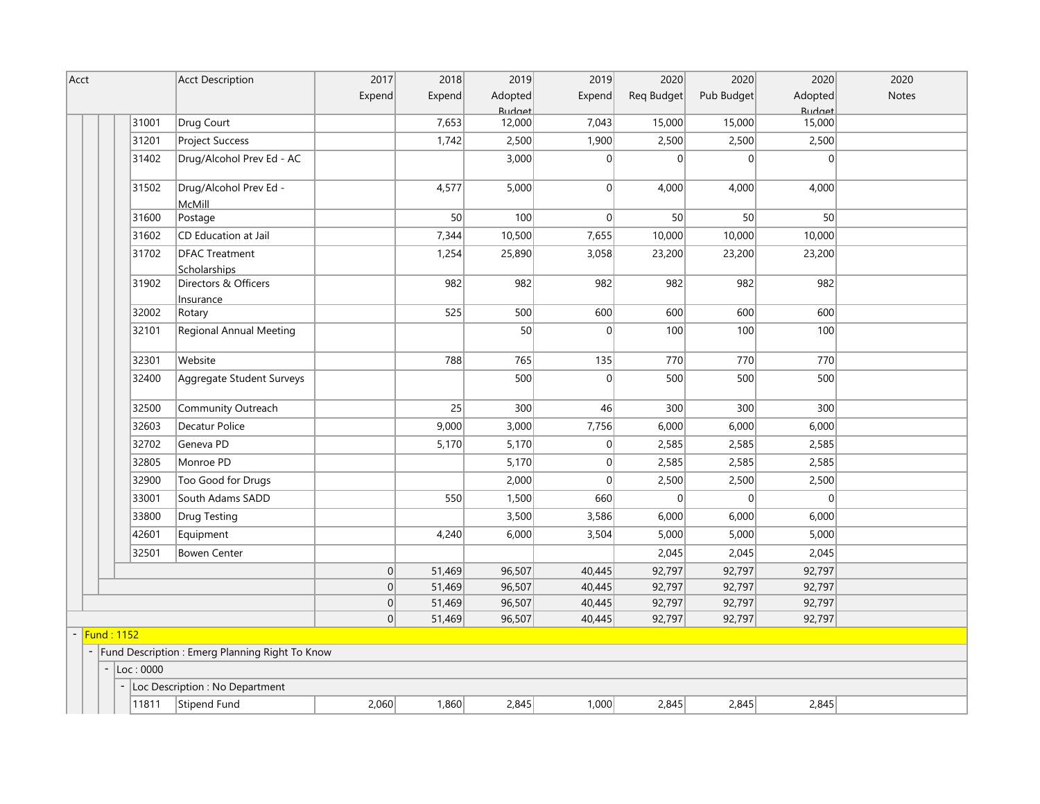| Acct | Acct Description | 2017 Expend | 2018 Expend | 2019 Adopted Budget | 2019 Expend | 2020 Req Budget | 2020 Pub Budget | 2020 Adopted Budget | 2020 Notes |
|---|---|---|---|---|---|---|---|---|---|
| 31001 | Drug Court | | 7,653 | 12,000 | 7,043 | 15,000 | 15,000 | 15,000 | |
| 31201 | Project Success | | 1,742 | 2,500 | 1,900 | 2,500 | 2,500 | 2,500 | |
| 31402 | Drug/Alcohol Prev Ed - AC | | | 3,000 | 0 | 0 | 0 | 0 | |
| 31502 | Drug/Alcohol Prev Ed - McMill | | 4,577 | 5,000 | 0 | 4,000 | 4,000 | 4,000 | |
| 31600 | Postage | | 50 | 100 | 0 | 50 | 50 | 50 | |
| 31602 | CD Education at Jail | | 7,344 | 10,500 | 7,655 | 10,000 | 10,000 | 10,000 | |
| 31702 | DFAC Treatment Scholarships | | 1,254 | 25,890 | 3,058 | 23,200 | 23,200 | 23,200 | |
| 31902 | Directors & Officers Insurance | | 982 | 982 | 982 | 982 | 982 | 982 | |
| 32002 | Rotary | | 525 | 500 | 600 | 600 | 600 | 600 | |
| 32101 | Regional Annual Meeting | | | 50 | 0 | 100 | 100 | 100 | |
| 32301 | Website | | 788 | 765 | 135 | 770 | 770 | 770 | |
| 32400 | Aggregate Student Surveys | | | 500 | 0 | 500 | 500 | 500 | |
| 32500 | Community Outreach | | 25 | 300 | 46 | 300 | 300 | 300 | |
| 32603 | Decatur Police | | 9,000 | 3,000 | 7,756 | 6,000 | 6,000 | 6,000 | |
| 32702 | Geneva PD | | 5,170 | 5,170 | 0 | 2,585 | 2,585 | 2,585 | |
| 32805 | Monroe PD | | | 5,170 | 0 | 2,585 | 2,585 | 2,585 | |
| 32900 | Too Good for Drugs | | | 2,000 | 0 | 2,500 | 2,500 | 2,500 | |
| 33001 | South Adams SADD | | 550 | 1,500 | 660 | 0 | 0 | 0 | |
| 33800 | Drug Testing | | | 3,500 | 3,586 | 6,000 | 6,000 | 6,000 | |
| 42601 | Equipment | | 4,240 | 6,000 | 3,504 | 5,000 | 5,000 | 5,000 | |
| 32501 | Bowen Center | | | | | 2,045 | 2,045 | 2,045 | |
| | | 0 | 51,469 | 96,507 | 40,445 | 92,797 | 92,797 | 92,797 | |
| | | 0 | 51,469 | 96,507 | 40,445 | 92,797 | 92,797 | 92,797 | |
| | | 0 | 51,469 | 96,507 | 40,445 | 92,797 | 92,797 | 92,797 | |
| | | 0 | 51,469 | 96,507 | 40,445 | 92,797 | 92,797 | 92,797 | |
| Fund : 1152 | | | | | | | | | |
| Fund Description : Emerg Planning Right To Know | | | | | | | | | |
| Loc : 0000 | | | | | | | | | |
| Loc Description : No Department | | | | | | | | | |
| 11811 | Stipend Fund | 2,060 | 1,860 | 2,845 | 1,000 | 2,845 | 2,845 | 2,845 | |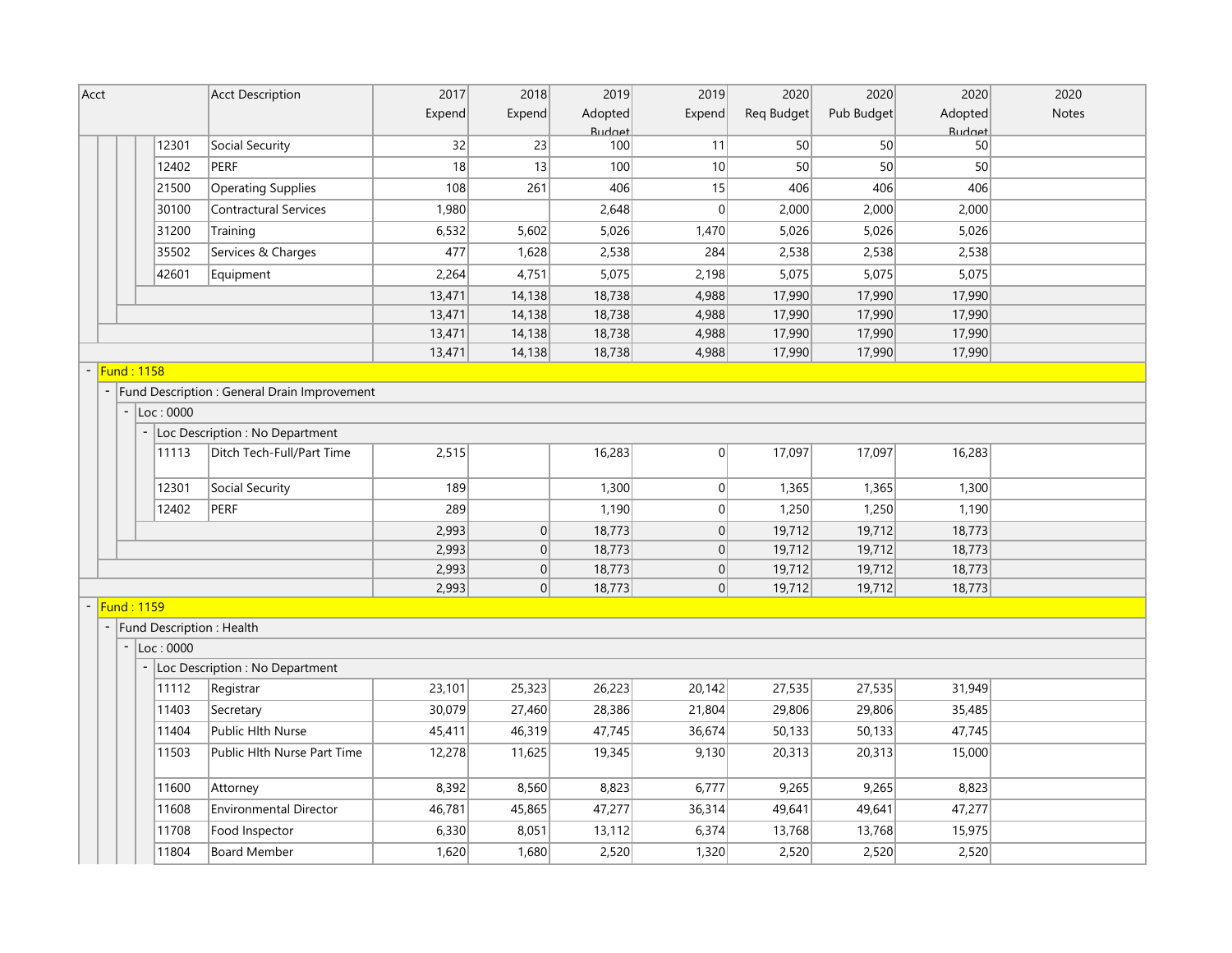| Acct | Acct Description | 2017 Expend | 2018 Expend | 2019 Adopted Budget | 2019 Expend | 2020 Req Budget | 2020 Pub Budget | 2020 Adopted Budget | 2020 Notes |
|---|---|---|---|---|---|---|---|---|---|
| 12301 | Social Security | 32 | 23 | 100 | 11 | 50 | 50 | 50 | |
| 12402 | PERF | 18 | 13 | 100 | 10 | 50 | 50 | 50 | |
| 21500 | Operating Supplies | 108 | 261 | 406 | 15 | 406 | 406 | 406 | |
| 30100 | Contractural Services | 1,980 | | 2,648 | 0 | 2,000 | 2,000 | 2,000 | |
| 31200 | Training | 6,532 | 5,602 | 5,026 | 1,470 | 5,026 | 5,026 | 5,026 | |
| 35502 | Services & Charges | 477 | 1,628 | 2,538 | 284 | 2,538 | 2,538 | 2,538 | |
| 42601 | Equipment | 2,264 | 4,751 | 5,075 | 2,198 | 5,075 | 5,075 | 5,075 | |
| | | 13,471 | 14,138 | 18,738 | 4,988 | 17,990 | 17,990 | 17,990 | |
| | | 13,471 | 14,138 | 18,738 | 4,988 | 17,990 | 17,990 | 17,990 | |
| | | 13,471 | 14,138 | 18,738 | 4,988 | 17,990 | 17,990 | 17,990 | |
| | | 13,471 | 14,138 | 18,738 | 4,988 | 17,990 | 17,990 | 17,990 | |
| Fund : 1158 | | | | | | | | | |
| Fund Description : General Drain Improvement | | | | | | | | | |
| Loc : 0000 | | | | | | | | | |
| Loc Description : No Department | | | | | | | | | |
| 11113 | Ditch Tech-Full/Part Time | 2,515 | | 16,283 | 0 | 17,097 | 17,097 | 16,283 | |
| 12301 | Social Security | 189 | | 1,300 | 0 | 1,365 | 1,365 | 1,300 | |
| 12402 | PERF | 289 | | 1,190 | 0 | 1,250 | 1,250 | 1,190 | |
| | | 2,993 | 0 | 18,773 | 0 | 19,712 | 19,712 | 18,773 | |
| | | 2,993 | 0 | 18,773 | 0 | 19,712 | 19,712 | 18,773 | |
| | | 2,993 | 0 | 18,773 | 0 | 19,712 | 19,712 | 18,773 | |
| | | 2,993 | 0 | 18,773 | 0 | 19,712 | 19,712 | 18,773 | |
| Fund : 1159 | | | | | | | | | |
| Fund Description : Health | | | | | | | | | |
| Loc : 0000 | | | | | | | | | |
| Loc Description : No Department | | | | | | | | | |
| 11112 | Registrar | 23,101 | 25,323 | 26,223 | 20,142 | 27,535 | 27,535 | 31,949 | |
| 11403 | Secretary | 30,079 | 27,460 | 28,386 | 21,804 | 29,806 | 29,806 | 35,485 | |
| 11404 | Public Hlth Nurse | 45,411 | 46,319 | 47,745 | 36,674 | 50,133 | 50,133 | 47,745 | |
| 11503 | Public Hlth Nurse Part Time | 12,278 | 11,625 | 19,345 | 9,130 | 20,313 | 20,313 | 15,000 | |
| 11600 | Attorney | 8,392 | 8,560 | 8,823 | 6,777 | 9,265 | 9,265 | 8,823 | |
| 11608 | Environmental Director | 46,781 | 45,865 | 47,277 | 36,314 | 49,641 | 49,641 | 47,277 | |
| 11708 | Food Inspector | 6,330 | 8,051 | 13,112 | 6,374 | 13,768 | 13,768 | 15,975 | |
| 11804 | Board Member | 1,620 | 1,680 | 2,520 | 1,320 | 2,520 | 2,520 | 2,520 | |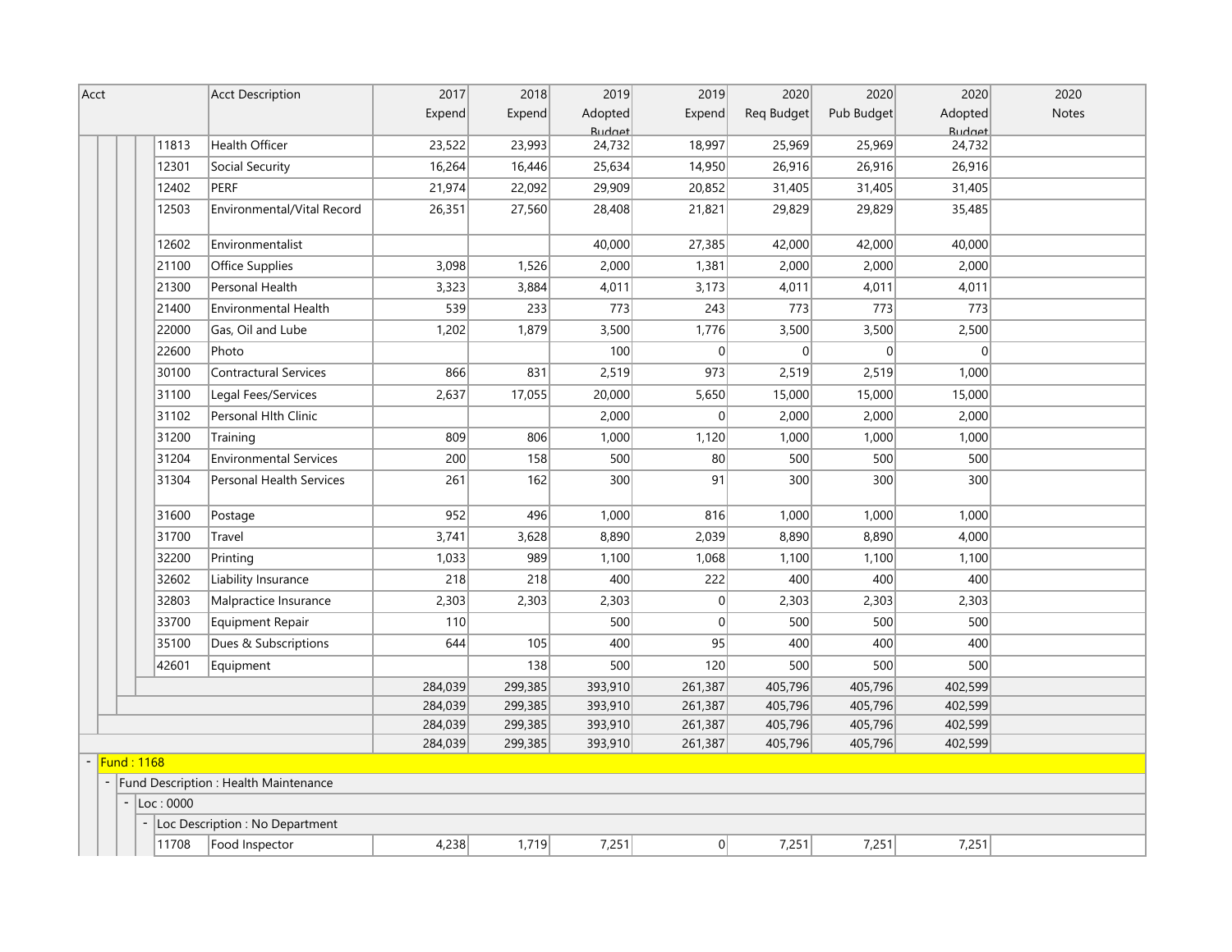| Acct | Acct Description | 2017 Expend | 2018 Expend | 2019 Adopted Budget | 2019 Expend | 2020 Req Budget | 2020 Pub Budget | 2020 Adopted Budget | 2020 Notes |
|---|---|---|---|---|---|---|---|---|---|
| 11813 | Health Officer | 23,522 | 23,993 | 24,732 | 18,997 | 25,969 | 25,969 | 24,732 | |
| 12301 | Social Security | 16,264 | 16,446 | 25,634 | 14,950 | 26,916 | 26,916 | 26,916 | |
| 12402 | PERF | 21,974 | 22,092 | 29,909 | 20,852 | 31,405 | 31,405 | 31,405 | |
| 12503 | Environmental/Vital Record | 26,351 | 27,560 | 28,408 | 21,821 | 29,829 | 29,829 | 35,485 | |
| 12602 | Environmentalist | | | 40,000 | 27,385 | 42,000 | 42,000 | 40,000 | |
| 21100 | Office Supplies | 3,098 | 1,526 | 2,000 | 1,381 | 2,000 | 2,000 | 2,000 | |
| 21300 | Personal Health | 3,323 | 3,884 | 4,011 | 3,173 | 4,011 | 4,011 | 4,011 | |
| 21400 | Environmental Health | 539 | 233 | 773 | 243 | 773 | 773 | 773 | |
| 22000 | Gas, Oil and Lube | 1,202 | 1,879 | 3,500 | 1,776 | 3,500 | 3,500 | 2,500 | |
| 22600 | Photo | | | 100 | 0 | 0 | 0 | 0 | |
| 30100 | Contractural Services | 866 | 831 | 2,519 | 973 | 2,519 | 2,519 | 1,000 | |
| 31100 | Legal Fees/Services | 2,637 | 17,055 | 20,000 | 5,650 | 15,000 | 15,000 | 15,000 | |
| 31102 | Personal Hlth Clinic | | | 2,000 | 0 | 2,000 | 2,000 | 2,000 | |
| 31200 | Training | 809 | 806 | 1,000 | 1,120 | 1,000 | 1,000 | 1,000 | |
| 31204 | Environmental Services | 200 | 158 | 500 | 80 | 500 | 500 | 500 | |
| 31304 | Personal Health Services | 261 | 162 | 300 | 91 | 300 | 300 | 300 | |
| 31600 | Postage | 952 | 496 | 1,000 | 816 | 1,000 | 1,000 | 1,000 | |
| 31700 | Travel | 3,741 | 3,628 | 8,890 | 2,039 | 8,890 | 8,890 | 4,000 | |
| 32200 | Printing | 1,033 | 989 | 1,100 | 1,068 | 1,100 | 1,100 | 1,100 | |
| 32602 | Liability Insurance | 218 | 218 | 400 | 222 | 400 | 400 | 400 | |
| 32803 | Malpractice Insurance | 2,303 | 2,303 | 2,303 | 0 | 2,303 | 2,303 | 2,303 | |
| 33700 | Equipment Repair | 110 | | 500 | 0 | 500 | 500 | 500 | |
| 35100 | Dues & Subscriptions | 644 | 105 | 400 | 95 | 400 | 400 | 400 | |
| 42601 | Equipment | | 138 | 500 | 120 | 500 | 500 | 500 | |
| | | 284,039 | 299,385 | 393,910 | 261,387 | 405,796 | 405,796 | 402,599 | |
| | | 284,039 | 299,385 | 393,910 | 261,387 | 405,796 | 405,796 | 402,599 | |
| | | 284,039 | 299,385 | 393,910 | 261,387 | 405,796 | 405,796 | 402,599 | |
| | | 284,039 | 299,385 | 393,910 | 261,387 | 405,796 | 405,796 | 402,599 | |
| Fund : 1168 | | | | | | | | | |
| Fund Description : Health Maintenance | | | | | | | | | |
| Loc : 0000 | | | | | | | | | |
| Loc Description : No Department | | | | | | | | | |
| 11708 | Food Inspector | 4,238 | 1,719 | 7,251 | 0 | 7,251 | 7,251 | 7,251 | |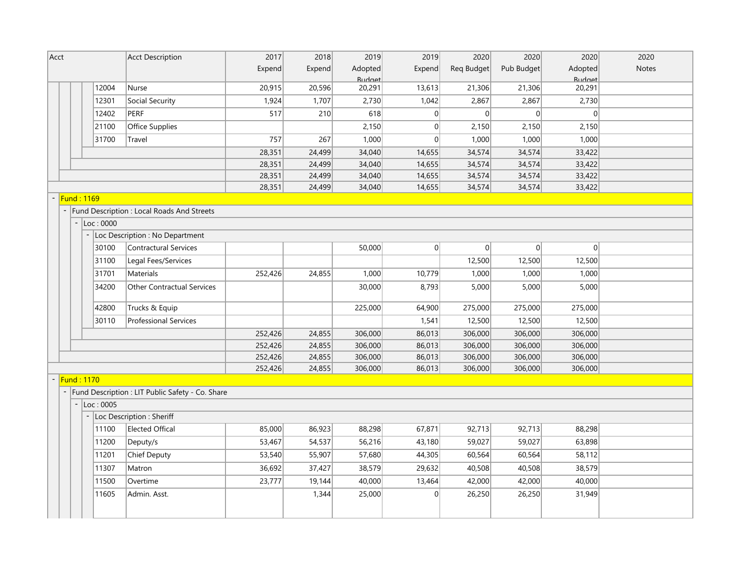| Acct | Acct Description | 2017 Expend | 2018 Expend | 2019 Adopted Budget | 2019 Expend | 2020 Req Budget | 2020 Pub Budget | 2020 Adopted Budget | 2020 Notes |
|---|---|---|---|---|---|---|---|---|---|
| 12004 | Nurse | 20,915 | 20,596 | 20,291 | 13,613 | 21,306 | 21,306 | 20,291 | |
| 12301 | Social Security | 1,924 | 1,707 | 2,730 | 1,042 | 2,867 | 2,867 | 2,730 | |
| 12402 | PERF | 517 | 210 | 618 | 0 | 0 | 0 | 0 | |
| 21100 | Office Supplies | | | 2,150 | 0 | 2,150 | 2,150 | 2,150 | |
| 31700 | Travel | 757 | 267 | 1,000 | 0 | 1,000 | 1,000 | 1,000 | |
| | | 28,351 | 24,499 | 34,040 | 14,655 | 34,574 | 34,574 | 33,422 | |
| | | 28,351 | 24,499 | 34,040 | 14,655 | 34,574 | 34,574 | 33,422 | |
| | | 28,351 | 24,499 | 34,040 | 14,655 | 34,574 | 34,574 | 33,422 | |
| | | 28,351 | 24,499 | 34,040 | 14,655 | 34,574 | 34,574 | 33,422 | |
| - Fund : 1169 | | | | | | | | | |
| - Fund Description : Local Roads And Streets | | | | | | | | | |
| - Loc : 0000 | | | | | | | | | |
| - Loc Description : No Department | | | | | | | | | |
| 30100 | Contractural Services | | | 50,000 | 0 | 0 | 0 | 0 | |
| 31100 | Legal Fees/Services | | | | | 12,500 | 12,500 | 12,500 | |
| 31701 | Materials | 252,426 | 24,855 | 1,000 | 10,779 | 1,000 | 1,000 | 1,000 | |
| 34200 | Other Contractual Services | | | 30,000 | 8,793 | 5,000 | 5,000 | 5,000 | |
| 42800 | Trucks & Equip | | | 225,000 | 64,900 | 275,000 | 275,000 | 275,000 | |
| 30110 | Professional Services | | | | 1,541 | 12,500 | 12,500 | 12,500 | |
| | | 252,426 | 24,855 | 306,000 | 86,013 | 306,000 | 306,000 | 306,000 | |
| | | 252,426 | 24,855 | 306,000 | 86,013 | 306,000 | 306,000 | 306,000 | |
| | | 252,426 | 24,855 | 306,000 | 86,013 | 306,000 | 306,000 | 306,000 | |
| | | 252,426 | 24,855 | 306,000 | 86,013 | 306,000 | 306,000 | 306,000 | |
| - Fund : 1170 | | | | | | | | | |
| - Fund Description : LIT Public Safety - Co. Share | | | | | | | | | |
| - Loc : 0005 | | | | | | | | | |
| - Loc Description : Sheriff | | | | | | | | | |
| 11100 | Elected Offical | 85,000 | 86,923 | 88,298 | 67,871 | 92,713 | 92,713 | 88,298 | |
| 11200 | Deputy/s | 53,467 | 54,537 | 56,216 | 43,180 | 59,027 | 59,027 | 63,898 | |
| 11201 | Chief Deputy | 53,540 | 55,907 | 57,680 | 44,305 | 60,564 | 60,564 | 58,112 | |
| 11307 | Matron | 36,692 | 37,427 | 38,579 | 29,632 | 40,508 | 40,508 | 38,579 | |
| 11500 | Overtime | 23,777 | 19,144 | 40,000 | 13,464 | 42,000 | 42,000 | 40,000 | |
| 11605 | Admin. Asst. | | 1,344 | 25,000 | 0 | 26,250 | 26,250 | 31,949 | |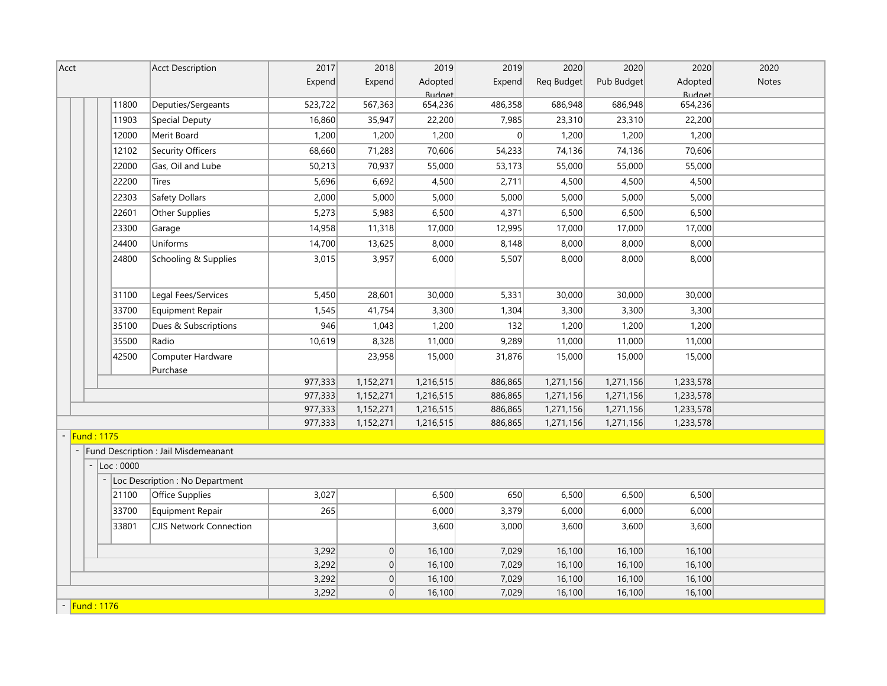| Acct | Acct Description | 2017 Expend | 2018 Expend | 2019 Adopted Budget | 2019 Expend | 2020 Req Budget | 2020 Pub Budget | 2020 Adopted Budget | 2020 Notes |
|---|---|---|---|---|---|---|---|---|---|
| 11800 | Deputies/Sergeants | 523,722 | 567,363 | 654,236 | 486,358 | 686,948 | 686,948 | 654,236 | |
| 11903 | Special Deputy | 16,860 | 35,947 | 22,200 | 7,985 | 23,310 | 23,310 | 22,200 | |
| 12000 | Merit Board | 1,200 | 1,200 | 1,200 | 0 | 1,200 | 1,200 | 1,200 | |
| 12102 | Security Officers | 68,660 | 71,283 | 70,606 | 54,233 | 74,136 | 74,136 | 70,606 | |
| 22000 | Gas, Oil and Lube | 50,213 | 70,937 | 55,000 | 53,173 | 55,000 | 55,000 | 55,000 | |
| 22200 | Tires | 5,696 | 6,692 | 4,500 | 2,711 | 4,500 | 4,500 | 4,500 | |
| 22303 | Safety Dollars | 2,000 | 5,000 | 5,000 | 5,000 | 5,000 | 5,000 | 5,000 | |
| 22601 | Other Supplies | 5,273 | 5,983 | 6,500 | 4,371 | 6,500 | 6,500 | 6,500 | |
| 23300 | Garage | 14,958 | 11,318 | 17,000 | 12,995 | 17,000 | 17,000 | 17,000 | |
| 24400 | Uniforms | 14,700 | 13,625 | 8,000 | 8,148 | 8,000 | 8,000 | 8,000 | |
| 24800 | Schooling & Supplies | 3,015 | 3,957 | 6,000 | 5,507 | 8,000 | 8,000 | 8,000 | |
| 31100 | Legal Fees/Services | 5,450 | 28,601 | 30,000 | 5,331 | 30,000 | 30,000 | 30,000 | |
| 33700 | Equipment Repair | 1,545 | 41,754 | 3,300 | 1,304 | 3,300 | 3,300 | 3,300 | |
| 35100 | Dues & Subscriptions | 946 | 1,043 | 1,200 | 132 | 1,200 | 1,200 | 1,200 | |
| 35500 | Radio | 10,619 | 8,328 | 11,000 | 9,289 | 11,000 | 11,000 | 11,000 | |
| 42500 | Computer Hardware Purchase | | 23,958 | 15,000 | 31,876 | 15,000 | 15,000 | 15,000 | |
| | | 977,333 | 1,152,271 | 1,216,515 | 886,865 | 1,271,156 | 1,271,156 | 1,233,578 | |
| | | 977,333 | 1,152,271 | 1,216,515 | 886,865 | 1,271,156 | 1,271,156 | 1,233,578 | |
| | | 977,333 | 1,152,271 | 1,216,515 | 886,865 | 1,271,156 | 1,271,156 | 1,233,578 | |
| | | 977,333 | 1,152,271 | 1,216,515 | 886,865 | 1,271,156 | 1,271,156 | 1,233,578 | |
| Fund : 1175 | | | | | | | | | |
| Fund Description : Jail Misdemeanant | | | | | | | | | |
| Loc : 0000 | | | | | | | | | |
| Loc Description : No Department | | | | | | | | | |
| 21100 | Office Supplies | 3,027 | | 6,500 | 650 | 6,500 | 6,500 | 6,500 | |
| 33700 | Equipment Repair | 265 | | 6,000 | 3,379 | 6,000 | 6,000 | 6,000 | |
| 33801 | CJIS Network Connection | | | 3,600 | 3,000 | 3,600 | 3,600 | 3,600 | |
| | | 3,292 | 0 | 16,100 | 7,029 | 16,100 | 16,100 | 16,100 | |
| | | 3,292 | 0 | 16,100 | 7,029 | 16,100 | 16,100 | 16,100 | |
| | | 3,292 | 0 | 16,100 | 7,029 | 16,100 | 16,100 | 16,100 | |
| | | 3,292 | 0 | 16,100 | 7,029 | 16,100 | 16,100 | 16,100 | |
| Fund : 1176 | | | | | | | | | |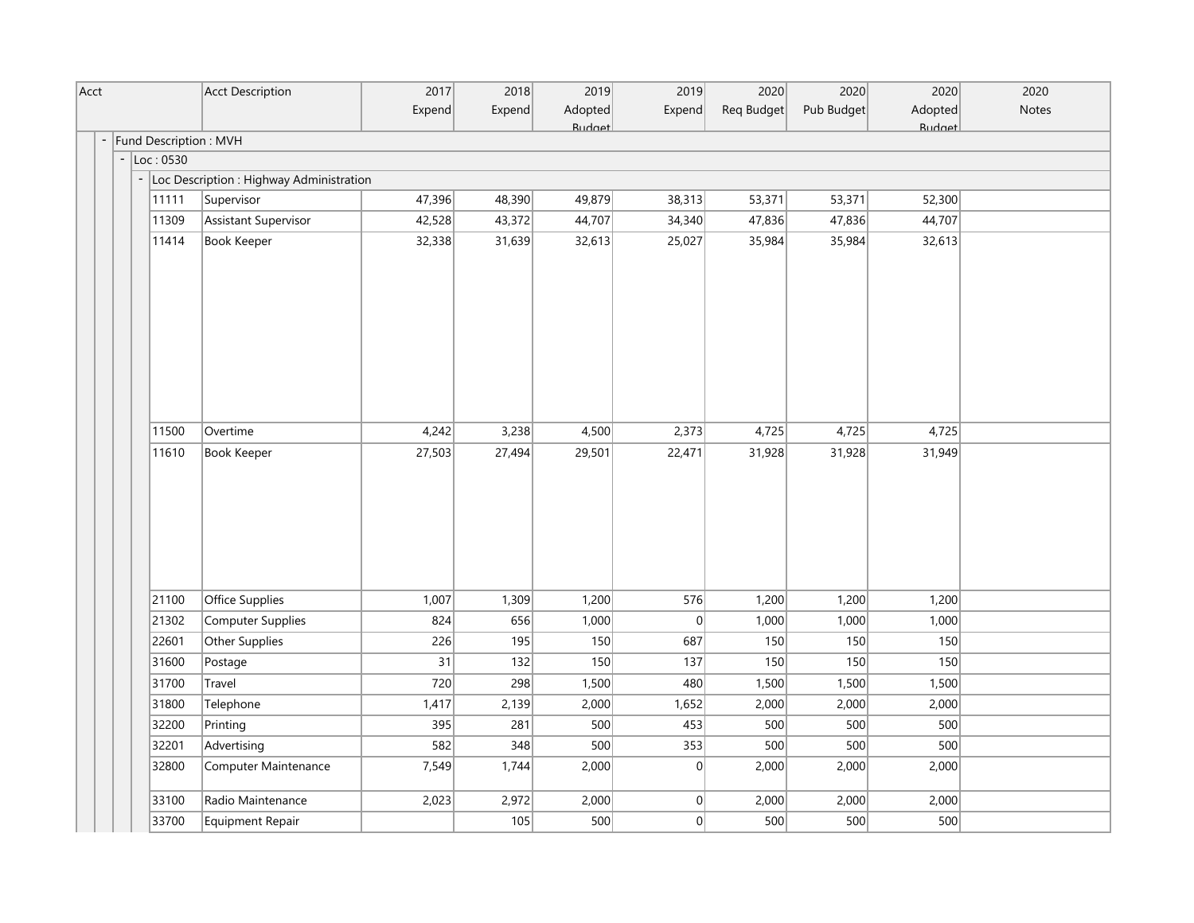| Acct | Acct Description | 2017 Expend | 2018 Expend | 2019 Adopted Budget | 2019 Expend | 2020 Req Budget | 2020 Pub Budget | 2020 Adopted Budget | 2020 Notes |
|---|---|---|---|---|---|---|---|---|---|
| Fund Description : MVH | | | | | | | | | |
| Loc : 0530 | | | | | | | | | |
| Loc Description : Highway Administration | | | | | | | | | |
| 11111 | Supervisor | 47,396 | 48,390 | 49,879 | 38,313 | 53,371 | 53,371 | 52,300 | |
| 11309 | Assistant Supervisor | 42,528 | 43,372 | 44,707 | 34,340 | 47,836 | 47,836 | 44,707 | |
| 11414 | Book Keeper | 32,338 | 31,639 | 32,613 | 25,027 | 35,984 | 35,984 | 32,613 | |
| 11500 | Overtime | 4,242 | 3,238 | 4,500 | 2,373 | 4,725 | 4,725 | 4,725 | |
| 11610 | Book Keeper | 27,503 | 27,494 | 29,501 | 22,471 | 31,928 | 31,928 | 31,949 | |
| 21100 | Office Supplies | 1,007 | 1,309 | 1,200 | 576 | 1,200 | 1,200 | 1,200 | |
| 21302 | Computer Supplies | 824 | 656 | 1,000 | 0 | 1,000 | 1,000 | 1,000 | |
| 22601 | Other Supplies | 226 | 195 | 150 | 687 | 150 | 150 | 150 | |
| 31600 | Postage | 31 | 132 | 150 | 137 | 150 | 150 | 150 | |
| 31700 | Travel | 720 | 298 | 1,500 | 480 | 1,500 | 1,500 | 1,500 | |
| 31800 | Telephone | 1,417 | 2,139 | 2,000 | 1,652 | 2,000 | 2,000 | 2,000 | |
| 32200 | Printing | 395 | 281 | 500 | 453 | 500 | 500 | 500 | |
| 32201 | Advertising | 582 | 348 | 500 | 353 | 500 | 500 | 500 | |
| 32800 | Computer Maintenance | 7,549 | 1,744 | 2,000 | 0 | 2,000 | 2,000 | 2,000 | |
| 33100 | Radio Maintenance | 2,023 | 2,972 | 2,000 | 0 | 2,000 | 2,000 | 2,000 | |
| 33700 | Equipment Repair | | 105 | 500 | 0 | 500 | 500 | 500 | |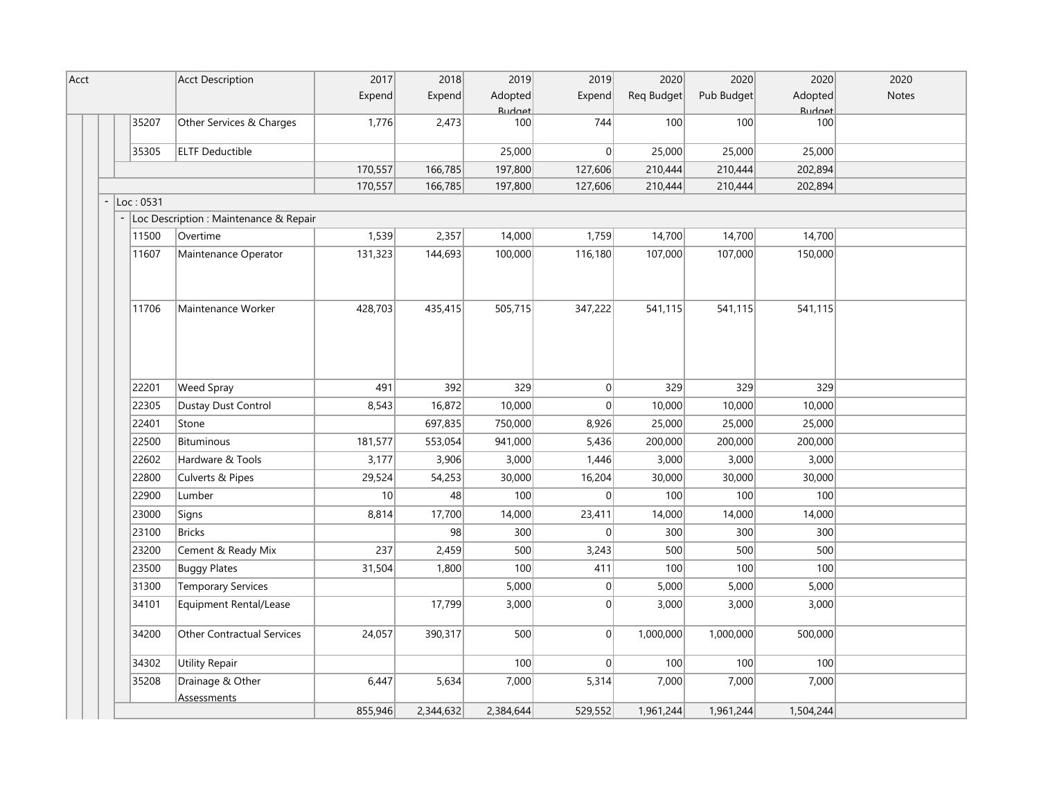| Acct | Acct Description | 2017 Expend | 2018 Expend | 2019 Adopted Budget | 2019 Expend | 2020 Req Budget | 2020 Pub Budget | 2020 Adopted Budget | 2020 Notes |
|---|---|---|---|---|---|---|---|---|---|
| 35207 | Other Services & Charges | 1,776 | 2,473 | 100 | 744 | 100 | 100 | 100 | |
| 35305 | ELTF Deductible | | | 25,000 | 0 | 25,000 | 25,000 | 25,000 | |
| | | 170,557 | 166,785 | 197,800 | 127,606 | 210,444 | 210,444 | 202,894 | |
| | | 170,557 | 166,785 | 197,800 | 127,606 | 210,444 | 210,444 | 202,894 | |
| - Loc : 0531 | | | | | | | | | |
| - Loc Description : Maintenance & Repair | | | | | | | | | |
| 11500 | Overtime | 1,539 | 2,357 | 14,000 | 1,759 | 14,700 | 14,700 | 14,700 | |
| 11607 | Maintenance Operator | 131,323 | 144,693 | 100,000 | 116,180 | 107,000 | 107,000 | 150,000 | |
| 11706 | Maintenance Worker | 428,703 | 435,415 | 505,715 | 347,222 | 541,115 | 541,115 | 541,115 | |
| 22201 | Weed Spray | 491 | 392 | 329 | 0 | 329 | 329 | 329 | |
| 22305 | Dustay Dust Control | 8,543 | 16,872 | 10,000 | 0 | 10,000 | 10,000 | 10,000 | |
| 22401 | Stone | | 697,835 | 750,000 | 8,926 | 25,000 | 25,000 | 25,000 | |
| 22500 | Bituminous | 181,577 | 553,054 | 941,000 | 5,436 | 200,000 | 200,000 | 200,000 | |
| 22602 | Hardware & Tools | 3,177 | 3,906 | 3,000 | 1,446 | 3,000 | 3,000 | 3,000 | |
| 22800 | Culverts & Pipes | 29,524 | 54,253 | 30,000 | 16,204 | 30,000 | 30,000 | 30,000 | |
| 22900 | Lumber | 10 | 48 | 100 | 0 | 100 | 100 | 100 | |
| 23000 | Signs | 8,814 | 17,700 | 14,000 | 23,411 | 14,000 | 14,000 | 14,000 | |
| 23100 | Bricks | | 98 | 300 | 0 | 300 | 300 | 300 | |
| 23200 | Cement & Ready Mix | 237 | 2,459 | 500 | 3,243 | 500 | 500 | 500 | |
| 23500 | Buggy Plates | 31,504 | 1,800 | 100 | 411 | 100 | 100 | 100 | |
| 31300 | Temporary Services | | | 5,000 | 0 | 5,000 | 5,000 | 5,000 | |
| 34101 | Equipment Rental/Lease | | 17,799 | 3,000 | 0 | 3,000 | 3,000 | 3,000 | |
| 34200 | Other Contractual Services | 24,057 | 390,317 | 500 | 0 | 1,000,000 | 1,000,000 | 500,000 | |
| 34302 | Utility Repair | | | 100 | 0 | 100 | 100 | 100 | |
| 35208 | Drainage & Other Assessments | 6,447 | 5,634 | 7,000 | 5,314 | 7,000 | 7,000 | 7,000 | |
| | | 855,946 | 2,344,632 | 2,384,644 | 529,552 | 1,961,244 | 1,961,244 | 1,504,244 | |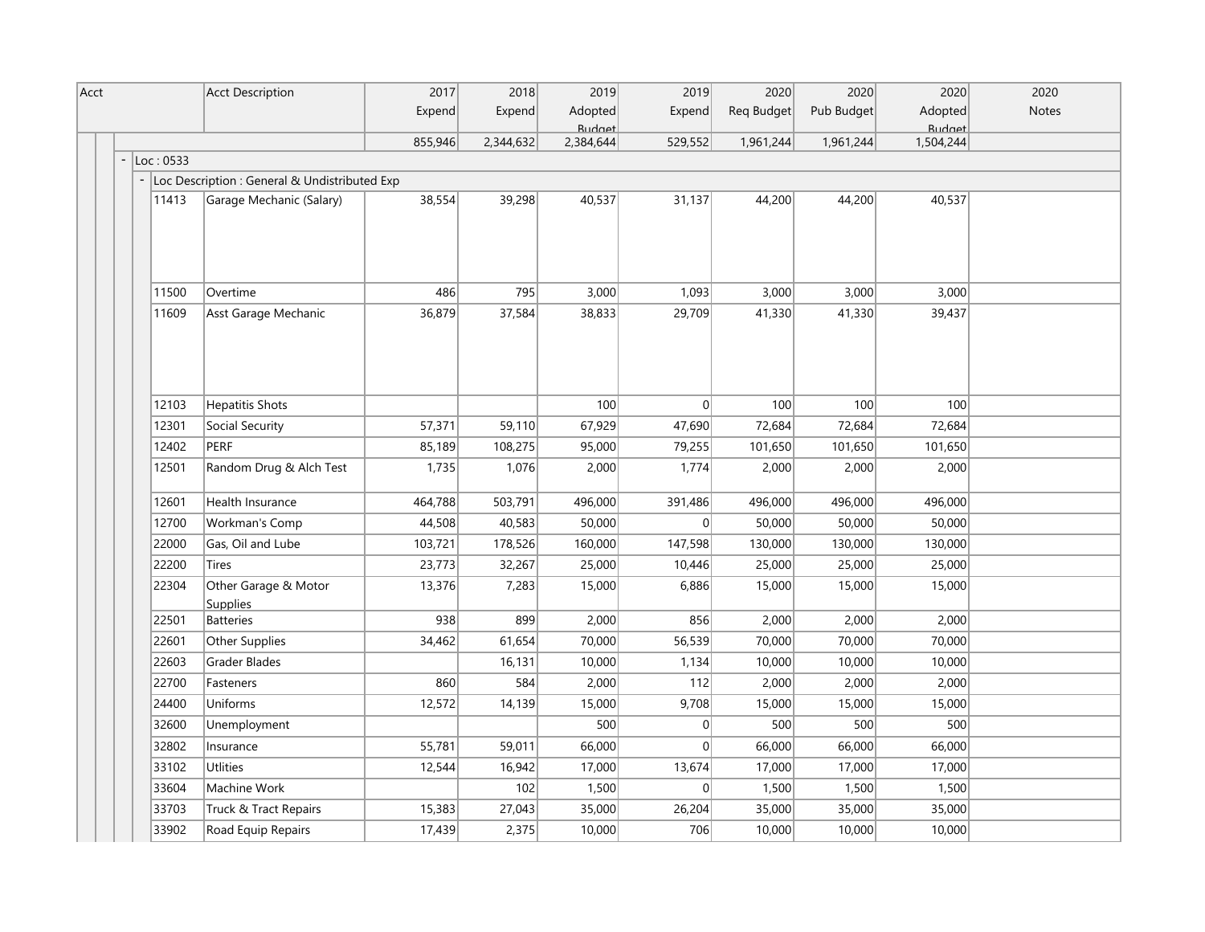| Acct | Acct Description | 2017 Expend | 2018 Expend | 2019 Adopted Budget | 2019 Expend | 2020 Req Budget | 2020 Pub Budget | 2020 Adopted Budget | 2020 Notes |
|---|---|---|---|---|---|---|---|---|---|
| | | 855,946 | 2,344,632 | 2,384,644 | 529,552 | 1,961,244 | 1,961,244 | 1,504,244 | |
| Loc : 0533 | | | | | | | | | |
| Loc Description : General & Undistributed Exp | | | | | | | | | |
| 11413 | Garage Mechanic (Salary) | 38,554 | 39,298 | 40,537 | 31,137 | 44,200 | 44,200 | 40,537 | |
| 11500 | Overtime | 486 | 795 | 3,000 | 1,093 | 3,000 | 3,000 | 3,000 | |
| 11609 | Asst Garage Mechanic | 36,879 | 37,584 | 38,833 | 29,709 | 41,330 | 41,330 | 39,437 | |
| 12103 | Hepatitis Shots | | | 100 | 0 | 100 | 100 | 100 | |
| 12301 | Social Security | 57,371 | 59,110 | 67,929 | 47,690 | 72,684 | 72,684 | 72,684 | |
| 12402 | PERF | 85,189 | 108,275 | 95,000 | 79,255 | 101,650 | 101,650 | 101,650 | |
| 12501 | Random Drug & Alch Test | 1,735 | 1,076 | 2,000 | 1,774 | 2,000 | 2,000 | 2,000 | |
| 12601 | Health Insurance | 464,788 | 503,791 | 496,000 | 391,486 | 496,000 | 496,000 | 496,000 | |
| 12700 | Workman's Comp | 44,508 | 40,583 | 50,000 | 0 | 50,000 | 50,000 | 50,000 | |
| 22000 | Gas, Oil and Lube | 103,721 | 178,526 | 160,000 | 147,598 | 130,000 | 130,000 | 130,000 | |
| 22200 | Tires | 23,773 | 32,267 | 25,000 | 10,446 | 25,000 | 25,000 | 25,000 | |
| 22304 | Other Garage & Motor Supplies | 13,376 | 7,283 | 15,000 | 6,886 | 15,000 | 15,000 | 15,000 | |
| 22501 | Batteries | 938 | 899 | 2,000 | 856 | 2,000 | 2,000 | 2,000 | |
| 22601 | Other Supplies | 34,462 | 61,654 | 70,000 | 56,539 | 70,000 | 70,000 | 70,000 | |
| 22603 | Grader Blades | | 16,131 | 10,000 | 1,134 | 10,000 | 10,000 | 10,000 | |
| 22700 | Fasteners | 860 | 584 | 2,000 | 112 | 2,000 | 2,000 | 2,000 | |
| 24400 | Uniforms | 12,572 | 14,139 | 15,000 | 9,708 | 15,000 | 15,000 | 15,000 | |
| 32600 | Unemployment | | | 500 | 0 | 500 | 500 | 500 | |
| 32802 | Insurance | 55,781 | 59,011 | 66,000 | 0 | 66,000 | 66,000 | 66,000 | |
| 33102 | Utlities | 12,544 | 16,942 | 17,000 | 13,674 | 17,000 | 17,000 | 17,000 | |
| 33604 | Machine Work | | 102 | 1,500 | 0 | 1,500 | 1,500 | 1,500 | |
| 33703 | Truck & Tract Repairs | 15,383 | 27,043 | 35,000 | 26,204 | 35,000 | 35,000 | 35,000 | |
| 33902 | Road Equip Repairs | 17,439 | 2,375 | 10,000 | 706 | 10,000 | 10,000 | 10,000 | |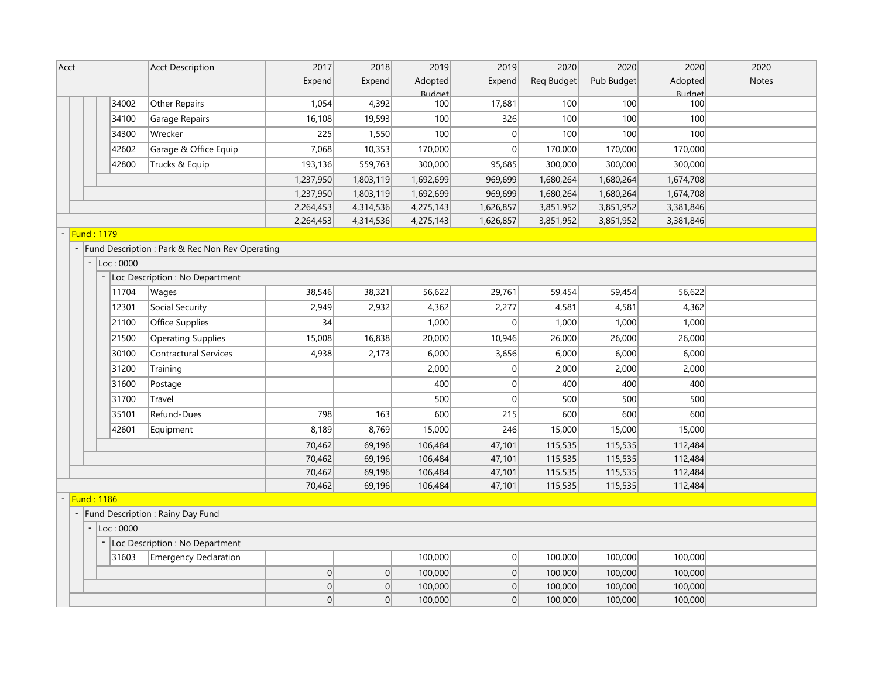| Acct | Acct Description | 2017 Expend | 2018 Expend | 2019 Adopted Budget | 2019 Expend | 2020 Req Budget | 2020 Pub Budget | 2020 Adopted Budget | 2020 Notes |
|---|---|---|---|---|---|---|---|---|---|
| 34002 | Other Repairs | 1,054 | 4,392 | 100 | 17,681 | 100 | 100 | 100 | |
| 34100 | Garage Repairs | 16,108 | 19,593 | 100 | 326 | 100 | 100 | 100 | |
| 34300 | Wrecker | 225 | 1,550 | 100 | 0 | 100 | 100 | 100 | |
| 42602 | Garage & Office Equip | 7,068 | 10,353 | 170,000 | 0 | 170,000 | 170,000 | 170,000 | |
| 42800 | Trucks & Equip | 193,136 | 559,763 | 300,000 | 95,685 | 300,000 | 300,000 | 300,000 | |
| | | 1,237,950 | 1,803,119 | 1,692,699 | 969,699 | 1,680,264 | 1,680,264 | 1,674,708 | |
| | | 1,237,950 | 1,803,119 | 1,692,699 | 969,699 | 1,680,264 | 1,680,264 | 1,674,708 | |
| | | 2,264,453 | 4,314,536 | 4,275,143 | 1,626,857 | 3,851,952 | 3,851,952 | 3,381,846 | |
| | | 2,264,453 | 4,314,536 | 4,275,143 | 1,626,857 | 3,851,952 | 3,851,952 | 3,381,846 | |
| - Fund : 1179 | | | | | | | | | |
| - Fund Description : Park & Rec Non Rev Operating | | | | | | | | | |
| - Loc : 0000 | | | | | | | | | |
| - Loc Description : No Department | | | | | | | | | |
| 11704 | Wages | 38,546 | 38,321 | 56,622 | 29,761 | 59,454 | 59,454 | 56,622 | |
| 12301 | Social Security | 2,949 | 2,932 | 4,362 | 2,277 | 4,581 | 4,581 | 4,362 | |
| 21100 | Office Supplies | 34 | | 1,000 | 0 | 1,000 | 1,000 | 1,000 | |
| 21500 | Operating Supplies | 15,008 | 16,838 | 20,000 | 10,946 | 26,000 | 26,000 | 26,000 | |
| 30100 | Contractural Services | 4,938 | 2,173 | 6,000 | 3,656 | 6,000 | 6,000 | 6,000 | |
| 31200 | Training | | | 2,000 | 0 | 2,000 | 2,000 | 2,000 | |
| 31600 | Postage | | | 400 | 0 | 400 | 400 | 400 | |
| 31700 | Travel | | | 500 | 0 | 500 | 500 | 500 | |
| 35101 | Refund-Dues | 798 | 163 | 600 | 215 | 600 | 600 | 600 | |
| 42601 | Equipment | 8,189 | 8,769 | 15,000 | 246 | 15,000 | 15,000 | 15,000 | |
| | | 70,462 | 69,196 | 106,484 | 47,101 | 115,535 | 115,535 | 112,484 | |
| | | 70,462 | 69,196 | 106,484 | 47,101 | 115,535 | 115,535 | 112,484 | |
| | | 70,462 | 69,196 | 106,484 | 47,101 | 115,535 | 115,535 | 112,484 | |
| | | 70,462 | 69,196 | 106,484 | 47,101 | 115,535 | 115,535 | 112,484 | |
| - Fund : 1186 | | | | | | | | | |
| - Fund Description : Rainy Day Fund | | | | | | | | | |
| - Loc : 0000 | | | | | | | | | |
| - Loc Description : No Department | | | | | | | | | |
| 31603 | Emergency Declaration | | | 100,000 | 0 | 100,000 | 100,000 | 100,000 | |
| | | 0 | 0 | 100,000 | 0 | 100,000 | 100,000 | 100,000 | |
| | | 0 | 0 | 100,000 | 0 | 100,000 | 100,000 | 100,000 | |
| | | 0 | 0 | 100,000 | 0 | 100,000 | 100,000 | 100,000 | |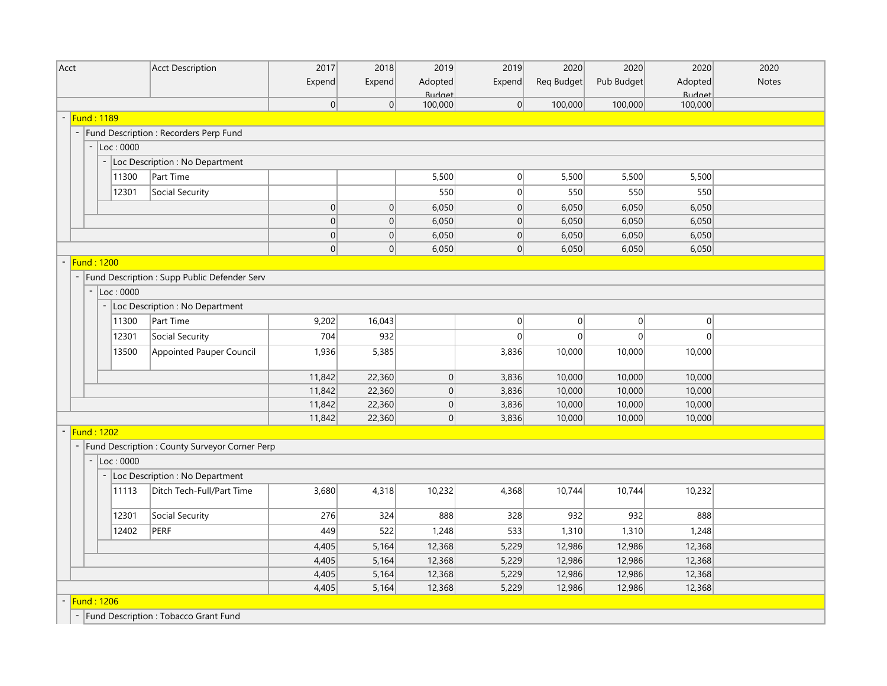| Acct | Acct Description | 2017 Expend | 2018 Expend | 2019 Adopted Budget | 2019 Expend | 2020 Req Budget | 2020 Pub Budget | 2020 Adopted Budget | 2020 Notes |
|---|---|---|---|---|---|---|---|---|---|
| | | 0 | 0 | 100,000 | 0 | 100,000 | 100,000 | 100,000 | |
| Fund : 1189 | | | | | | | | | |
| Fund Description : Recorders Perp Fund | | | | | | | | | |
| Loc : 0000 | | | | | | | | | |
| Loc Description : No Department | | | | | | | | | |
| 11300 | Part Time | | | 5,500 | 0 | 5,500 | 5,500 | 5,500 | |
| 12301 | Social Security | | | 550 | 0 | 550 | 550 | 550 | |
| | | 0 | 0 | 6,050 | 0 | 6,050 | 6,050 | 6,050 | |
| | | 0 | 0 | 6,050 | 0 | 6,050 | 6,050 | 6,050 | |
| | | 0 | 0 | 6,050 | 0 | 6,050 | 6,050 | 6,050 | |
| | | 0 | 0 | 6,050 | 0 | 6,050 | 6,050 | 6,050 | |
| Fund : 1200 | | | | | | | | | |
| Fund Description : Supp Public Defender Serv | | | | | | | | | |
| Loc : 0000 | | | | | | | | | |
| Loc Description : No Department | | | | | | | | | |
| 11300 | Part Time | 9,202 | 16,043 | | 0 | 0 | 0 | 0 | |
| 12301 | Social Security | 704 | 932 | | 0 | 0 | 0 | 0 | |
| 13500 | Appointed Pauper Council | 1,936 | 5,385 | | 3,836 | 10,000 | 10,000 | 10,000 | |
| | | 11,842 | 22,360 | 0 | 3,836 | 10,000 | 10,000 | 10,000 | |
| | | 11,842 | 22,360 | 0 | 3,836 | 10,000 | 10,000 | 10,000 | |
| | | 11,842 | 22,360 | 0 | 3,836 | 10,000 | 10,000 | 10,000 | |
| | | 11,842 | 22,360 | 0 | 3,836 | 10,000 | 10,000 | 10,000 | |
| Fund : 1202 | | | | | | | | | |
| Fund Description : County Surveyor Corner Perp | | | | | | | | | |
| Loc : 0000 | | | | | | | | | |
| Loc Description : No Department | | | | | | | | | |
| 11113 | Ditch Tech-Full/Part Time | 3,680 | 4,318 | 10,232 | 4,368 | 10,744 | 10,744 | 10,232 | |
| 12301 | Social Security | 276 | 324 | 888 | 328 | 932 | 932 | 888 | |
| 12402 | PERF | 449 | 522 | 1,248 | 533 | 1,310 | 1,310 | 1,248 | |
| | | 4,405 | 5,164 | 12,368 | 5,229 | 12,986 | 12,986 | 12,368 | |
| | | 4,405 | 5,164 | 12,368 | 5,229 | 12,986 | 12,986 | 12,368 | |
| | | 4,405 | 5,164 | 12,368 | 5,229 | 12,986 | 12,986 | 12,368 | |
| | | 4,405 | 5,164 | 12,368 | 5,229 | 12,986 | 12,986 | 12,368 | |
| Fund : 1206 | | | | | | | | | |
| Fund Description : Tobacco Grant Fund | | | | | | | | | |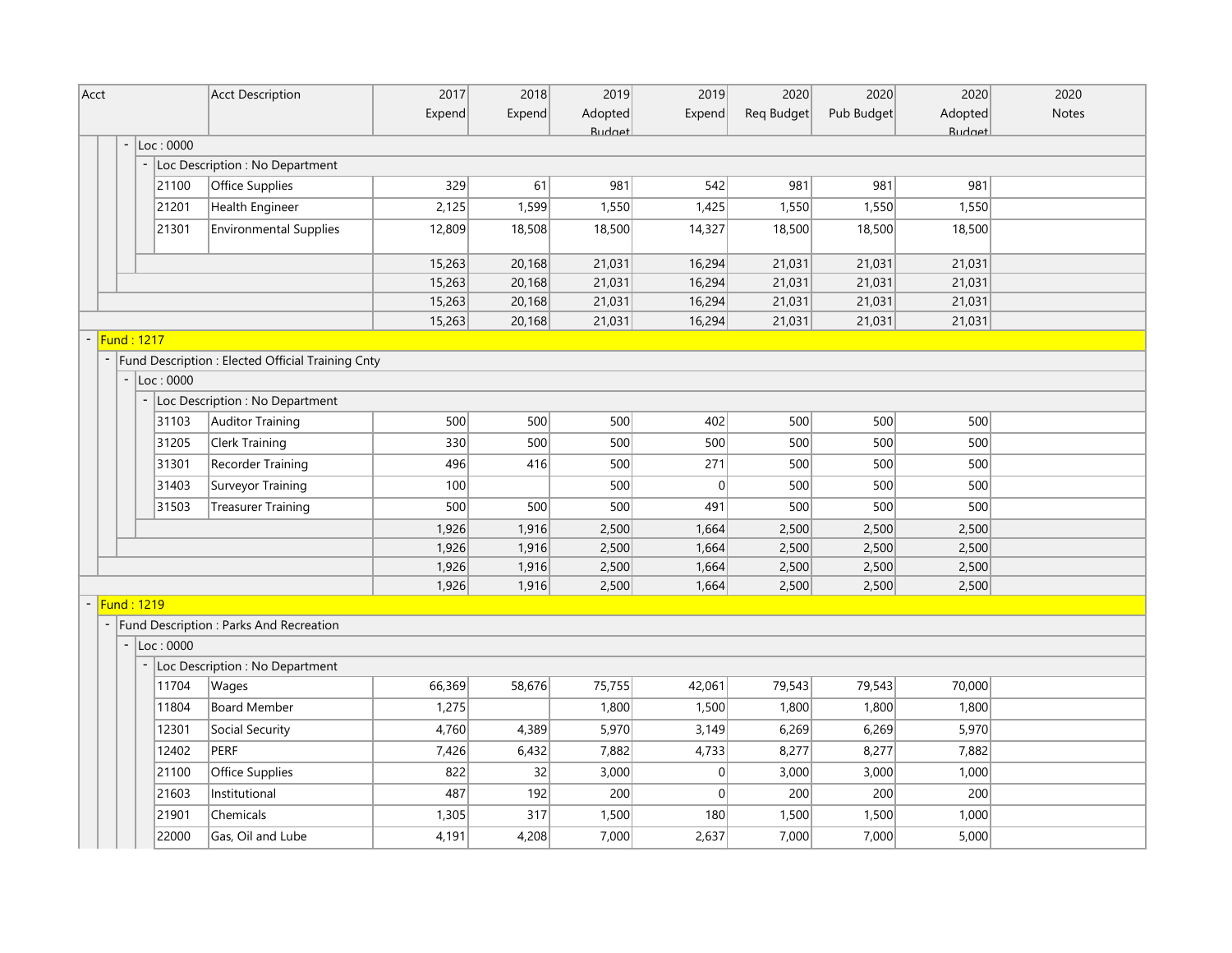| Acct | Acct Description | 2017 Expend | 2018 Expend | 2019 Adopted Budget | 2019 Expend | 2020 Req Budget | 2020 Pub Budget | 2020 Adopted Budget | 2020 Notes |
|---|---|---|---|---|---|---|---|---|---|
| - Loc : 0000 | | | | | | | | | |
| - Loc Description : No Department | | | | | | | | | |
| 21100 | Office Supplies | 329 | 61 | 981 | 542 | 981 | 981 | 981 | |
| 21201 | Health Engineer | 2,125 | 1,599 | 1,550 | 1,425 | 1,550 | 1,550 | 1,550 | |
| 21301 | Environmental Supplies | 12,809 | 18,508 | 18,500 | 14,327 | 18,500 | 18,500 | 18,500 | |
| | | 15,263 | 20,168 | 21,031 | 16,294 | 21,031 | 21,031 | 21,031 | |
| | | 15,263 | 20,168 | 21,031 | 16,294 | 21,031 | 21,031 | 21,031 | |
| | | 15,263 | 20,168 | 21,031 | 16,294 | 21,031 | 21,031 | 21,031 | |
| | | 15,263 | 20,168 | 21,031 | 16,294 | 21,031 | 21,031 | 21,031 | |
| - Fund : 1217 | | | | | | | | | |
| - Fund Description : Elected Official Training Cnty | | | | | | | | | |
| - Loc : 0000 | | | | | | | | | |
| - Loc Description : No Department | | | | | | | | | |
| 31103 | Auditor Training | 500 | 500 | 500 | 402 | 500 | 500 | 500 | |
| 31205 | Clerk Training | 330 | 500 | 500 | 500 | 500 | 500 | 500 | |
| 31301 | Recorder Training | 496 | 416 | 500 | 271 | 500 | 500 | 500 | |
| 31403 | Surveyor Training | 100 | | 500 | 0 | 500 | 500 | 500 | |
| 31503 | Treasurer Training | 500 | 500 | 500 | 491 | 500 | 500 | 500 | |
| | | 1,926 | 1,916 | 2,500 | 1,664 | 2,500 | 2,500 | 2,500 | |
| | | 1,926 | 1,916 | 2,500 | 1,664 | 2,500 | 2,500 | 2,500 | |
| | | 1,926 | 1,916 | 2,500 | 1,664 | 2,500 | 2,500 | 2,500 | |
| | | 1,926 | 1,916 | 2,500 | 1,664 | 2,500 | 2,500 | 2,500 | |
| - Fund : 1219 | | | | | | | | | |
| - Fund Description : Parks And Recreation | | | | | | | | | |
| - Loc : 0000 | | | | | | | | | |
| - Loc Description : No Department | | | | | | | | | |
| 11704 | Wages | 66,369 | 58,676 | 75,755 | 42,061 | 79,543 | 79,543 | 70,000 | |
| 11804 | Board Member | 1,275 | | 1,800 | 1,500 | 1,800 | 1,800 | 1,800 | |
| 12301 | Social Security | 4,760 | 4,389 | 5,970 | 3,149 | 6,269 | 6,269 | 5,970 | |
| 12402 | PERF | 7,426 | 6,432 | 7,882 | 4,733 | 8,277 | 8,277 | 7,882 | |
| 21100 | Office Supplies | 822 | 32 | 3,000 | 0 | 3,000 | 3,000 | 1,000 | |
| 21603 | Institutional | 487 | 192 | 200 | 0 | 200 | 200 | 200 | |
| 21901 | Chemicals | 1,305 | 317 | 1,500 | 180 | 1,500 | 1,500 | 1,000 | |
| 22000 | Gas, Oil and Lube | 4,191 | 4,208 | 7,000 | 2,637 | 7,000 | 7,000 | 5,000 | |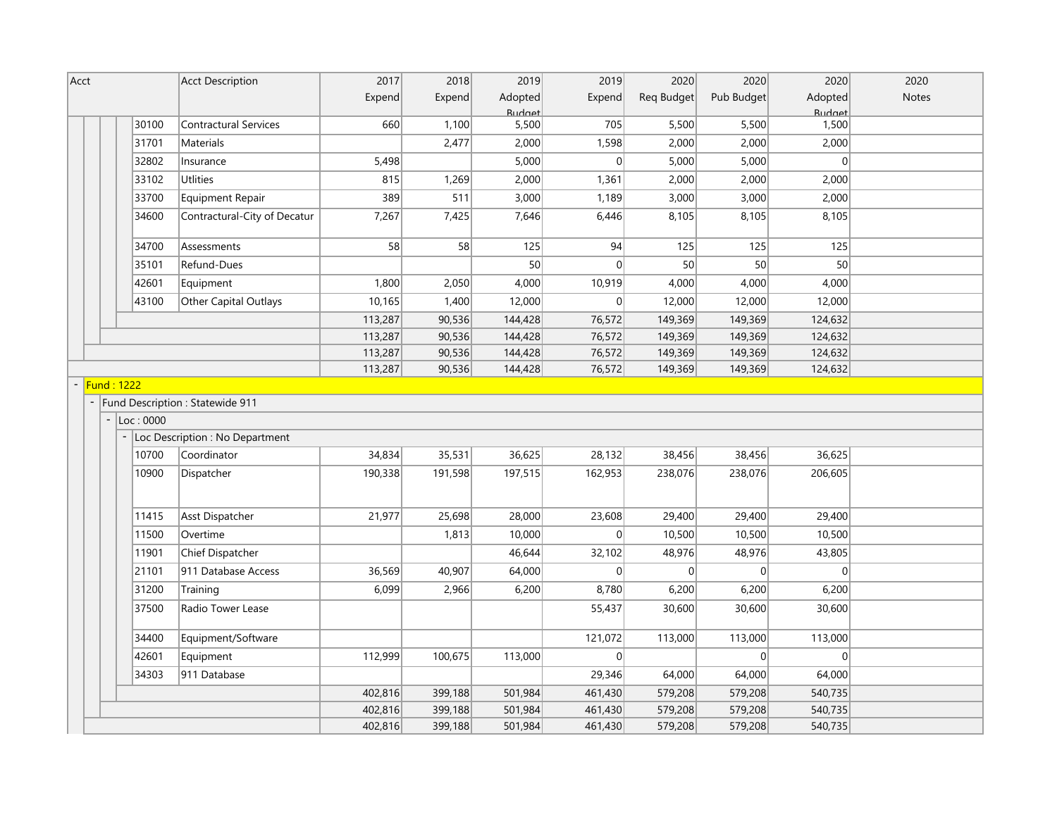| Acct | Acct Description | 2017 Expend | 2018 Expend | 2019 Adopted Budget | 2019 Expend | 2020 Req Budget | 2020 Pub Budget | 2020 Adopted Budget | 2020 Notes |
|---|---|---|---|---|---|---|---|---|---|
| 30100 | Contractural Services | 660 | 1,100 | 5,500 | 705 | 5,500 | 5,500 | 1,500 | |
| 31701 | Materials | | 2,477 | 2,000 | 1,598 | 2,000 | 2,000 | 2,000 | |
| 32802 | Insurance | 5,498 | | 5,000 | 0 | 5,000 | 5,000 | 0 | |
| 33102 | Utlities | 815 | 1,269 | 2,000 | 1,361 | 2,000 | 2,000 | 2,000 | |
| 33700 | Equipment Repair | 389 | 511 | 3,000 | 1,189 | 3,000 | 3,000 | 2,000 | |
| 34600 | Contractural-City of Decatur | 7,267 | 7,425 | 7,646 | 6,446 | 8,105 | 8,105 | 8,105 | |
| 34700 | Assessments | 58 | 58 | 125 | 94 | 125 | 125 | 125 | |
| 35101 | Refund-Dues | | | 50 | 0 | 50 | 50 | 50 | |
| 42601 | Equipment | 1,800 | 2,050 | 4,000 | 10,919 | 4,000 | 4,000 | 4,000 | |
| 43100 | Other Capital Outlays | 10,165 | 1,400 | 12,000 | 0 | 12,000 | 12,000 | 12,000 | |
| | | 113,287 | 90,536 | 144,428 | 76,572 | 149,369 | 149,369 | 124,632 | |
| | | 113,287 | 90,536 | 144,428 | 76,572 | 149,369 | 149,369 | 124,632 | |
| | | 113,287 | 90,536 | 144,428 | 76,572 | 149,369 | 149,369 | 124,632 | |
| | | 113,287 | 90,536 | 144,428 | 76,572 | 149,369 | 149,369 | 124,632 | |
| Fund : 1222 | | | | | | | | | |
| Fund Description : Statewide 911 | | | | | | | | | |
| Loc : 0000 | | | | | | | | | |
| Loc Description : No Department | | | | | | | | | |
| 10700 | Coordinator | 34,834 | 35,531 | 36,625 | 28,132 | 38,456 | 38,456 | 36,625 | |
| 10900 | Dispatcher | 190,338 | 191,598 | 197,515 | 162,953 | 238,076 | 238,076 | 206,605 | |
| 11415 | Asst Dispatcher | 21,977 | 25,698 | 28,000 | 23,608 | 29,400 | 29,400 | 29,400 | |
| 11500 | Overtime | | 1,813 | 10,000 | 0 | 10,500 | 10,500 | 10,500 | |
| 11901 | Chief Dispatcher | | | 46,644 | 32,102 | 48,976 | 48,976 | 43,805 | |
| 21101 | 911 Database Access | 36,569 | 40,907 | 64,000 | 0 | 0 | 0 | 0 | |
| 31200 | Training | 6,099 | 2,966 | 6,200 | 8,780 | 6,200 | 6,200 | 6,200 | |
| 37500 | Radio Tower Lease | | | | 55,437 | 30,600 | 30,600 | 30,600 | |
| 34400 | Equipment/Software | | | | 121,072 | 113,000 | 113,000 | 113,000 | |
| 42601 | Equipment | 112,999 | 100,675 | 113,000 | 0 | | 0 | 0 | |
| 34303 | 911 Database | | | | 29,346 | 64,000 | 64,000 | 64,000 | |
| | | 402,816 | 399,188 | 501,984 | 461,430 | 579,208 | 579,208 | 540,735 | |
| | | 402,816 | 399,188 | 501,984 | 461,430 | 579,208 | 579,208 | 540,735 | |
| | | 402,816 | 399,188 | 501,984 | 461,430 | 579,208 | 579,208 | 540,735 | |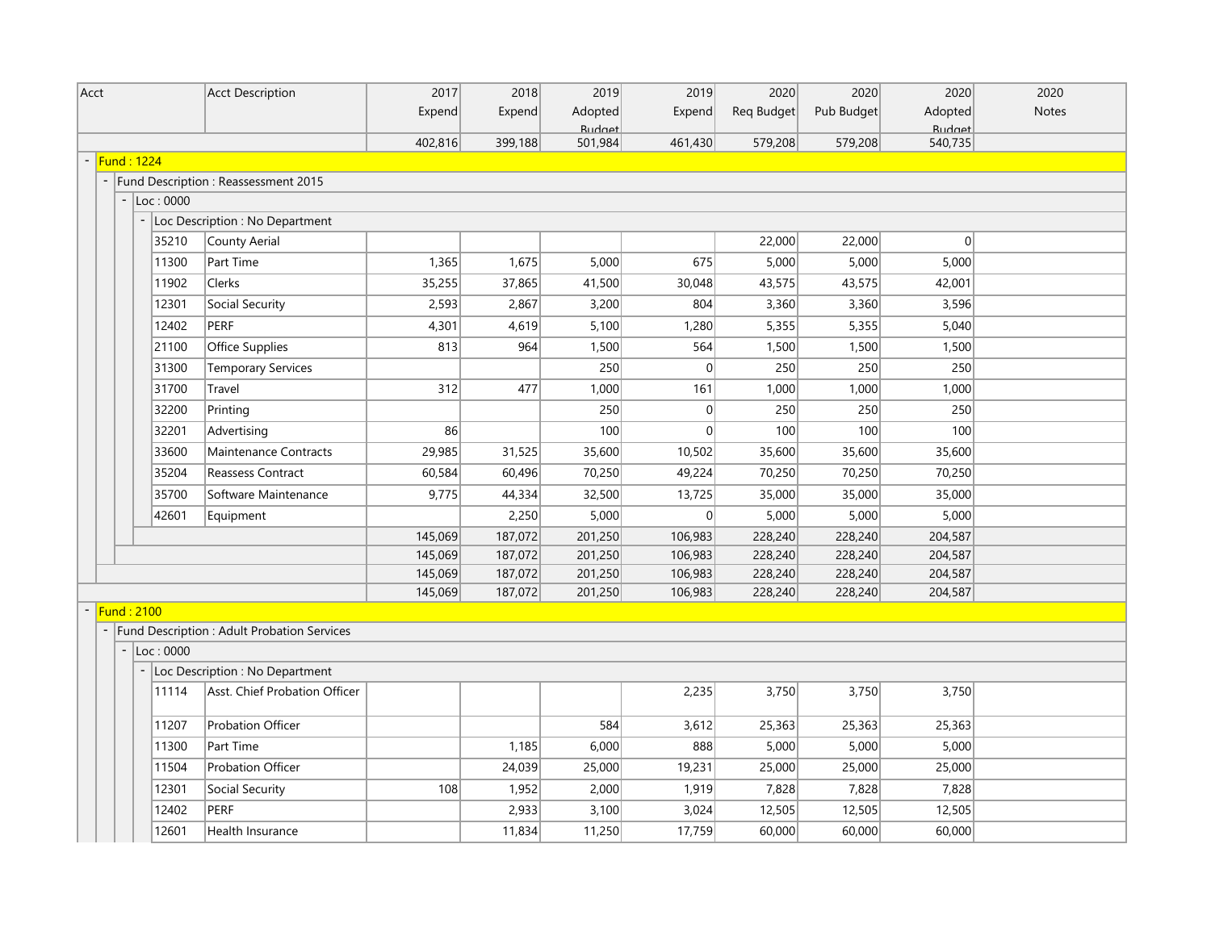| Acct | Acct Description | 2017 Expend | 2018 Expend | 2019 Adopted Budget | 2019 Expend | 2020 Req Budget | 2020 Pub Budget | 2020 Adopted Budget | 2020 Notes |
|---|---|---|---|---|---|---|---|---|---|
| | | 402,816 | 399,188 | 501,984 | 461,430 | 579,208 | 579,208 | 540,735 | |
| Fund : 1224 | | | | | | | | | |
| Fund Description : Reassessment 2015 | | | | | | | | | |
| Loc : 0000 | | | | | | | | | |
| Loc Description : No Department | | | | | | | | | |
| 35210 | County Aerial | | | | | 22,000 | 22,000 | 0 | |
| 11300 | Part Time | 1,365 | 1,675 | 5,000 | 675 | 5,000 | 5,000 | 5,000 | |
| 11902 | Clerks | 35,255 | 37,865 | 41,500 | 30,048 | 43,575 | 43,575 | 42,001 | |
| 12301 | Social Security | 2,593 | 2,867 | 3,200 | 804 | 3,360 | 3,360 | 3,596 | |
| 12402 | PERF | 4,301 | 4,619 | 5,100 | 1,280 | 5,355 | 5,355 | 5,040 | |
| 21100 | Office Supplies | 813 | 964 | 1,500 | 564 | 1,500 | 1,500 | 1,500 | |
| 31300 | Temporary Services | | | 250 | 0 | 250 | 250 | 250 | |
| 31700 | Travel | 312 | 477 | 1,000 | 161 | 1,000 | 1,000 | 1,000 | |
| 32200 | Printing | | | 250 | 0 | 250 | 250 | 250 | |
| 32201 | Advertising | 86 | | 100 | 0 | 100 | 100 | 100 | |
| 33600 | Maintenance Contracts | 29,985 | 31,525 | 35,600 | 10,502 | 35,600 | 35,600 | 35,600 | |
| 35204 | Reassess Contract | 60,584 | 60,496 | 70,250 | 49,224 | 70,250 | 70,250 | 70,250 | |
| 35700 | Software Maintenance | 9,775 | 44,334 | 32,500 | 13,725 | 35,000 | 35,000 | 35,000 | |
| 42601 | Equipment | | 2,250 | 5,000 | 0 | 5,000 | 5,000 | 5,000 | |
| | | 145,069 | 187,072 | 201,250 | 106,983 | 228,240 | 228,240 | 204,587 | |
| | | 145,069 | 187,072 | 201,250 | 106,983 | 228,240 | 228,240 | 204,587 | |
| | | 145,069 | 187,072 | 201,250 | 106,983 | 228,240 | 228,240 | 204,587 | |
| | | 145,069 | 187,072 | 201,250 | 106,983 | 228,240 | 228,240 | 204,587 | |
| Fund : 2100 | | | | | | | | | |
| Fund Description : Adult Probation Services | | | | | | | | | |
| Loc : 0000 | | | | | | | | | |
| Loc Description : No Department | | | | | | | | | |
| 11114 | Asst. Chief Probation Officer | | | | 2,235 | 3,750 | 3,750 | 3,750 | |
| 11207 | Probation Officer | | | 584 | 3,612 | 25,363 | 25,363 | 25,363 | |
| 11300 | Part Time | | 1,185 | 6,000 | 888 | 5,000 | 5,000 | 5,000 | |
| 11504 | Probation Officer | | 24,039 | 25,000 | 19,231 | 25,000 | 25,000 | 25,000 | |
| 12301 | Social Security | 108 | 1,952 | 2,000 | 1,919 | 7,828 | 7,828 | 7,828 | |
| 12402 | PERF | | 2,933 | 3,100 | 3,024 | 12,505 | 12,505 | 12,505 | |
| 12601 | Health Insurance | | 11,834 | 11,250 | 17,759 | 60,000 | 60,000 | 60,000 | |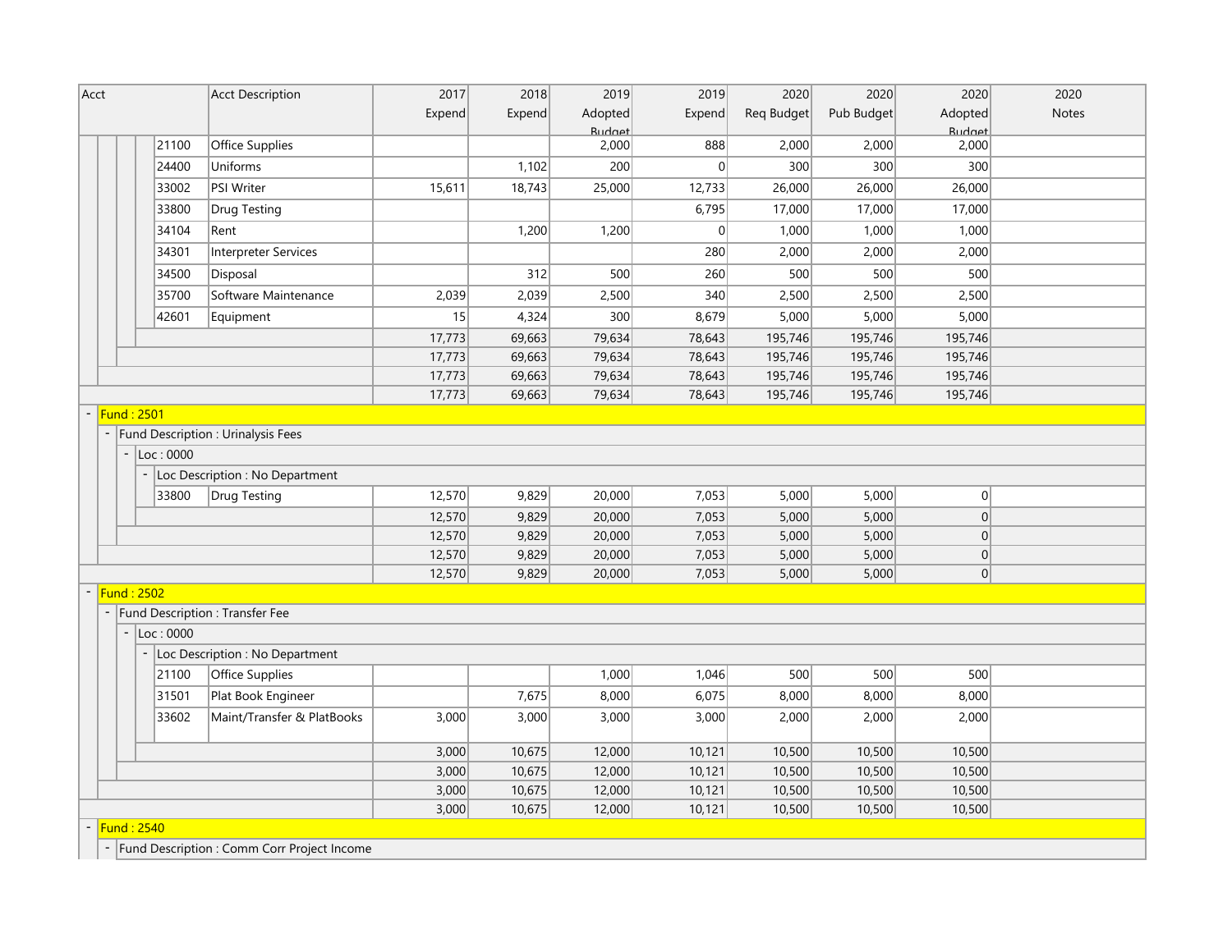| Acct | Acct Description | 2017 Expend | 2018 Expend | 2019 Adopted Budget | 2019 Expend | 2020 Req Budget | 2020 Pub Budget | 2020 Adopted Budget | 2020 Notes |
|---|---|---|---|---|---|---|---|---|---|
| 21100 | Office Supplies | | | 2,000 | 888 | 2,000 | 2,000 | 2,000 | |
| 24400 | Uniforms | | 1,102 | 200 | 0 | 300 | 300 | 300 | |
| 33002 | PSI Writer | 15,611 | 18,743 | 25,000 | 12,733 | 26,000 | 26,000 | 26,000 | |
| 33800 | Drug Testing | | | | 6,795 | 17,000 | 17,000 | 17,000 | |
| 34104 | Rent | | 1,200 | 1,200 | 0 | 1,000 | 1,000 | 1,000 | |
| 34301 | Interpreter Services | | | | 280 | 2,000 | 2,000 | 2,000 | |
| 34500 | Disposal | | 312 | 500 | 260 | 500 | 500 | 500 | |
| 35700 | Software Maintenance | 2,039 | 2,039 | 2,500 | 340 | 2,500 | 2,500 | 2,500 | |
| 42601 | Equipment | 15 | 4,324 | 300 | 8,679 | 5,000 | 5,000 | 5,000 | |
| | | 17,773 | 69,663 | 79,634 | 78,643 | 195,746 | 195,746 | 195,746 | |
| | | 17,773 | 69,663 | 79,634 | 78,643 | 195,746 | 195,746 | 195,746 | |
| | | 17,773 | 69,663 | 79,634 | 78,643 | 195,746 | 195,746 | 195,746 | |
| | | 17,773 | 69,663 | 79,634 | 78,643 | 195,746 | 195,746 | 195,746 | |
| Fund : 2501 | | | | | | | | | |
| Fund Description : Urinalysis Fees | | | | | | | | | |
| Loc : 0000 | | | | | | | | | |
| Loc Description : No Department | | | | | | | | | |
| 33800 | Drug Testing | 12,570 | 9,829 | 20,000 | 7,053 | 5,000 | 5,000 | 0 | |
| | | 12,570 | 9,829 | 20,000 | 7,053 | 5,000 | 5,000 | 0 | |
| | | 12,570 | 9,829 | 20,000 | 7,053 | 5,000 | 5,000 | 0 | |
| | | 12,570 | 9,829 | 20,000 | 7,053 | 5,000 | 5,000 | 0 | |
| | | 12,570 | 9,829 | 20,000 | 7,053 | 5,000 | 5,000 | 0 | |
| Fund : 2502 | | | | | | | | | |
| Fund Description : Transfer Fee | | | | | | | | | |
| Loc : 0000 | | | | | | | | | |
| Loc Description : No Department | | | | | | | | | |
| 21100 | Office Supplies | | | 1,000 | 1,046 | 500 | 500 | 500 | |
| 31501 | Plat Book Engineer | | 7,675 | 8,000 | 6,075 | 8,000 | 8,000 | 8,000 | |
| 33602 | Maint/Transfer & PlatBooks | 3,000 | 3,000 | 3,000 | 3,000 | 2,000 | 2,000 | 2,000 | |
| | | 3,000 | 10,675 | 12,000 | 10,121 | 10,500 | 10,500 | 10,500 | |
| | | 3,000 | 10,675 | 12,000 | 10,121 | 10,500 | 10,500 | 10,500 | |
| | | 3,000 | 10,675 | 12,000 | 10,121 | 10,500 | 10,500 | 10,500 | |
| | | 3,000 | 10,675 | 12,000 | 10,121 | 10,500 | 10,500 | 10,500 | |
| Fund : 2540 | | | | | | | | | |
| Fund Description : Comm Corr Project Income | | | | | | | | | |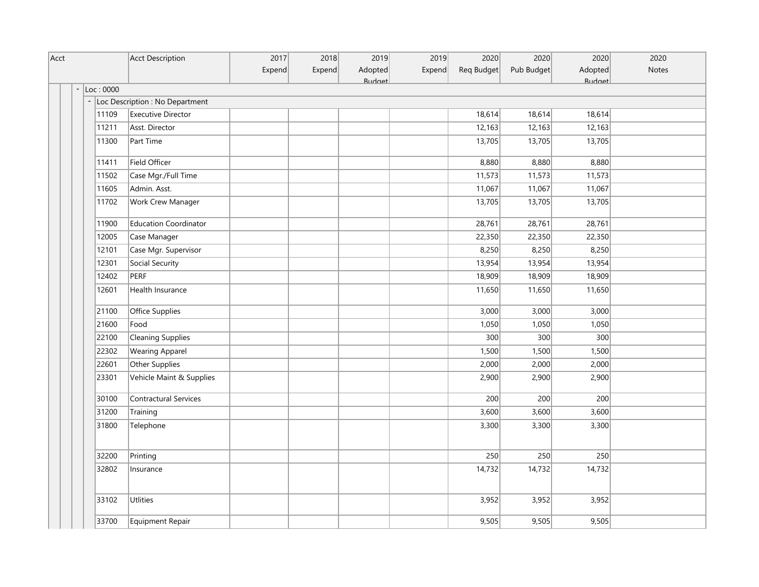| Acct | Acct Description | 2017 Expend | 2018 Expend | 2019 Adopted Budget | 2019 Expend | 2020 Req Budget | 2020 Pub Budget | 2020 Adopted Budget | 2020 Notes |
|---|---|---|---|---|---|---|---|---|---|
| Loc : 0000 | | | | | | | | | |
| Loc Description : No Department | | | | | | | | | |
| 11109 | Executive Director | | | | | 18,614 | 18,614 | 18,614 | |
| 11211 | Asst. Director | | | | | 12,163 | 12,163 | 12,163 | |
| 11300 | Part Time | | | | | 13,705 | 13,705 | 13,705 | |
| 11411 | Field Officer | | | | | 8,880 | 8,880 | 8,880 | |
| 11502 | Case Mgr./Full Time | | | | | 11,573 | 11,573 | 11,573 | |
| 11605 | Admin. Asst. | | | | | 11,067 | 11,067 | 11,067 | |
| 11702 | Work Crew Manager | | | | | 13,705 | 13,705 | 13,705 | |
| 11900 | Education Coordinator | | | | | 28,761 | 28,761 | 28,761 | |
| 12005 | Case Manager | | | | | 22,350 | 22,350 | 22,350 | |
| 12101 | Case Mgr. Supervisor | | | | | 8,250 | 8,250 | 8,250 | |
| 12301 | Social Security | | | | | 13,954 | 13,954 | 13,954 | |
| 12402 | PERF | | | | | 18,909 | 18,909 | 18,909 | |
| 12601 | Health Insurance | | | | | 11,650 | 11,650 | 11,650 | |
| 21100 | Office Supplies | | | | | 3,000 | 3,000 | 3,000 | |
| 21600 | Food | | | | | 1,050 | 1,050 | 1,050 | |
| 22100 | Cleaning Supplies | | | | | 300 | 300 | 300 | |
| 22302 | Wearing Apparel | | | | | 1,500 | 1,500 | 1,500 | |
| 22601 | Other Supplies | | | | | 2,000 | 2,000 | 2,000 | |
| 23301 | Vehicle Maint & Supplies | | | | | 2,900 | 2,900 | 2,900 | |
| 30100 | Contractural Services | | | | | 200 | 200 | 200 | |
| 31200 | Training | | | | | 3,600 | 3,600 | 3,600 | |
| 31800 | Telephone | | | | | 3,300 | 3,300 | 3,300 | |
| 32200 | Printing | | | | | 250 | 250 | 250 | |
| 32802 | Insurance | | | | | 14,732 | 14,732 | 14,732 | |
| 33102 | Utlities | | | | | 3,952 | 3,952 | 3,952 | |
| 33700 | Equipment Repair | | | | | 9,505 | 9,505 | 9,505 | |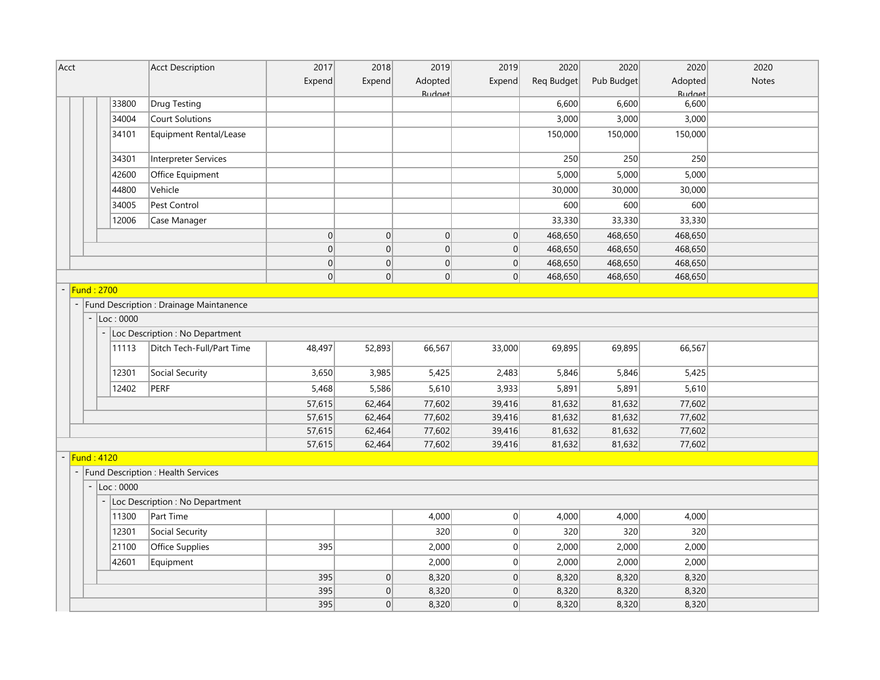| Acct | Acct Description | 2017 Expend | 2018 Expend | 2019 Adopted Budget | 2019 Expend | 2020 Req Budget | 2020 Pub Budget | 2020 Adopted Budget | 2020 Notes |
|---|---|---|---|---|---|---|---|---|---|
| 33800 | Drug Testing | | | | | 6,600 | 6,600 | 6,600 | |
| 34004 | Court Solutions | | | | | 3,000 | 3,000 | 3,000 | |
| 34101 | Equipment Rental/Lease | | | | | 150,000 | 150,000 | 150,000 | |
| 34301 | Interpreter Services | | | | | 250 | 250 | 250 | |
| 42600 | Office Equipment | | | | | 5,000 | 5,000 | 5,000 | |
| 44800 | Vehicle | | | | | 30,000 | 30,000 | 30,000 | |
| 34005 | Pest Control | | | | | 600 | 600 | 600 | |
| 12006 | Case Manager | | | | | 33,330 | 33,330 | 33,330 | |
| | | 0 | 0 | 0 | 0 | 468,650 | 468,650 | 468,650 | |
| | | 0 | 0 | 0 | 0 | 468,650 | 468,650 | 468,650 | |
| | | 0 | 0 | 0 | 0 | 468,650 | 468,650 | 468,650 | |
| | | 0 | 0 | 0 | 0 | 468,650 | 468,650 | 468,650 | |
| Fund : 2700 | | | | | | | | | |
| Fund Description : Drainage Maintanence | | | | | | | | | |
| Loc : 0000 | | | | | | | | | |
| Loc Description : No Department | | | | | | | | | |
| 11113 | Ditch Tech-Full/Part Time | 48,497 | 52,893 | 66,567 | 33,000 | 69,895 | 69,895 | 66,567 | |
| 12301 | Social Security | 3,650 | 3,985 | 5,425 | 2,483 | 5,846 | 5,846 | 5,425 | |
| 12402 | PERF | 5,468 | 5,586 | 5,610 | 3,933 | 5,891 | 5,891 | 5,610 | |
| | | 57,615 | 62,464 | 77,602 | 39,416 | 81,632 | 81,632 | 77,602 | |
| | | 57,615 | 62,464 | 77,602 | 39,416 | 81,632 | 81,632 | 77,602 | |
| | | 57,615 | 62,464 | 77,602 | 39,416 | 81,632 | 81,632 | 77,602 | |
| | | 57,615 | 62,464 | 77,602 | 39,416 | 81,632 | 81,632 | 77,602 | |
| Fund : 4120 | | | | | | | | | |
| Fund Description : Health Services | | | | | | | | | |
| Loc : 0000 | | | | | | | | | |
| Loc Description : No Department | | | | | | | | | |
| 11300 | Part Time | | | 4,000 | 0 | 4,000 | 4,000 | 4,000 | |
| 12301 | Social Security | | | 320 | 0 | 320 | 320 | 320 | |
| 21100 | Office Supplies | 395 | | 2,000 | 0 | 2,000 | 2,000 | 2,000 | |
| 42601 | Equipment | | | 2,000 | 0 | 2,000 | 2,000 | 2,000 | |
| | | 395 | 0 | 8,320 | 0 | 8,320 | 8,320 | 8,320 | |
| | | 395 | 0 | 8,320 | 0 | 8,320 | 8,320 | 8,320 | |
| | | 395 | 0 | 8,320 | 0 | 8,320 | 8,320 | 8,320 | |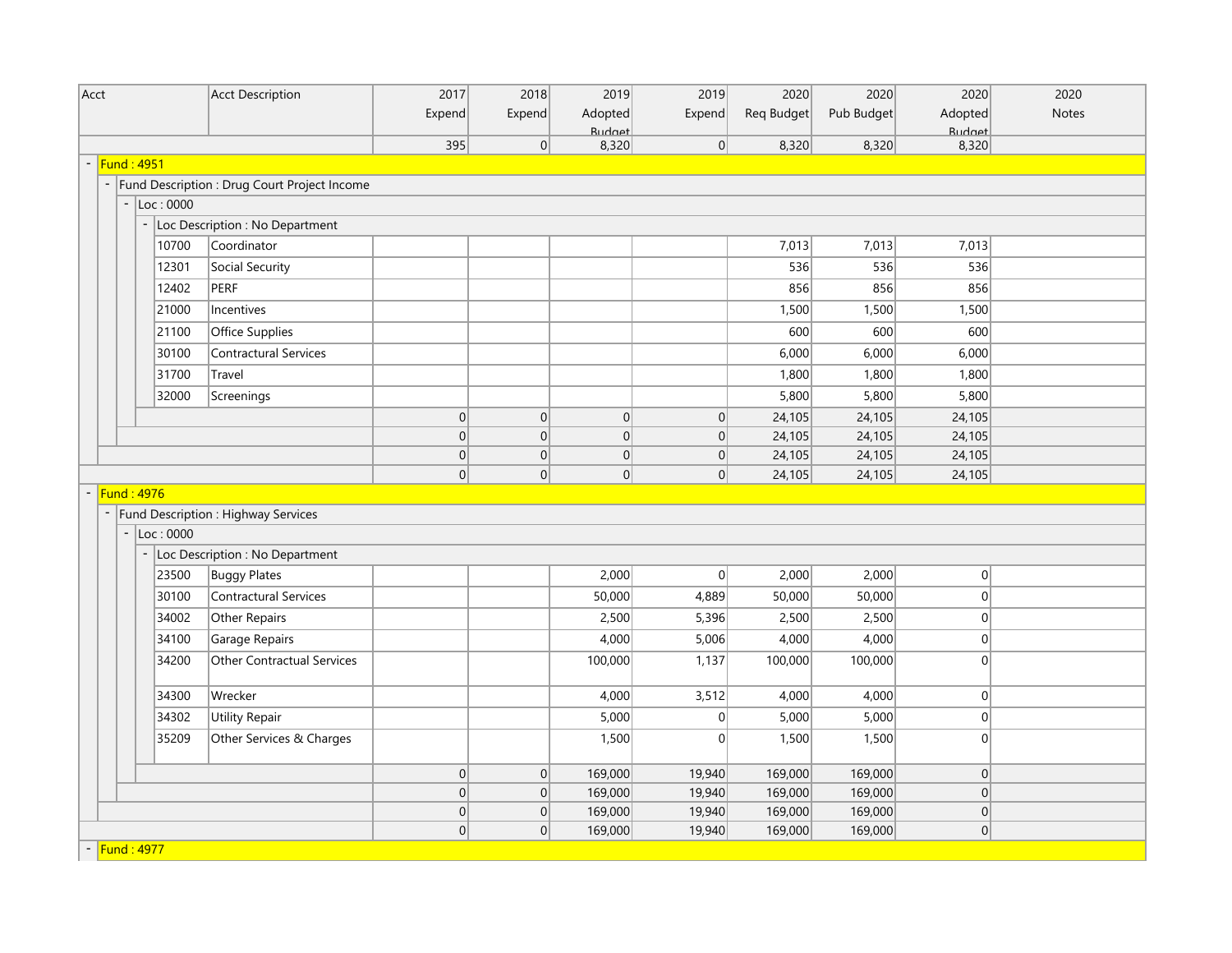| Acct | Acct Description | 2017 Expend | 2018 Expend | 2019 Adopted Budget | 2019 Expend | 2020 Req Budget | 2020 Pub Budget | 2020 Adopted Budget | 2020 Notes |
|---|---|---|---|---|---|---|---|---|---|
| | | 395 | 0 | 8,320 | 0 | 8,320 | 8,320 | 8,320 | |
| Fund : 4951 | | | | | | | | | |
| Fund Description : Drug Court Project Income | | | | | | | | | |
| Loc : 0000 | | | | | | | | | |
| Loc Description : No Department | | | | | | | | | |
| 10700 | Coordinator | | | | | 7,013 | 7,013 | 7,013 | |
| 12301 | Social Security | | | | | 536 | 536 | 536 | |
| 12402 | PERF | | | | | 856 | 856 | 856 | |
| 21000 | Incentives | | | | | 1,500 | 1,500 | 1,500 | |
| 21100 | Office Supplies | | | | | 600 | 600 | 600 | |
| 30100 | Contractural Services | | | | | 6,000 | 6,000 | 6,000 | |
| 31700 | Travel | | | | | 1,800 | 1,800 | 1,800 | |
| 32000 | Screenings | | | | | 5,800 | 5,800 | 5,800 | |
| | | 0 | 0 | 0 | 0 | 24,105 | 24,105 | 24,105 | |
| | | 0 | 0 | 0 | 0 | 24,105 | 24,105 | 24,105 | |
| | | 0 | 0 | 0 | 0 | 24,105 | 24,105 | 24,105 | |
| | | 0 | 0 | 0 | 0 | 24,105 | 24,105 | 24,105 | |
| Fund : 4976 | | | | | | | | | |
| Fund Description : Highway Services | | | | | | | | | |
| Loc : 0000 | | | | | | | | | |
| Loc Description : No Department | | | | | | | | | |
| 23500 | Buggy Plates | | | 2,000 | 0 | 2,000 | 2,000 | 0 | |
| 30100 | Contractural Services | | | 50,000 | 4,889 | 50,000 | 50,000 | 0 | |
| 34002 | Other Repairs | | | 2,500 | 5,396 | 2,500 | 2,500 | 0 | |
| 34100 | Garage Repairs | | | 4,000 | 5,006 | 4,000 | 4,000 | 0 | |
| 34200 | Other Contractual Services | | | 100,000 | 1,137 | 100,000 | 100,000 | 0 | |
| 34300 | Wrecker | | | 4,000 | 3,512 | 4,000 | 4,000 | 0 | |
| 34302 | Utility Repair | | | 5,000 | 0 | 5,000 | 5,000 | 0 | |
| 35209 | Other Services & Charges | | | 1,500 | 0 | 1,500 | 1,500 | 0 | |
| | | 0 | 0 | 169,000 | 19,940 | 169,000 | 169,000 | 0 | |
| | | 0 | 0 | 169,000 | 19,940 | 169,000 | 169,000 | 0 | |
| | | 0 | 0 | 169,000 | 19,940 | 169,000 | 169,000 | 0 | |
| | | 0 | 0 | 169,000 | 19,940 | 169,000 | 169,000 | 0 | |
| Fund : 4977 | | | | | | | | | |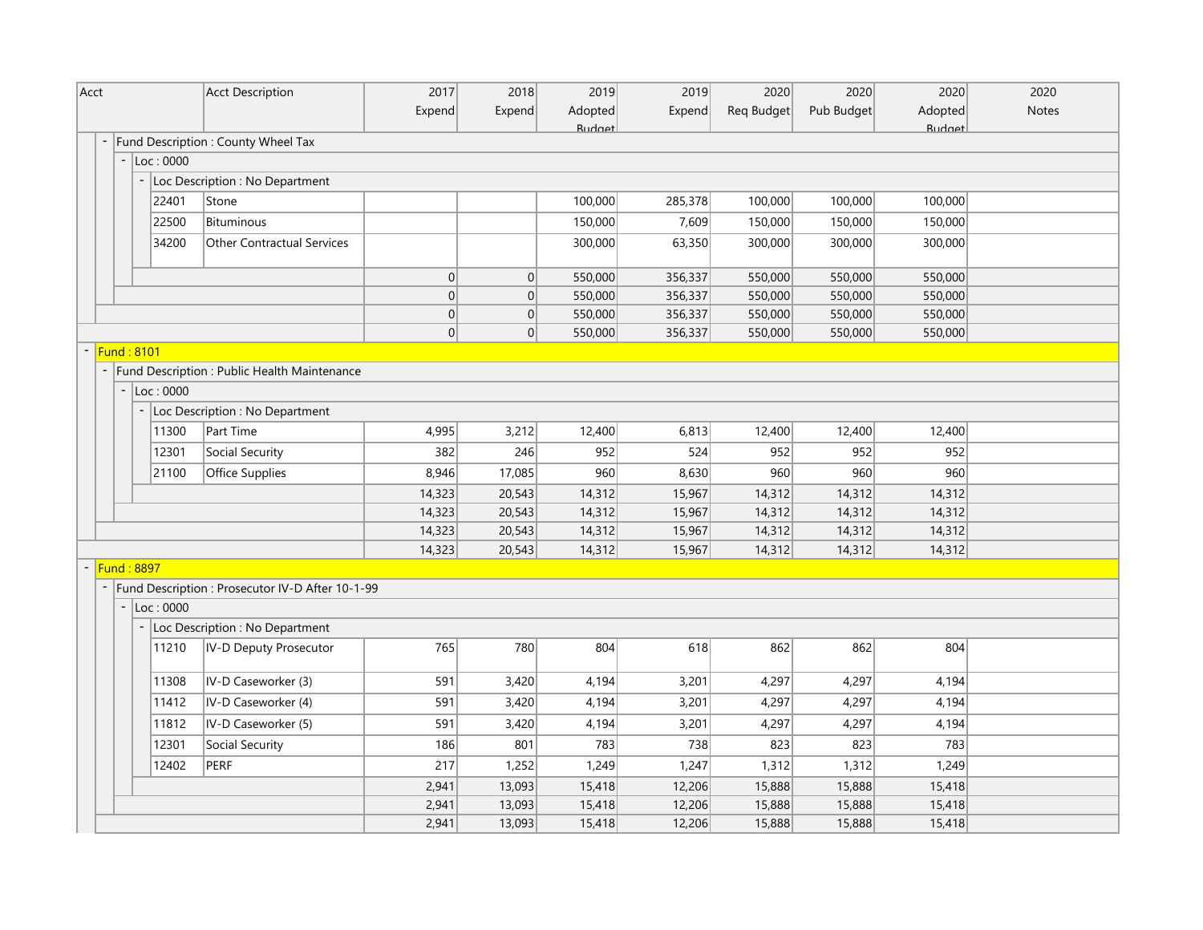| Acct | Acct Description | 2017 Expend | 2018 Expend | 2019 Adopted Budget | 2019 Expend | 2020 Req Budget | 2020 Pub Budget | 2020 Adopted Budget | 2020 Notes |
|---|---|---|---|---|---|---|---|---|---|
| Fund Description : County Wheel Tax | | | | | | | | | |
| Loc : 0000 | | | | | | | | | |
| Loc Description : No Department | | | | | | | | | |
| 22401 | Stone | | | 100,000 | 285,378 | 100,000 | 100,000 | 100,000 | |
| 22500 | Bituminous | | | 150,000 | 7,609 | 150,000 | 150,000 | 150,000 | |
| 34200 | Other Contractual Services | | | 300,000 | 63,350 | 300,000 | 300,000 | 300,000 | |
| | | 0 | 0 | 550,000 | 356,337 | 550,000 | 550,000 | 550,000 | |
| | | 0 | 0 | 550,000 | 356,337 | 550,000 | 550,000 | 550,000 | |
| | | 0 | 0 | 550,000 | 356,337 | 550,000 | 550,000 | 550,000 | |
| | | 0 | 0 | 550,000 | 356,337 | 550,000 | 550,000 | 550,000 | |
| Fund : 8101 | | | | | | | | | |
| Fund Description : Public Health Maintenance | | | | | | | | | |
| Loc : 0000 | | | | | | | | | |
| Loc Description : No Department | | | | | | | | | |
| 11300 | Part Time | 4,995 | 3,212 | 12,400 | 6,813 | 12,400 | 12,400 | 12,400 | |
| 12301 | Social Security | 382 | 246 | 952 | 524 | 952 | 952 | 952 | |
| 21100 | Office Supplies | 8,946 | 17,085 | 960 | 8,630 | 960 | 960 | 960 | |
| | | 14,323 | 20,543 | 14,312 | 15,967 | 14,312 | 14,312 | 14,312 | |
| | | 14,323 | 20,543 | 14,312 | 15,967 | 14,312 | 14,312 | 14,312 | |
| | | 14,323 | 20,543 | 14,312 | 15,967 | 14,312 | 14,312 | 14,312 | |
| | | 14,323 | 20,543 | 14,312 | 15,967 | 14,312 | 14,312 | 14,312 | |
| Fund : 8897 | | | | | | | | | |
| Fund Description : Prosecutor IV-D After 10-1-99 | | | | | | | | | |
| Loc : 0000 | | | | | | | | | |
| Loc Description : No Department | | | | | | | | | |
| 11210 | IV-D Deputy Prosecutor | 765 | 780 | 804 | 618 | 862 | 862 | 804 | |
| 11308 | IV-D Caseworker (3) | 591 | 3,420 | 4,194 | 3,201 | 4,297 | 4,297 | 4,194 | |
| 11412 | IV-D Caseworker (4) | 591 | 3,420 | 4,194 | 3,201 | 4,297 | 4,297 | 4,194 | |
| 11812 | IV-D Caseworker (5) | 591 | 3,420 | 4,194 | 3,201 | 4,297 | 4,297 | 4,194 | |
| 12301 | Social Security | 186 | 801 | 783 | 738 | 823 | 823 | 783 | |
| 12402 | PERF | 217 | 1,252 | 1,249 | 1,247 | 1,312 | 1,312 | 1,249 | |
| | | 2,941 | 13,093 | 15,418 | 12,206 | 15,888 | 15,888 | 15,418 | |
| | | 2,941 | 13,093 | 15,418 | 12,206 | 15,888 | 15,888 | 15,418 | |
| | | 2,941 | 13,093 | 15,418 | 12,206 | 15,888 | 15,888 | 15,418 | |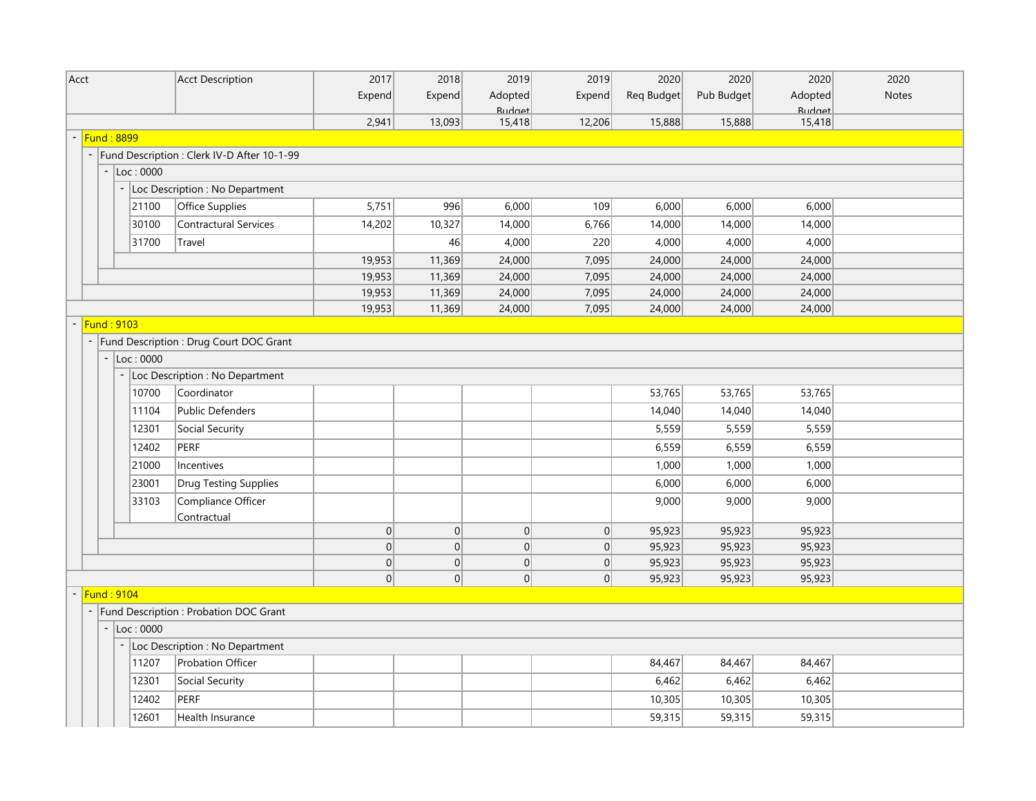| Acct | Acct Description | 2017 Expend | 2018 Expend | 2019 Adopted Budget | 2019 Expend | 2020 Req Budget | 2020 Pub Budget | 2020 Adopted Budget | 2020 Notes |
|---|---|---|---|---|---|---|---|---|---|
| | | 2,941 | 13,093 | 15,418 | 12,206 | 15,888 | 15,888 | 15,418 | |
| Fund : 8899 | | | | | | | | | |
| Fund Description : Clerk IV-D After 10-1-99 | | | | | | | | | |
| Loc : 0000 | | | | | | | | | |
| Loc Description : No Department | | | | | | | | | |
| 21100 | Office Supplies | 5,751 | 996 | 6,000 | 109 | 6,000 | 6,000 | 6,000 | |
| 30100 | Contractural Services | 14,202 | 10,327 | 14,000 | 6,766 | 14,000 | 14,000 | 14,000 | |
| 31700 | Travel | | 46 | 4,000 | 220 | 4,000 | 4,000 | 4,000 | |
| | | 19,953 | 11,369 | 24,000 | 7,095 | 24,000 | 24,000 | 24,000 | |
| | | 19,953 | 11,369 | 24,000 | 7,095 | 24,000 | 24,000 | 24,000 | |
| | | 19,953 | 11,369 | 24,000 | 7,095 | 24,000 | 24,000 | 24,000 | |
| | | 19,953 | 11,369 | 24,000 | 7,095 | 24,000 | 24,000 | 24,000 | |
| Fund : 9103 | | | | | | | | | |
| Fund Description : Drug Court DOC Grant | | | | | | | | | |
| Loc : 0000 | | | | | | | | | |
| Loc Description : No Department | | | | | | | | | |
| 10700 | Coordinator | | | | | 53,765 | 53,765 | 53,765 | |
| 11104 | Public Defenders | | | | | 14,040 | 14,040 | 14,040 | |
| 12301 | Social Security | | | | | 5,559 | 5,559 | 5,559 | |
| 12402 | PERF | | | | | 6,559 | 6,559 | 6,559 | |
| 21000 | Incentives | | | | | 1,000 | 1,000 | 1,000 | |
| 23001 | Drug Testing Supplies | | | | | 6,000 | 6,000 | 6,000 | |
| 33103 | Compliance Officer Contractual | | | | | 9,000 | 9,000 | 9,000 | |
| | | 0 | 0 | 0 | 0 | 95,923 | 95,923 | 95,923 | |
| | | 0 | 0 | 0 | 0 | 95,923 | 95,923 | 95,923 | |
| | | 0 | 0 | 0 | 0 | 95,923 | 95,923 | 95,923 | |
| | | 0 | 0 | 0 | 0 | 95,923 | 95,923 | 95,923 | |
| Fund : 9104 | | | | | | | | | |
| Fund Description : Probation DOC Grant | | | | | | | | | |
| Loc : 0000 | | | | | | | | | |
| Loc Description : No Department | | | | | | | | | |
| 11207 | Probation Officer | | | | | 84,467 | 84,467 | 84,467 | |
| 12301 | Social Security | | | | | 6,462 | 6,462 | 6,462 | |
| 12402 | PERF | | | | | 10,305 | 10,305 | 10,305 | |
| 12601 | Health Insurance | | | | | 59,315 | 59,315 | 59,315 | |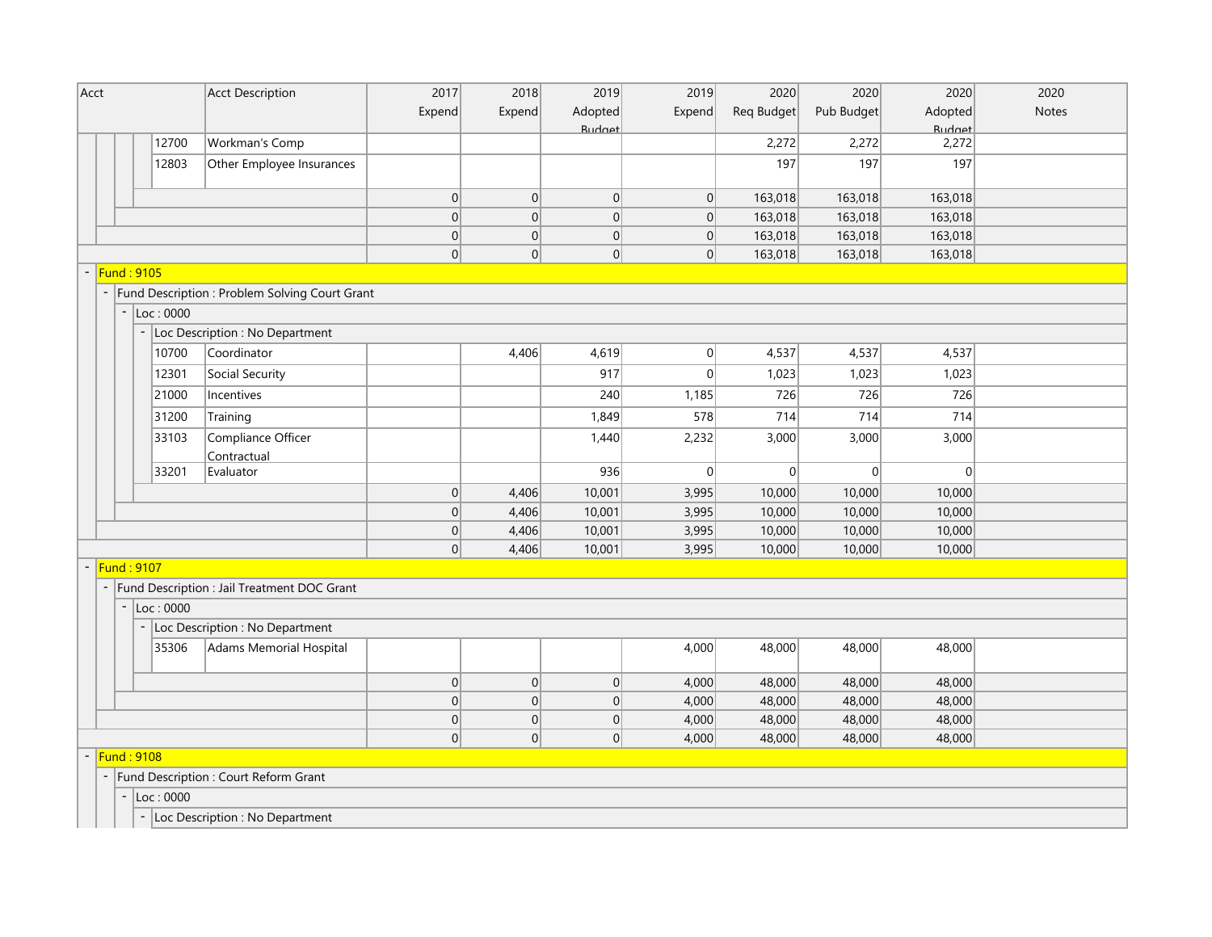| Acct | Acct Description | 2017 Expend | 2018 Expend | 2019 Adopted Budget | 2019 Expend | 2020 Req Budget | 2020 Pub Budget | 2020 Adopted Budget | 2020 Notes |
|---|---|---|---|---|---|---|---|---|---|
| 12700 | Workman's Comp | | | | | 2,272 | 2,272 | 2,272 | |
| 12803 | Other Employee Insurances | | | | | 197 | 197 | 197 | |
| | | 0 | 0 | 0 | 0 | 163,018 | 163,018 | 163,018 | |
| | | 0 | 0 | 0 | 0 | 163,018 | 163,018 | 163,018 | |
| | | 0 | 0 | 0 | 0 | 163,018 | 163,018 | 163,018 | |
| | | 0 | 0 | 0 | 0 | 163,018 | 163,018 | 163,018 | |
| Fund : 9105 | | | | | | | | | |
| Fund Description : Problem Solving Court Grant | | | | | | | | | |
| Loc : 0000 | | | | | | | | | |
| Loc Description : No Department | | | | | | | | | |
| 10700 | Coordinator | | 4,406 | 4,619 | 0 | 4,537 | 4,537 | 4,537 | |
| 12301 | Social Security | | | 917 | 0 | 1,023 | 1,023 | 1,023 | |
| 21000 | Incentives | | | 240 | 1,185 | 726 | 726 | 726 | |
| 31200 | Training | | | 1,849 | 578 | 714 | 714 | 714 | |
| 33103 | Compliance Officer Contractual | | | 1,440 | 2,232 | 3,000 | 3,000 | 3,000 | |
| 33201 | Evaluator | | | 936 | 0 | 0 | 0 | 0 | |
| | | 0 | 4,406 | 10,001 | 3,995 | 10,000 | 10,000 | 10,000 | |
| | | 0 | 4,406 | 10,001 | 3,995 | 10,000 | 10,000 | 10,000 | |
| | | 0 | 4,406 | 10,001 | 3,995 | 10,000 | 10,000 | 10,000 | |
| | | 0 | 4,406 | 10,001 | 3,995 | 10,000 | 10,000 | 10,000 | |
| Fund : 9107 | | | | | | | | | |
| Fund Description : Jail Treatment DOC Grant | | | | | | | | | |
| Loc : 0000 | | | | | | | | | |
| Loc Description : No Department | | | | | | | | | |
| 35306 | Adams Memorial Hospital | | | | 4,000 | 48,000 | 48,000 | 48,000 | |
| | | 0 | 0 | 0 | 4,000 | 48,000 | 48,000 | 48,000 | |
| | | 0 | 0 | 0 | 4,000 | 48,000 | 48,000 | 48,000 | |
| | | 0 | 0 | 0 | 4,000 | 48,000 | 48,000 | 48,000 | |
| | | 0 | 0 | 0 | 4,000 | 48,000 | 48,000 | 48,000 | |
| Fund : 9108 | | | | | | | | | |
| Fund Description : Court Reform Grant | | | | | | | | | |
| Loc : 0000 | | | | | | | | | |
| Loc Description : No Department | | | | | | | | | |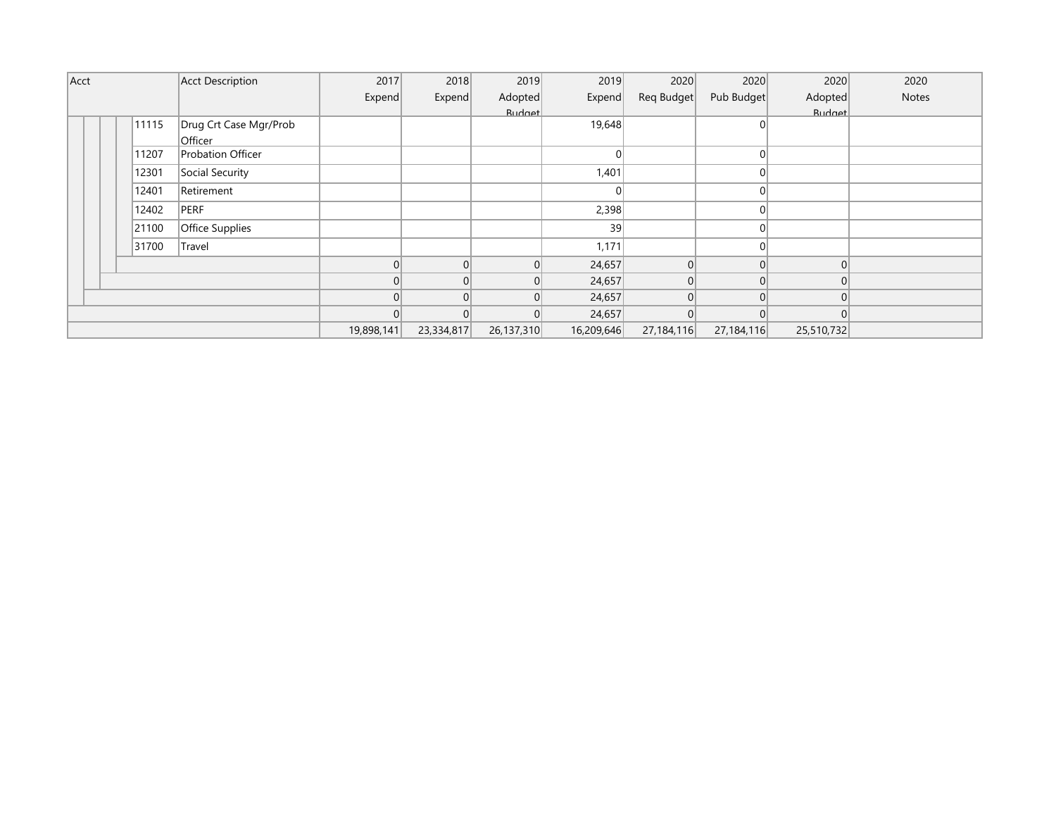| Acct | Acct Description | 2017 Expend | 2018 Expend | 2019 Adopted Budget | 2019 Expend | 2020 Req Budget | 2020 Pub Budget | 2020 Adopted Budget | 2020 Notes |
|---|---|---|---|---|---|---|---|---|---|
| 11115 | Drug Crt Case Mgr/Prob Officer | | | | 19,648 | | 0 | | |
| 11207 | Probation Officer | | | | 0 | | 0 | | |
| 12301 | Social Security | | | | 1,401 | | 0 | | |
| 12401 | Retirement | | | | 0 | | 0 | | |
| 12402 | PERF | | | | 2,398 | | 0 | | |
| 21100 | Office Supplies | | | | 39 | | 0 | | |
| 31700 | Travel | | | | 1,171 | | 0 | | |
| | | 0 | 0 | 0 | 24,657 | 0 | 0 | 0 | |
| | | 0 | 0 | 0 | 24,657 | 0 | 0 | 0 | |
| | | 0 | 0 | 0 | 24,657 | 0 | 0 | 0 | |
| | | 0 | 0 | 0 | 24,657 | 0 | 0 | 0 | |
| | | 19,898,141 | 23,334,817 | 26,137,310 | 16,209,646 | 27,184,116 | 27,184,116 | 25,510,732 | |